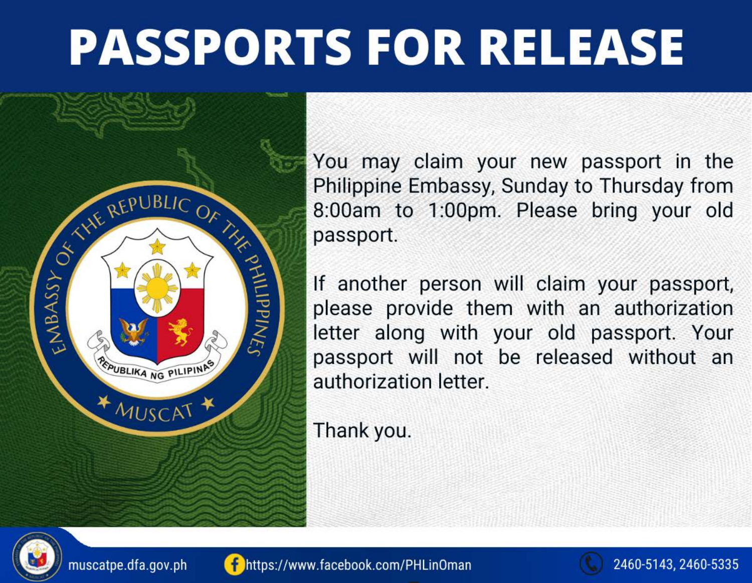# PASSPORTS FOR RELEASE

You may claim your new passport in the Philippine Embassy, Sunday to Thursday from 8:00am to 1:00pm. Please bring your old passport.

If another person will claim your passport, please provide them with an authorization letter along with your old passport. Your passport will not be released without an authorization letter.

Thank you.

muscatpe.dfa.gov.ph https://www.facebook.com/PHLinOman 2460-5143, 2460-5335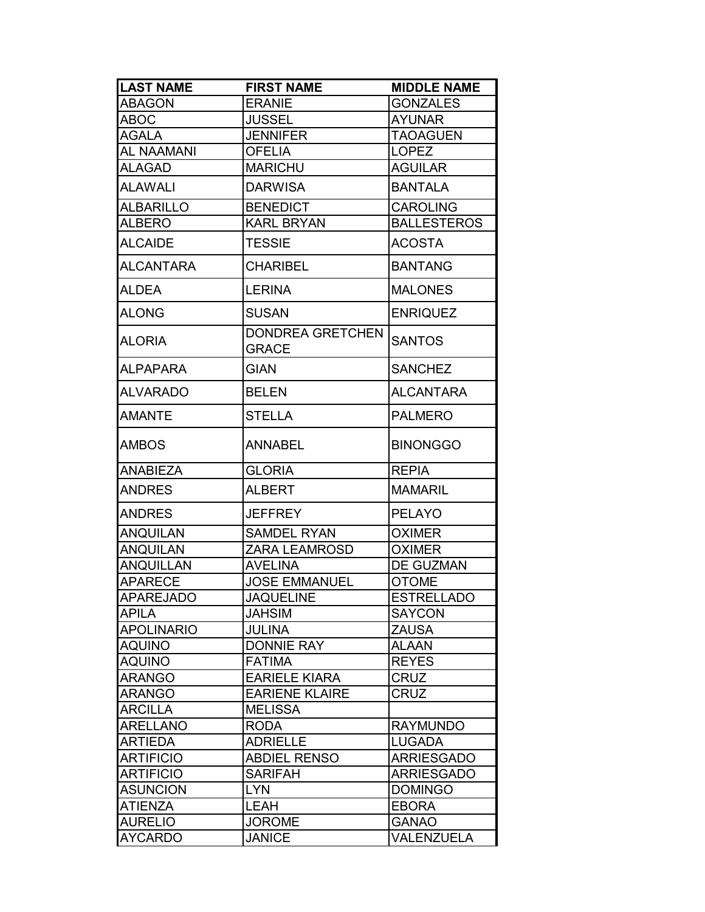| LAST NAME | FIRST NAME | MIDDLE NAME |
| --- | --- | --- |
| ABAGON | ERANIE | GONZALES |
| ABOC | JUSSEL | AYUNAR |
| AGALA | JENNIFER | TAOAGUEN |
| AL NAAMANI | OFELIA | LOPEZ |
| ALAGAD | MARICHU | AGUILAR |
| ALAWALI | DARWISA | BANTALA |
| ALBARILLO | BENEDICT | CAROLING |
| ALBERO | KARL BRYAN | BALLESTEROS |
| ALCAIDE | TESSIE | ACOSTA |
| ALCANTARA | CHARIBEL | BANTANG |
| ALDEA | LERINA | MALONES |
| ALONG | SUSAN | ENRIQUEZ |
| ALORIA | DONDREA GRETCHEN GRACE | SANTOS |
| ALPAPARA | GIAN | SANCHEZ |
| ALVARADO | BELEN | ALCANTARA |
| AMANTE | STELLA | PALMERO |
| AMBOS | ANNABEL | BINONGGO |
| ANABIEZA | GLORIA | REPIA |
| ANDRES | ALBERT | MAMARIL |
| ANDRES | JEFFREY | PELAYO |
| ANQUILAN | SAMDEL RYAN | OXIMER |
| ANQUILAN | ZARA LEAMROSD | OXIMER |
| ANQUILLAN | AVELINA | DE GUZMAN |
| APARECE | JOSE EMMANUEL | OTOME |
| APAREJADO | JAQUELINE | ESTRELLADO |
| APILA | JAHSIM | SAYCON |
| APOLINARIO | JULINA | ZAUSA |
| AQUINO | DONNIE RAY | ALAAN |
| AQUINO | FATIMA | REYES |
| ARANGO | EARIELE KIARA | CRUZ |
| ARANGO | EARIENE KLAIRE | CRUZ |
| ARCILLA | MELISSA | |
| ARELLANO | RODA | RAYMUNDO |
| ARTIEDA | ADRIELLE | LUGADA |
| ARTIFICIO | ABDIEL RENSO | ARRIESGADO |
| ARTIFICIO | SARIFAH | ARRIESGADO |
| ASUNCION | LYN | DOMINGO |
| ATIENZA | LEAH | EBORA |
| AURELIO | JOROME | GANAO |
| AYCARDO | JANICE | VALENZUELA |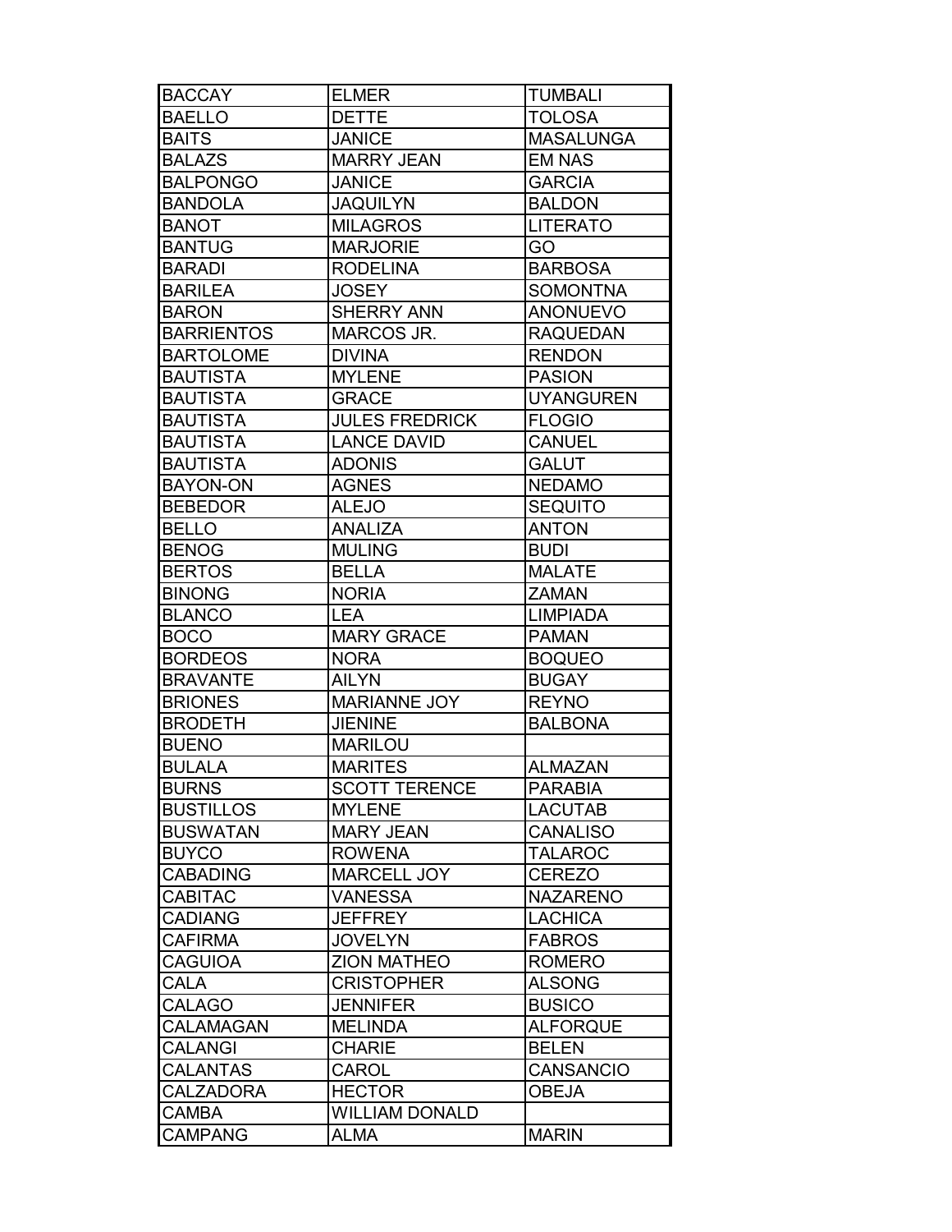| | | |
|---|---|---|
| BACCAY | ELMER | TUMBALI |
| BAELLO | DETTE | TOLOSA |
| BAITS | JANICE | MASALUNGA |
| BALAZS | MARRY JEAN | EM NAS |
| BALPONGO | JANICE | GARCIA |
| BANDOLA | JAQUILYN | BALDON |
| BANOT | MILAGROS | LITERATO |
| BANTUG | MARJORIE | GO |
| BARADI | RODELINA | BARBOSA |
| BARILEA | JOSEY | SOMONTNA |
| BARON | SHERRY ANN | ANONUEVO |
| BARRIENTOS | MARCOS JR. | RAQUEDAN |
| BARTOLOME | DIVINA | RENDON |
| BAUTISTA | MYLENE | PASION |
| BAUTISTA | GRACE | UYANGUREN |
| BAUTISTA | JULES FREDRICK | FLOGIO |
| BAUTISTA | LANCE DAVID | CANUEL |
| BAUTISTA | ADONIS | GALUT |
| BAYON-ON | AGNES | NEDAMO |
| BEBEDOR | ALEJO | SEQUITO |
| BELLO | ANALIZA | ANTON |
| BENOG | MULING | BUDI |
| BERTOS | BELLA | MALATE |
| BINONG | NORIA | ZAMAN |
| BLANCO | LEA | LIMPIADA |
| BOCO | MARY GRACE | PAMAN |
| BORDEOS | NORA | BOQUEO |
| BRAVANTE | AILYN | BUGAY |
| BRIONES | MARIANNE JOY | REYNO |
| BRODETH | JIENINE | BALBONA |
| BUENO | MARILOU | |
| BULALA | MARITES | ALMAZAN |
| BURNS | SCOTT TERENCE | PARABIA |
| BUSTILLOS | MYLENE | LACUTAB |
| BUSWATAN | MARY JEAN | CANALISO |
| BUYCO | ROWENA | TALAROC |
| CABADING | MARCELL JOY | CEREZO |
| CABITAC | VANESSA | NAZARENO |
| CADIANG | JEFFREY | LACHICA |
| CAFIRMA | JOVELYN | FABROS |
| CAGUIOA | ZION MATHEO | ROMERO |
| CALA | CRISTOPHER | ALSONG |
| CALAGO | JENNIFER | BUSICO |
| CALAMAGAN | MELINDA | ALFORQUE |
| CALANGI | CHARIE | BELEN |
| CALANTAS | CAROL | CANSANCIO |
| CALZADORA | HECTOR | OBEJA |
| CAMBA | WILLIAM DONALD | |
| CAMPANG | ALMA | MARIN |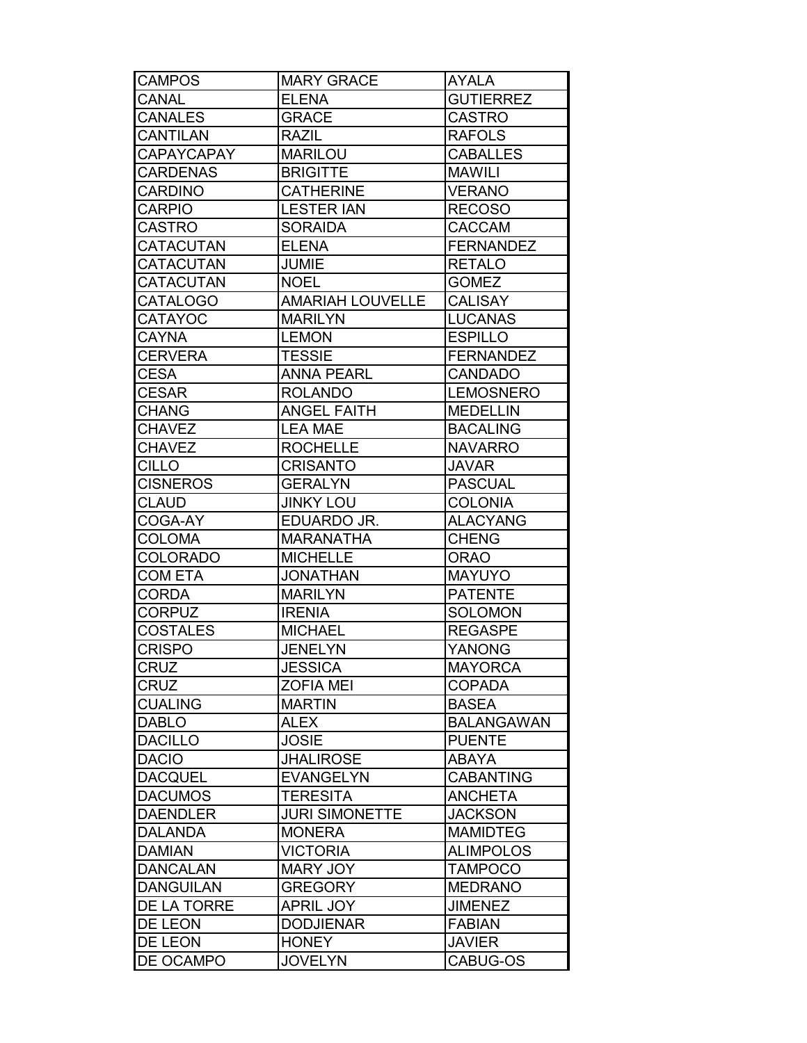| CAMPOS | MARY GRACE | AYALA |
|---|---|---|
| CANAL | ELENA | GUTIERREZ |
| CANALES | GRACE | CASTRO |
| CANTILAN | RAZIL | RAFOLS |
| CAPAYCAPAY | MARILOU | CABALLES |
| CARDENAS | BRIGITTE | MAWILI |
| CARDINO | CATHERINE | VERANO |
| CARPIO | LESTER IAN | RECOSO |
| CASTRO | SORAIDA | CACCAM |
| CATACUTAN | ELENA | FERNANDEZ |
| CATACUTAN | JUMIE | RETALO |
| CATACUTAN | NOEL | GOMEZ |
| CATALOGO | AMARIAH LOUVELLE | CALISAY |
| CATAYOC | MARILYN | LUCANAS |
| CAYNA | LEMON | ESPILLO |
| CERVERA | TESSIE | FERNANDEZ |
| CESA | ANNA PEARL | CANDADO |
| CESAR | ROLANDO | LEMOSNERO |
| CHANG | ANGEL FAITH | MEDELLIN |
| CHAVEZ | LEA MAE | BACALING |
| CHAVEZ | ROCHELLE | NAVARRO |
| CILLO | CRISANTO | JAVAR |
| CISNEROS | GERALYN | PASCUAL |
| CLAUD | JINKY LOU | COLONIA |
| COGA-AY | EDUARDO JR. | ALACYANG |
| COLOMA | MARANATHA | CHENG |
| COLORADO | MICHELLE | ORAO |
| COM ETA | JONATHAN | MAYUYO |
| CORDA | MARILYN | PATENTE |
| CORPUZ | IRENIA | SOLOMON |
| COSTALES | MICHAEL | REGASPE |
| CRISPO | JENELYN | YANONG |
| CRUZ | JESSICA | MAYORCA |
| CRUZ | ZOFIA MEI | COPADA |
| CUALING | MARTIN | BASEA |
| DABLO | ALEX | BALANGAWAN |
| DACILLO | JOSIE | PUENTE |
| DACIO | JHALIROSE | ABAYA |
| DACQUEL | EVANGELYN | CABANTING |
| DACUMOS | TERESITA | ANCHETA |
| DAENDLER | JURI SIMONETTE | JACKSON |
| DALANDA | MONERA | MAMIDTEG |
| DAMIAN | VICTORIA | ALIMPOLOS |
| DANCALAN | MARY JOY | TAMPOCO |
| DANGUILAN | GREGORY | MEDRANO |
| DE LA TORRE | APRIL JOY | JIMENEZ |
| DE LEON | DODJIENAR | FABIAN |
| DE LEON | HONEY | JAVIER |
| DE OCAMPO | JOVELYN | CABUG-OS |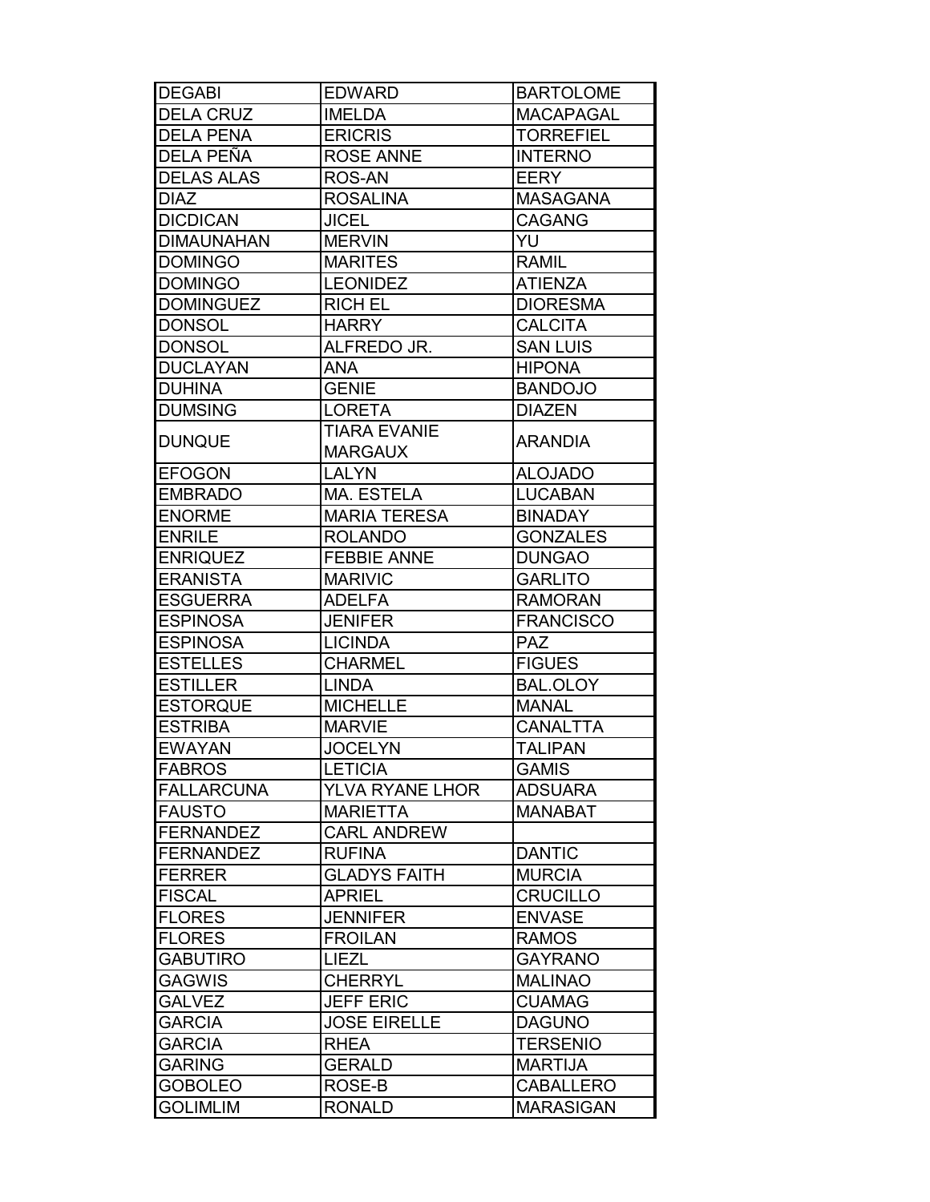| DEGABI | EDWARD | BARTOLOME |
|---|---|---|
| DELA CRUZ | IMELDA | MACAPAGAL |
| DELA PENA | ERICRIS | TORREFIEL |
| DELA PEÑA | ROSE ANNE | INTERNO |
| DELAS ALAS | ROS-AN | EERY |
| DIAZ | ROSALINA | MASAGANA |
| DICDICAN | JICEL | CAGANG |
| DIMAUNAHAN | MERVIN | YU |
| DOMINGO | MARITES | RAMIL |
| DOMINGO | LEONIDEZ | ATIENZA |
| DOMINGUEZ | RICH EL | DIORESMA |
| DONSOL | HARRY | CALCITA |
| DONSOL | ALFREDO JR. | SAN LUIS |
| DUCLAYAN | ANA | HIPONA |
| DUHINA | GENIE | BANDOJO |
| DUMSING | LORETA | DIAZEN |
| DUNQUE | TIARA EVANIE MARGAUX | ARANDIA |
| EFOGON | LALYN | ALOJADO |
| EMBRADO | MA. ESTELA | LUCABAN |
| ENORME | MARIA TERESA | BINADAY |
| ENRILE | ROLANDO | GONZALES |
| ENRIQUEZ | FEBBIE ANNE | DUNGAO |
| ERANISTA | MARIVIC | GARLITO |
| ESGUERRA | ADELFA | RAMORAN |
| ESPINOSA | JENIFER | FRANCISCO |
| ESPINOSA | LICINDA | PAZ |
| ESTELLES | CHARMEL | FIGUES |
| ESTILLER | LINDA | BAL.OLOY |
| ESTORQUE | MICHELLE | MANAL |
| ESTRIBA | MARVIE | CANALTTA |
| EWAYAN | JOCELYN | TALIPAN |
| FABROS | LETICIA | GAMIS |
| FALLARCUNA | YLVA RYANE LHOR | ADSUARA |
| FAUSTO | MARIETTA | MANABAT |
| FERNANDEZ | CARL ANDREW | |
| FERNANDEZ | RUFINA | DANTIC |
| FERRER | GLADYS FAITH | MURCIA |
| FISCAL | APRIEL | CRUCILLO |
| FLORES | JENNIFER | ENVASE |
| FLORES | FROILAN | RAMOS |
| GABUTIRO | LIEZL | GAYRANO |
| GAGWIS | CHERRYL | MALINAO |
| GALVEZ | JEFF ERIC | CUAMAG |
| GARCIA | JOSE EIRELLE | DAGUNO |
| GARCIA | RHEA | TERSENIO |
| GARING | GERALD | MARTIJA |
| GOBOLEO | ROSE-B | CABALLERO |
| GOLIMLIM | RONALD | MARASIGAN |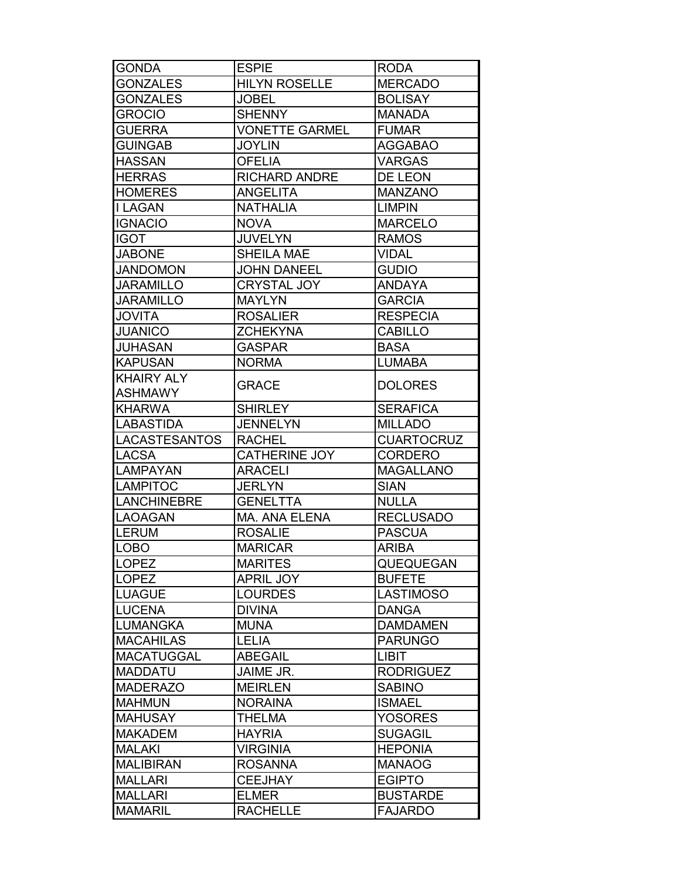| GONDA | ESPIE | RODA |
|---|---|---|
| GONZALES | HILYN ROSELLE | MERCADO |
| GONZALES | JOBEL | BOLISAY |
| GROCIO | SHENNY | MANADA |
| GUERRA | VONETTE GARMEL | FUMAR |
| GUINGAB | JOYLIN | AGGABAO |
| HASSAN | OFELIA | VARGAS |
| HERRAS | RICHARD ANDRE | DE LEON |
| HOMERES | ANGELITA | MANZANO |
| I LAGAN | NATHALIA | LIMPIN |
| IGNACIO | NOVA | MARCELO |
| IGOT | JUVELYN | RAMOS |
| JABONE | SHEILA MAE | VIDAL |
| JANDOMON | JOHN DANEEL | GUDIO |
| JARAMILLO | CRYSTAL JOY | ANDAYA |
| JARAMILLO | MAYLYN | GARCIA |
| JOVITA | ROSALIER | RESPECIA |
| JUANICO | ZCHEKYNA | CABILLO |
| JUHASAN | GASPAR | BASA |
| KAPUSAN | NORMA | LUMABA |
| KHAIRY ALY ASHMAWY | GRACE | DOLORES |
| KHARWA | SHIRLEY | SERAFICA |
| LABASTIDA | JENNELYN | MILLADO |
| LACASTESANTOS | RACHEL | CUARTOCRUZ |
| LACSA | CATHERINE JOY | CORDERO |
| LAMPAYAN | ARACELI | MAGALLANO |
| LAMPITOC | JERLYN | SIAN |
| LANCHINEBRE | GENELTTA | NULLA |
| LAOAGAN | MA. ANA ELENA | RECLUSADO |
| LERUM | ROSALIE | PASCUA |
| LOBO | MARICAR | ARIBA |
| LOPEZ | MARITES | QUEQUEGAN |
| LOPEZ | APRIL JOY | BUFETE |
| LUAGUE | LOURDES | LASTIMOSO |
| LUCENA | DIVINA | DANGA |
| LUMANGKA | MUNA | DAMDAMEN |
| MACAHILAS | LELIA | PARUNGO |
| MACATUGGAL | ABEGAIL | LIBIT |
| MADDATU | JAIME JR. | RODRIGUEZ |
| MADERAZO | MEIRLEN | SABINO |
| MAHMUN | NORAINA | ISMAEL |
| MAHUSAY | THELMA | YOSORES |
| MAKADEM | HAYRIA | SUGAGIL |
| MALAKI | VIRGINIA | HEPONIA |
| MALIBIRAN | ROSANNA | MANAOG |
| MALLARI | CEEJHAY | EGIPTO |
| MALLARI | ELMER | BUSTARDE |
| MAMARIL | RACHELLE | FAJARDO |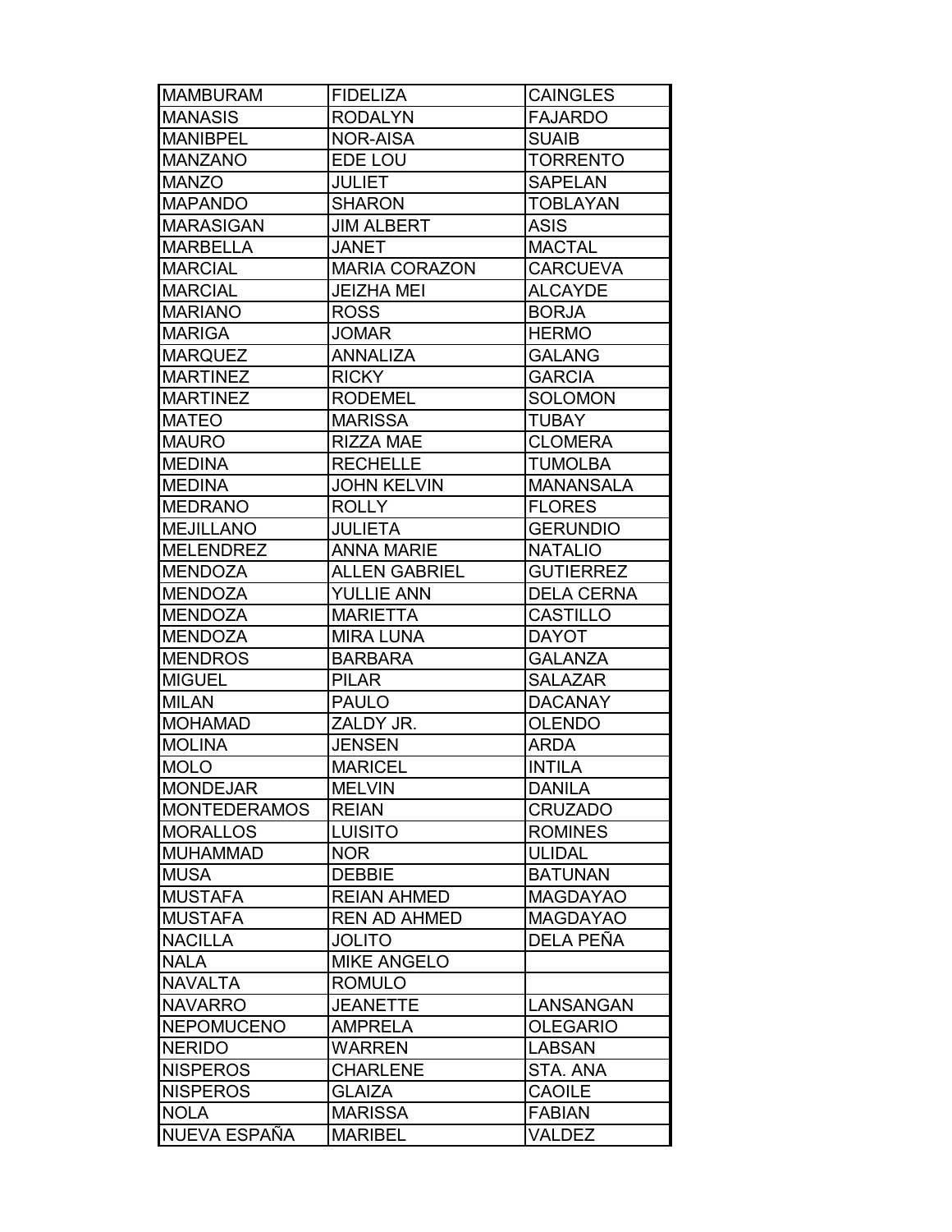| | | |
|---|---|---|
| MAMBURAM | FIDELIZA | CAINGLES |
| MANASIS | RODALYN | FAJARDO |
| MANIBPEL | NOR-AISA | SUAIB |
| MANZANO | EDE LOU | TORRENTO |
| MANZO | JULIET | SAPELAN |
| MAPANDO | SHARON | TOBLAYAN |
| MARASIGAN | JIM ALBERT | ASIS |
| MARBELLA | JANET | MACTAL |
| MARCIAL | MARIA CORAZON | CARCUEVA |
| MARCIAL | JEIZHA MEI | ALCAYDE |
| MARIANO | ROSS | BORJA |
| MARIGA | JOMAR | HERMO |
| MARQUEZ | ANNALIZA | GALANG |
| MARTINEZ | RICKY | GARCIA |
| MARTINEZ | RODEMEL | SOLOMON |
| MATEO | MARISSA | TUBAY |
| MAURO | RIZZA MAE | CLOMERA |
| MEDINA | RECHELLE | TUMOLBA |
| MEDINA | JOHN KELVIN | MANANSALA |
| MEDRANO | ROLLY | FLORES |
| MEJILLANO | JULIETA | GERUNDIO |
| MELENDREZ | ANNA MARIE | NATALIO |
| MENDOZA | ALLEN GABRIEL | GUTIERREZ |
| MENDOZA | YULLIE ANN | DELA CERNA |
| MENDOZA | MARIETTA | CASTILLO |
| MENDOZA | MIRA LUNA | DAYOT |
| MENDROS | BARBARA | GALANZA |
| MIGUEL | PILAR | SALAZAR |
| MILAN | PAULO | DACANAY |
| MOHAMAD | ZALDY JR. | OLENDO |
| MOLINA | JENSEN | ARDA |
| MOLO | MARICEL | INTILA |
| MONDEJAR | MELVIN | DANILA |
| MONTEDERAMOS | REIAN | CRUZADO |
| MORALLOS | LUISITO | ROMINES |
| MUHAMMAD | NOR | ULIDAL |
| MUSA | DEBBIE | BATUNAN |
| MUSTAFA | REIAN AHMED | MAGDAYAO |
| MUSTAFA | REN AD AHMED | MAGDAYAO |
| NACILLA | JOLITO | DELA PEÑA |
| NALA | MIKE ANGELO | |
| NAVALTA | ROMULO | |
| NAVARRO | JEANETTE | LANSANGAN |
| NEPOMUCENO | AMPRELA | OLEGARIO |
| NERIDO | WARREN | LABSAN |
| NISPEROS | CHARLENE | STA. ANA |
| NISPEROS | GLAIZA | CAOILE |
| NOLA | MARISSA | FABIAN |
| NUEVA ESPAÑA | MARIBEL | VALDEZ |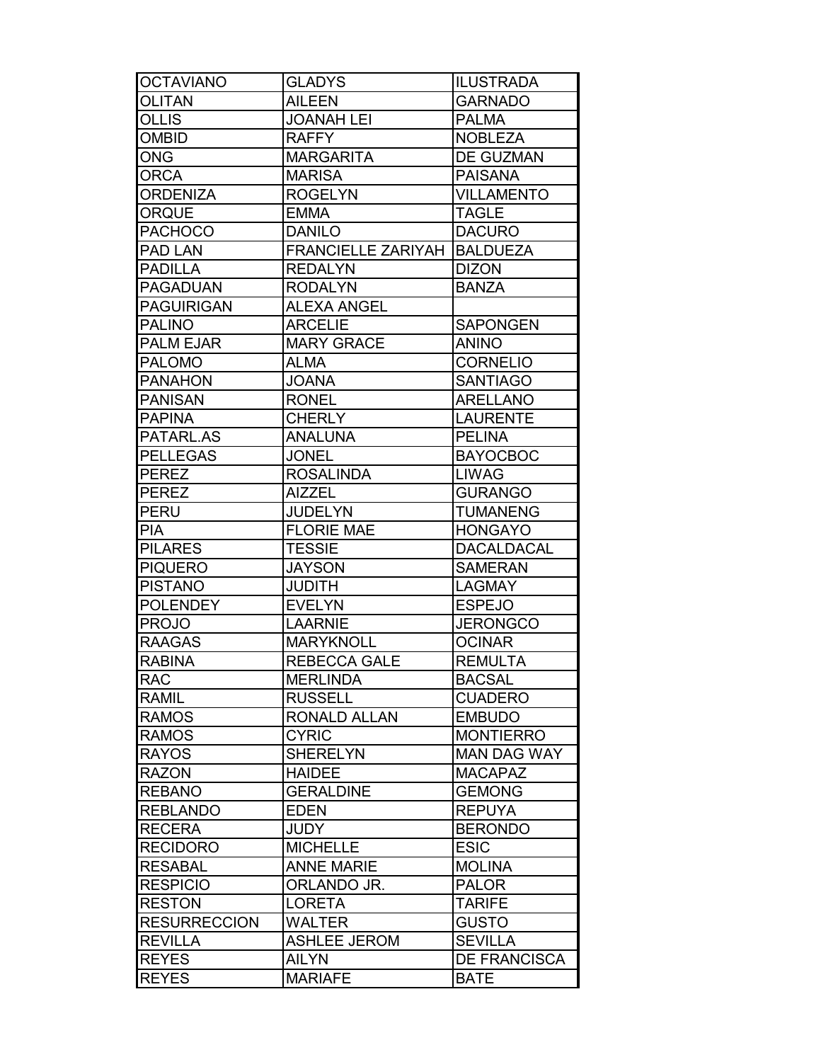| OCTAVIANO | GLADYS | ILUSTRADA |
|---|---|---|
| OLITAN | AILEEN | GARNADO |
| OLLIS | JOANAH LEI | PALMA |
| OMBID | RAFFY | NOBLEZA |
| ONG | MARGARITA | DE GUZMAN |
| ORCA | MARISA | PAISANA |
| ORDENIZA | ROGELYN | VILLAMENTO |
| ORQUE | EMMA | TAGLE |
| PACHOCO | DANILO | DACURO |
| PAD LAN | FRANCIELLE ZARIYAH | BALDUEZA |
| PADILLA | REDALYN | DIZON |
| PAGADUAN | RODALYN | BANZA |
| PAGUIRIGAN | ALEXA ANGEL | |
| PALINO | ARCELIE | SAPONGEN |
| PALM EJAR | MARY GRACE | ANINO |
| PALOMO | ALMA | CORNELIO |
| PANAHON | JOANA | SANTIAGO |
| PANISAN | RONEL | ARELLANO |
| PAPINA | CHERLY | LAURENTE |
| PATARL.AS | ANALUNA | PELINA |
| PELLEGAS | JONEL | BAYOCBOC |
| PEREZ | ROSALINDA | LIWAG |
| PEREZ | AIZZEL | GURANGO |
| PERU | JUDELYN | TUMANENG |
| PIA | FLORIE MAE | HONGAYO |
| PILARES | TESSIE | DACALDACAL |
| PIQUERO | JAYSON | SAMERAN |
| PISTANO | JUDITH | LAGMAY |
| POLENDEY | EVELYN | ESPEJO |
| PROJO | LAARNIE | JERONGCO |
| RAAGAS | MARYKNOLL | OCINAR |
| RABINA | REBECCA GALE | REMULTA |
| RAC | MERLINDA | BACSAL |
| RAMIL | RUSSELL | CUADERO |
| RAMOS | RONALD ALLAN | EMBUDO |
| RAMOS | CYRIC | MONTIERRO |
| RAYOS | SHERELYN | MAN DAG WAY |
| RAZON | HAIDEE | MACAPAZ |
| REBANO | GERALDINE | GEMONG |
| REBLANDO | EDEN | REPUYA |
| RECERA | JUDY | BERONDO |
| RECIDORO | MICHELLE | ESIC |
| RESABAL | ANNE MARIE | MOLINA |
| RESPICIO | ORLANDO JR. | PALOR |
| RESTON | LORETA | TARIFE |
| RESURRECCION | WALTER | GUSTO |
| REVILLA | ASHLEE JEROM | SEVILLA |
| REYES | AILYN | DE FRANCISCA |
| REYES | MARIAFE | BATE |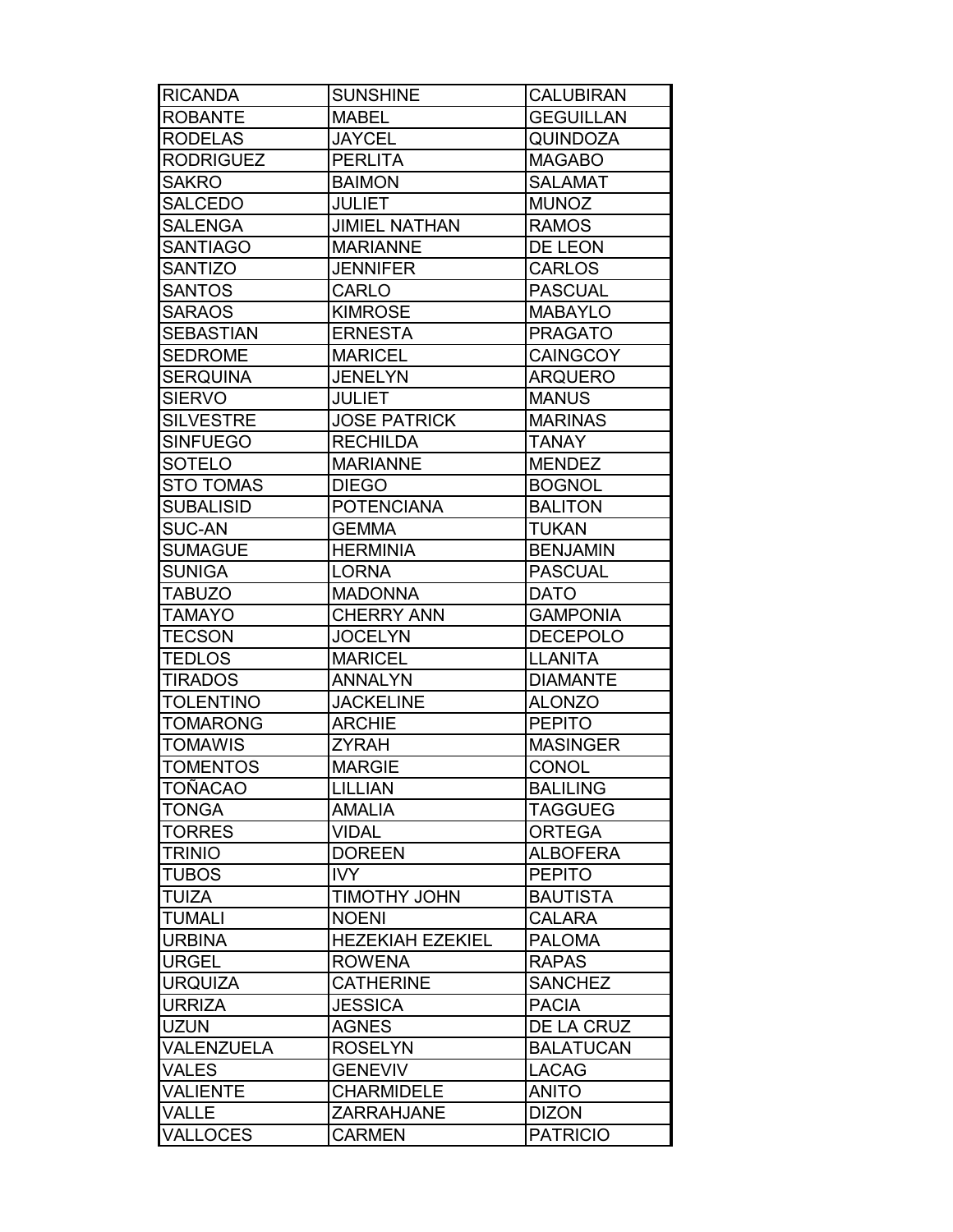| RICANDA | SUNSHINE | CALUBIRAN |
|---|---|---|
| ROBANTE | MABEL | GEGUILLAN |
| RODELAS | JAYCEL | QUINDOZA |
| RODRIGUEZ | PERLITA | MAGABO |
| SAKRO | BAIMON | SALAMAT |
| SALCEDO | JULIET | MUNOZ |
| SALENGA | JIMIEL NATHAN | RAMOS |
| SANTIAGO | MARIANNE | DE LEON |
| SANTIZO | JENNIFER | CARLOS |
| SANTOS | CARLO | PASCUAL |
| SARAOS | KIMROSE | MABAYLO |
| SEBASTIAN | ERNESTA | PRAGATO |
| SEDROME | MARICEL | CAINGCOY |
| SERQUINA | JENELYN | ARQUERO |
| SIERVO | JULIET | MANUS |
| SILVESTRE | JOSE PATRICK | MARINAS |
| SINFUEGO | RECHILDA | TANAY |
| SOTELO | MARIANNE | MENDEZ |
| STO TOMAS | DIEGO | BOGNOL |
| SUBALISID | POTENCIANA | BALITON |
| SUC-AN | GEMMA | TUKAN |
| SUMAGUE | HERMINIA | BENJAMIN |
| SUNIGA | LORNA | PASCUAL |
| TABUZO | MADONNA | DATO |
| TAMAYO | CHERRY ANN | GAMPONIA |
| TECSON | JOCELYN | DECEPOLO |
| TEDLOS | MARICEL | LLANITA |
| TIRADOS | ANNALYN | DIAMANTE |
| TOLENTINO | JACKELINE | ALONZO |
| TOMARONG | ARCHIE | PEPITO |
| TOMAWIS | ZYRAH | MASINGER |
| TOMENTOS | MARGIE | CONOL |
| TOÑACAO | LILLIAN | BALILING |
| TONGA | AMALIA | TAGGUEG |
| TORRES | VIDAL | ORTEGA |
| TRINIO | DOREEN | ALBOFERA |
| TUBOS | IVY | PEPITO |
| TUIZA | TIMOTHY JOHN | BAUTISTA |
| TUMALI | NOENI | CALARA |
| URBINA | HEZEKIAH EZEKIEL | PALOMA |
| URGEL | ROWENA | RAPAS |
| URQUIZA | CATHERINE | SANCHEZ |
| URRIZA | JESSICA | PACIA |
| UZUN | AGNES | DE LA CRUZ |
| VALENZUELA | ROSELYN | BALATUCAN |
| VALES | GENEVIV | LACAG |
| VALIENTE | CHARMIDELE | ANITO |
| VALLE | ZARRAHJANE | DIZON |
| VALLOCES | CARMEN | PATRICIO |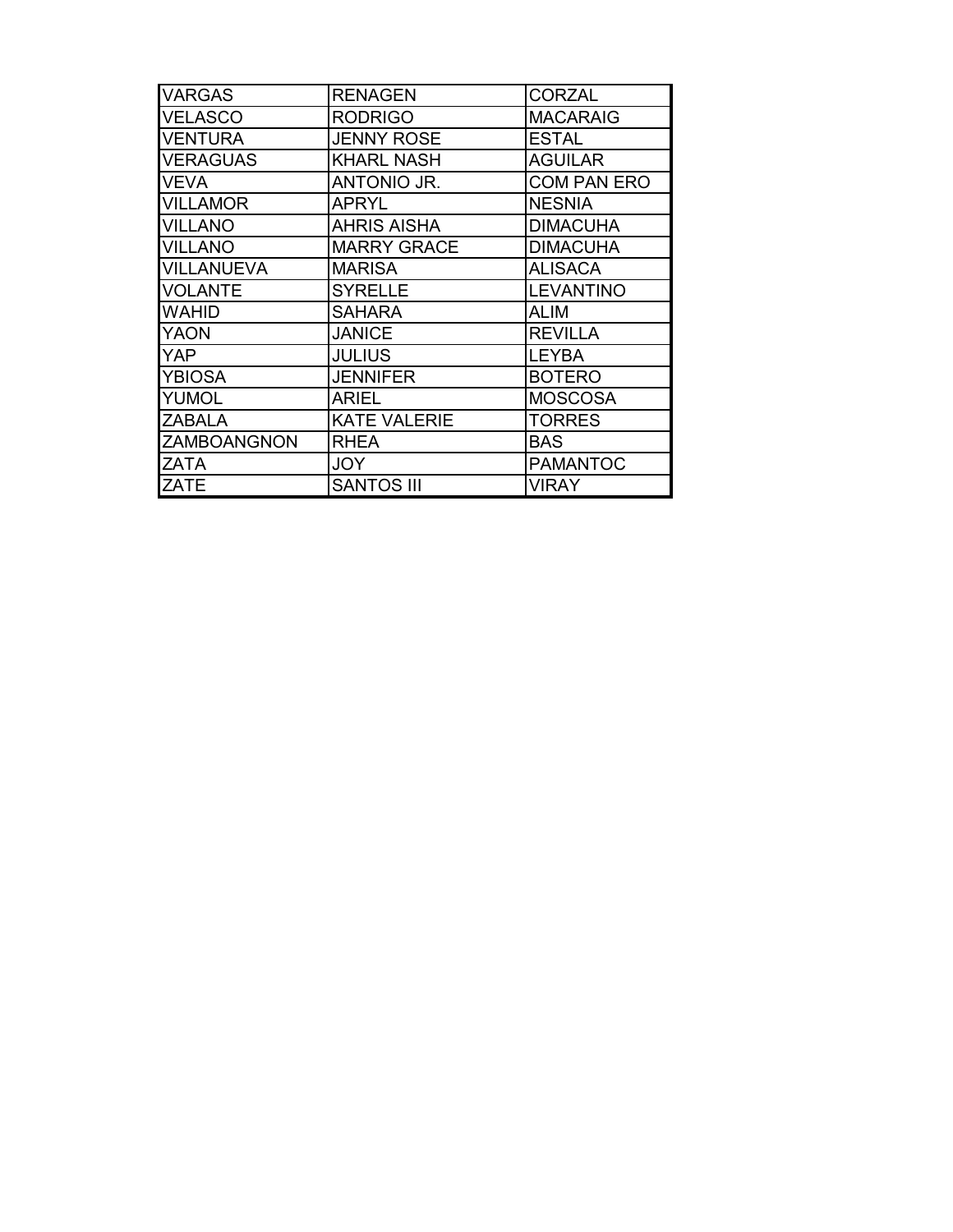| VARGAS | RENAGEN | CORZAL |
| --- | --- | --- |
| VELASCO | RODRIGO | MACARAIG |
| VENTURA | JENNY ROSE | ESTAL |
| VERAGUAS | KHARL NASH | AGUILAR |
| VEVA | ANTONIO JR. | COM PAN ERO |
| VILLAMOR | APRYL | NESNIA |
| VILLANO | AHRIS AISHA | DIMACUHA |
| VILLANO | MARRY GRACE | DIMACUHA |
| VILLANUEVA | MARISA | ALISACA |
| VOLANTE | SYRELLE | LEVANTINO |
| WAHID | SAHARA | ALIM |
| YAON | JANICE | REVILLA |
| YAP | JULIUS | LEYBA |
| YBIOSA | JENNIFER | BOTERO |
| YUMOL | ARIEL | MOSCOSA |
| ZABALA | KATE VALERIE | TORRES |
| ZAMBOANGNON | RHEA | BAS |
| ZATA | JOY | PAMANTOC |
| ZATE | SANTOS III | VIRAY |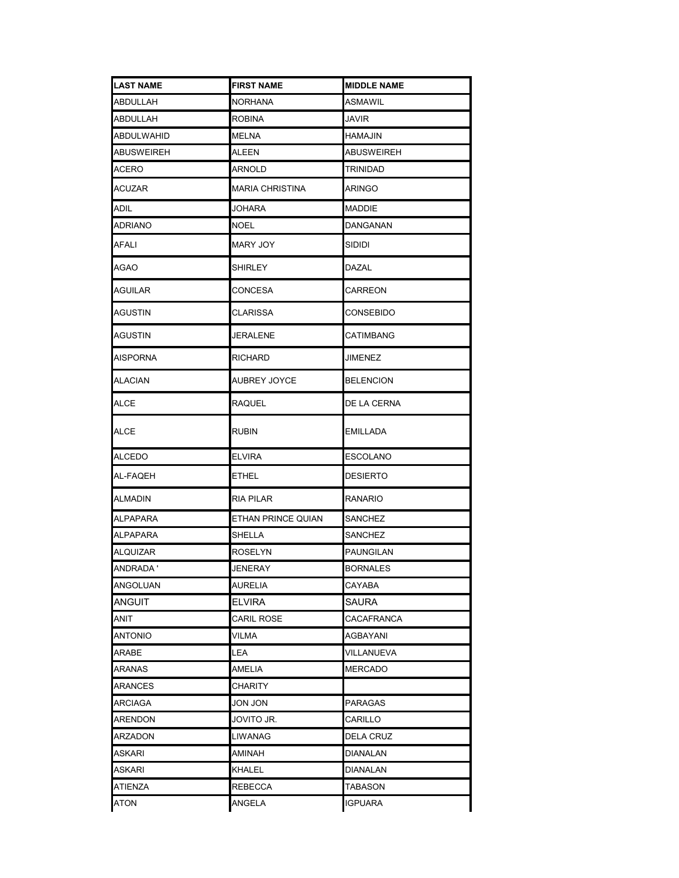| LAST NAME | FIRST NAME | MIDDLE NAME |
| --- | --- | --- |
| ABDULLAH | NORHANA | ASMAWIL |
| ABDULLAH | ROBINA | JAVIR |
| ABDULWAHID | MELNA | HAMAJIN |
| ABUSWEIREH | ALEEN | ABUSWEIREH |
| ACERO | ARNOLD | TRINIDAD |
| ACUZAR | MARIA CHRISTINA | ARINGO |
| ADIL | JOHARA | MADDIE |
| ADRIANO | NOEL | DANGANAN |
| AFALI | MARY JOY | SIDIDI |
| AGAO | SHIRLEY | DAZAL |
| AGUILAR | CONCESA | CARREON |
| AGUSTIN | CLARISSA | CONSEBIDO |
| AGUSTIN | JERALENE | CATIMBANG |
| AISPORNA | RICHARD | JIMENEZ |
| ALACIAN | AUBREY JOYCE | BELENCION |
| ALCE | RAQUEL | DE LA CERNA |
| ALCE | RUBIN | EMILLADA |
| ALCEDO | ELVIRA | ESCOLANO |
| AL-FAQEH | ETHEL | DESIERTO |
| ALMADIN | RIA PILAR | RANARIO |
| ALPAPARA | ETHAN PRINCE QUIAN | SANCHEZ |
| ALPAPARA | SHELLA | SANCHEZ |
| ALQUIZAR | ROSELYN | PAUNGILAN |
| ANDRADA ' | JENERAY | BORNALES |
| ANGOLUAN | AURELIA | CAYABA |
| ANGUIT | ELVIRA | SAURA |
| ANIT | CARIL ROSE | CACAFRANCA |
| ANTONIO | VILMA | AGBAYANI |
| ARABE | LEA | VILLANUEVA |
| ARANAS | AMELIA | MERCADO |
| ARANCES | CHARITY | |
| ARCIAGA | JON JON | PARAGAS |
| ARENDON | JOVITO JR. | CARILLO |
| ARZADON | LIWANAG | DELA CRUZ |
| ASKARI | AMINAH | DIANALAN |
| ASKARI | KHALEL | DIANALAN |
| ATIENZA | REBECCA | TABASON |
| ATON | ANGELA | IGPUARA |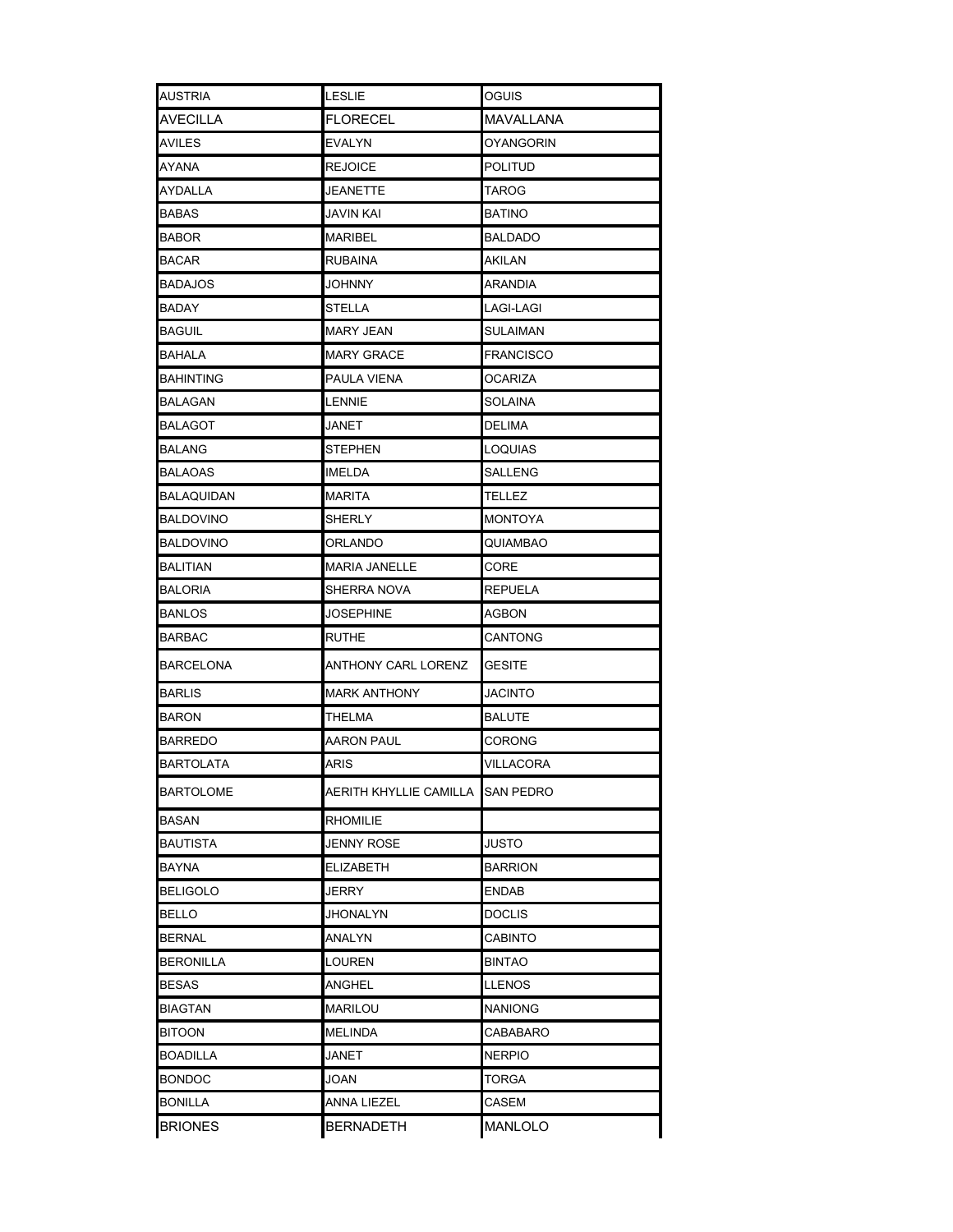| AUSTRIA | LESLIE | OGUIS |
|---|---|---|
| AVECILLA | FLORECEL | MAVALLANA |
| AVILES | EVALYN | OYANGORIN |
| AYANA | REJOICE | POLITUD |
| AYDALLA | JEANETTE | TAROG |
| BABAS | JAVIN KAI | BATINO |
| BABOR | MARIBEL | BALDADO |
| BACAR | RUBAINA | AKILAN |
| BADAJOS | JOHNNY | ARANDIA |
| BADAY | STELLA | LAGI-LAGI |
| BAGUIL | MARY JEAN | SULAIMAN |
| BAHALA | MARY GRACE | FRANCISCO |
| BAHINTING | PAULA VIENA | OCARIZA |
| BALAGAN | LENNIE | SOLAINA |
| BALAGOT | JANET | DELIMA |
| BALANG | STEPHEN | LOQUIAS |
| BALAOAS | IMELDA | SALLENG |
| BALAQUIDAN | MARITA | TELLEZ |
| BALDOVINO | SHERLY | MONTOYA |
| BALDOVINO | ORLANDO | QUIAMBAO |
| BALITIAN | MARIA JANELLE | CORE |
| BALORIA | SHERRA NOVA | REPUELA |
| BANLOS | JOSEPHINE | AGBON |
| BARBAC | RUTHE | CANTONG |
| BARCELONA | ANTHONY CARL LORENZ | GESITE |
| BARLIS | MARK ANTHONY | JACINTO |
| BARON | THELMA | BALUTE |
| BARREDO | AARON PAUL | CORONG |
| BARTOLATA | ARIS | VILLACORA |
| BARTOLOME | AERITH KHYLLIE CAMILLA | SAN PEDRO |
| BASAN | RHOMILIE | |
| BAUTISTA | JENNY ROSE | JUSTO |
| BAYNA | ELIZABETH | BARRION |
| BELIGOLO | JERRY | ENDAB |
| BELLO | JHONALYN | DOCLIS |
| BERNAL | ANALYN | CABINTO |
| BERONILLA | LOUREN | BINTAO |
| BESAS | ANGHEL | LLENOS |
| BIAGTAN | MARILOU | NANIONG |
| BITOON | MELINDA | CABABARO |
| BOADILLA | JANET | NERPIO |
| BONDOC | JOAN | TORGA |
| BONILLA | ANNA LIEZEL | CASEM |
| BRIONES | BERNADETH | MANLOLO |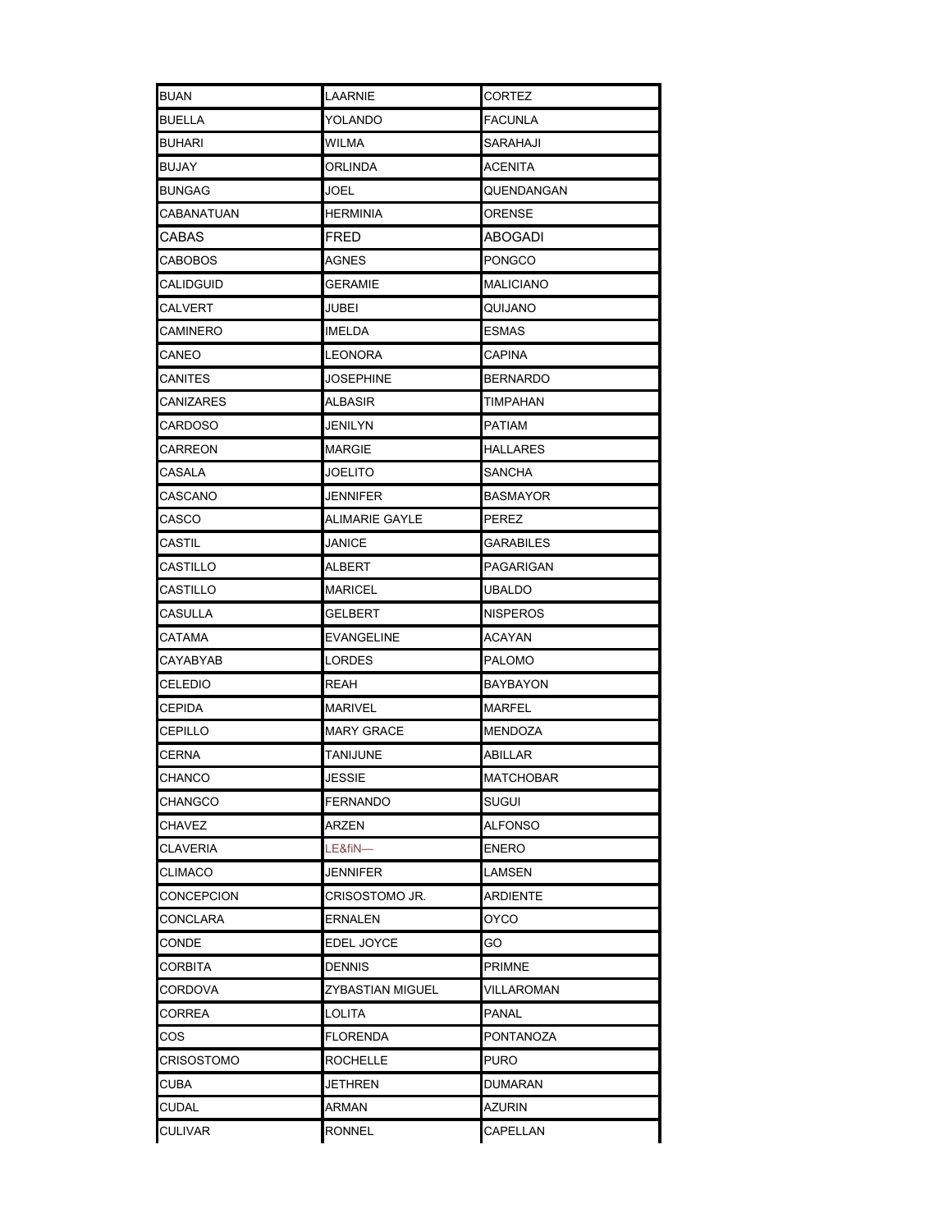| BUAN | LAARNIE | CORTEZ |
|---|---|---|
| BUELLA | YOLANDO | FACUNLA |
| BUHARI | WILMA | SARAHAJI |
| BUJAY | ORLINDA | ACENITA |
| BUNGAG | JOEL | QUENDANGAN |
| CABANATUAN | HERMINIA | ORENSE |
| CABAS | FRED | ABOGADI |
| CABOBOS | AGNES | PONGCO |
| CALIDGUID | GERAMIE | MALICIANO |
| CALVERT | JUBEI | QUIJANO |
| CAMINERO | IMELDA | ESMAS |
| CANEO | LEONORA | CAPINA |
| CANITES | JOSEPHINE | BERNARDO |
| CANIZARES | ALBASIR | TIMPAHAN |
| CARDOSO | JENILYN | PATIAM |
| CARREON | MARGIE | HALLARES |
| CASALA | JOELITO | SANCHA |
| CASCANO | JENNIFER | BASMAYOR |
| CASCO | ALIMARIE GAYLE | PEREZ |
| CASTIL | JANICE | GARABILES |
| CASTILLO | ALBERT | PAGARIGAN |
| CASTILLO | MARICEL | UBALDO |
| CASULLA | GELBERT | NISPEROS |
| CATAMA | EVANGELINE | ACAYAN |
| CAYABYAB | LORDES | PALOMO |
| CELEDIO | REAH | BAYBAYON |
| CEPIDA | MARIVEL | MARFEL |
| CEPILLO | MARY GRACE | MENDOZA |
| CERNA | TANIJUNE | ABILLAR |
| CHANCO | JESSIE | MATCHOBAR |
| CHANGCO | FERNANDO | SUGUI |
| CHAVEZ | ARZEN | ALFONSO |
| CLAVERIA | LE&fiN— | ENERO |
| CLIMACO | JENNIFER | LAMSEN |
| CONCEPCION | CRISOSTOMO JR. | ARDIENTE |
| CONCLARA | ERNALEN | OYCO |
| CONDE | EDEL JOYCE | GO |
| CORBITA | DENNIS | PRIMNE |
| CORDOVA | ZYBASTIAN MIGUEL | VILLAROMAN |
| CORREA | LOLITA | PANAL |
| COS | FLORENDA | PONTANOZA |
| CRISOSTOMO | ROCHELLE | PURO |
| CUBA | JETHREN | DUMARAN |
| CUDAL | ARMAN | AZURIN |
| CULIVAR | RONNEL | CAPELLAN |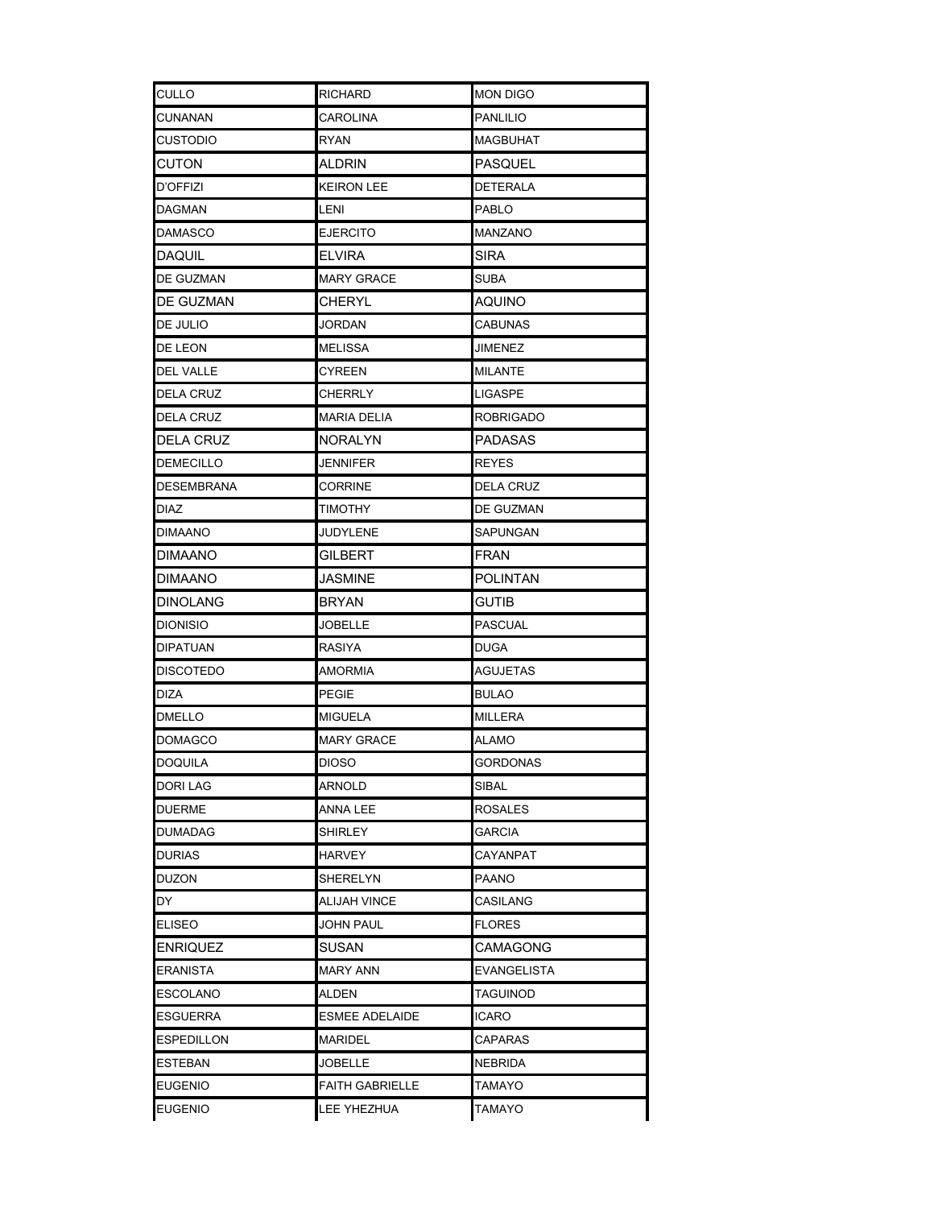| | | |
|---|---|---|
| CULLO | RICHARD | MON DIGO |
| CUNANAN | CAROLINA | PANLILIO |
| CUSTODIO | RYAN | MAGBUHAT |
| CUTON | ALDRIN | PASQUEL |
| D'OFFIZI | KEIRON LEE | DETERALA |
| DAGMAN | LENI | PABLO |
| DAMASCO | EJERCITO | MANZANO |
| DAQUIL | ELVIRA | SIRA |
| DE GUZMAN | MARY GRACE | SUBA |
| DE GUZMAN | CHERYL | AQUINO |
| DE JULIO | JORDAN | CABUNAS |
| DE LEON | MELISSA | JIMENEZ |
| DEL VALLE | CYREEN | MILANTE |
| DELA CRUZ | CHERRLY | LIGASPE |
| DELA CRUZ | MARIA DELIA | ROBRIGADO |
| DELA CRUZ | NORALYN | PADASAS |
| DEMECILLO | JENNIFER | REYES |
| DESEMBRANA | CORRINE | DELA CRUZ |
| DIAZ | TIMOTHY | DE GUZMAN |
| DIMAANO | JUDYLENE | SAPUNGAN |
| DIMAANO | GILBERT | FRAN |
| DIMAANO | JASMINE | POLINTAN |
| DINOLANG | BRYAN | GUTIB |
| DIONISIO | JOBELLE | PASCUAL |
| DIPATUAN | RASIYA | DUGA |
| DISCOTEDO | AMORMIA | AGUJETAS |
| DIZA | PEGIE | BULAO |
| DMELLO | MIGUELA | MILLERA |
| DOMAGCO | MARY GRACE | ALAMO |
| DOQUILA | DIOSO | GORDONAS |
| DORI LAG | ARNOLD | SIBAL |
| DUERME | ANNA LEE | ROSALES |
| DUMADAG | SHIRLEY | GARCIA |
| DURIAS | HARVEY | CAYANPAT |
| DUZON | SHERELYN | PAANO |
| DY | ALIJAH VINCE | CASILANG |
| ELISEO | JOHN PAUL | FLORES |
| ENRIQUEZ | SUSAN | CAMAGONG |
| ERANISTA | MARY ANN | EVANGELISTA |
| ESCOLANO | ALDEN | TAGUINOD |
| ESGUERRA | ESMEE ADELAIDE | ICARO |
| ESPEDILLON | MARIDEL | CAPARAS |
| ESTEBAN | JOBELLE | NEBRIDA |
| EUGENIO | FAITH GABRIELLE | TAMAYO |
| EUGENIO | LEE YHEZHUA | TAMAYO |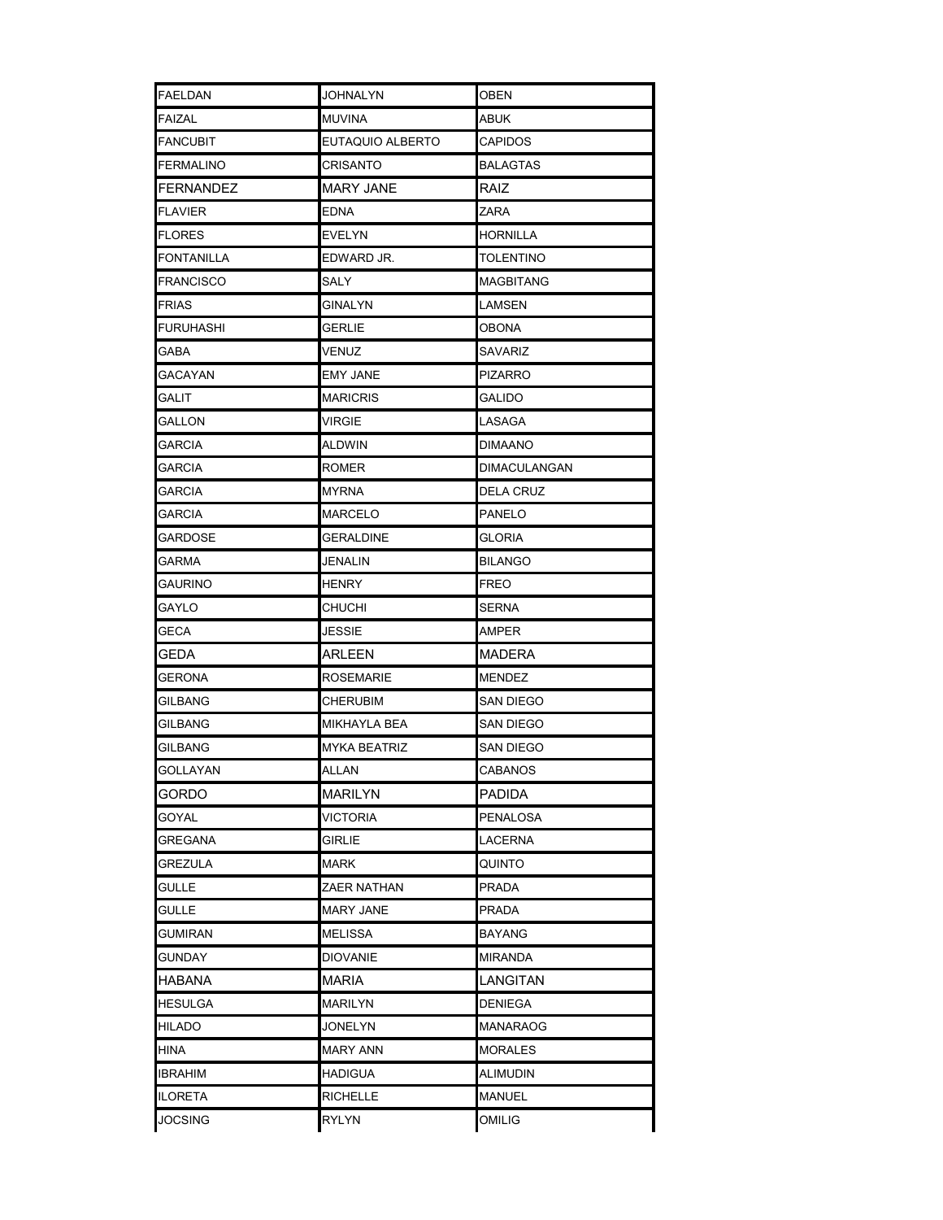| | | |
|---|---|---|
| FAELDAN | JOHNALYN | OBEN |
| FAIZAL | MUVINA | ABUK |
| FANCUBIT | EUTAQUIO ALBERTO | CAPIDOS |
| FERMALINO | CRISANTO | BALAGTAS |
| FERNANDEZ | MARY JANE | RAIZ |
| FLAVIER | EDNA | ZARA |
| FLORES | EVELYN | HORNILLA |
| FONTANILLA | EDWARD JR. | TOLENTINO |
| FRANCISCO | SALY | MAGBITANG |
| FRIAS | GINALYN | LAMSEN |
| FURUHASHI | GERLIE | OBONA |
| GABA | VENUZ | SAVARIZ |
| GACAYAN | EMY JANE | PIZARRO |
| GALIT | MARICRIS | GALIDO |
| GALLON | VIRGIE | LASAGA |
| GARCIA | ALDWIN | DIMAANO |
| GARCIA | ROMER | DIMACULANGAN |
| GARCIA | MYRNA | DELA CRUZ |
| GARCIA | MARCELO | PANELO |
| GARDOSE | GERALDINE | GLORIA |
| GARMA | JENALIN | BILANGO |
| GAURINO | HENRY | FREO |
| GAYLO | CHUCHI | SERNA |
| GECA | JESSIE | AMPER |
| GEDA | ARLEEN | MADERA |
| GERONA | ROSEMARIE | MENDEZ |
| GILBANG | CHERUBIM | SAN DIEGO |
| GILBANG | MIKHAYLA BEA | SAN DIEGO |
| GILBANG | MYKA BEATRIZ | SAN DIEGO |
| GOLLAYAN | ALLAN | CABANOS |
| GORDO | MARILYN | PADIDA |
| GOYAL | VICTORIA | PENALOSA |
| GREGANA | GIRLIE | LACERNA |
| GREZULA | MARK | QUINTO |
| GULLE | ZAER NATHAN | PRADA |
| GULLE | MARY JANE | PRADA |
| GUMIRAN | MELISSA | BAYANG |
| GUNDAY | DIOVANIE | MIRANDA |
| HABANA | MARIA | LANGITAN |
| HESULGA | MARILYN | DENIEGA |
| HILADO | JONELYN | MANARAOG |
| HINA | MARY ANN | MORALES |
| IBRAHIM | HADIGUA | ALIMUDIN |
| ILORETA | RICHELLE | MANUEL |
| JOCSING | RYLYN | OMILIG |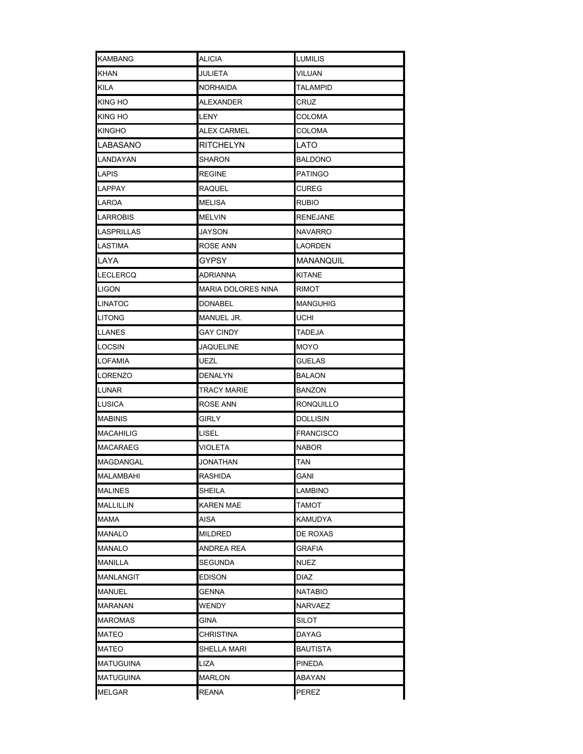| KAMBANG | ALICIA | LUMILIS |
|---|---|---|
| KHAN | JULIETA | VILUAN |
| KILA | NORHAIDA | TALAMPID |
| KING HO | ALEXANDER | CRUZ |
| KING HO | LENY | COLOMA |
| KINGHO | ALEX CARMEL | COLOMA |
| LABASANO | RITCHELYN | LATO |
| LANDAYAN | SHARON | BALDONO |
| LAPIS | REGINE | PATINGO |
| LAPPAY | RAQUEL | CUREG |
| LAROA | MELISA | RUBIO |
| LARROBIS | MELVIN | RENEJANE |
| LASPRILLAS | JAYSON | NAVARRO |
| LASTIMA | ROSE ANN | LAORDEN |
| LAYA | GYPSY | MANANQUIL |
| LECLERCQ | ADRIANNA | KITANE |
| LIGON | MARIA DOLORES NINA | RIMOT |
| LINATOC | DONABEL | MANGUHIG |
| LITONG | MANUEL JR. | UCHI |
| LLANES | GAY CINDY | TADEJA |
| LOCSIN | JAQUELINE | MOYO |
| LOFAMIA | UEZL | GUELAS |
| LORENZO | DENALYN | BALAON |
| LUNAR | TRACY MARIE | BANZON |
| LUSICA | ROSE ANN | RONQUILLO |
| MABINIS | GIRLY | DOLLISIN |
| MACAHILIG | LISEL | FRANCISCO |
| MACARAEG | VIOLETA | NABOR |
| MAGDANGAL | JONATHAN | TAN |
| MALAMBAHI | RASHIDA | GANI |
| MALINES | SHEILA | LAMBINO |
| MALLILLIN | KAREN MAE | TAMOT |
| MAMA | AISA | KAMUDYA |
| MANALO | MILDRED | DE ROXAS |
| MANALO | ANDREA REA | GRAFIA |
| MANILLA | SEGUNDA | NUEZ |
| MANLANGIT | EDISON | DIAZ |
| MANUEL | GENNA | NATABIO |
| MARANAN | WENDY | NARVAEZ |
| MAROMAS | GINA | SILOT |
| MATEO | CHRISTINA | DAYAG |
| MATEO | SHELLA MARI | BAUTISTA |
| MATUGUINA | LIZA | PINEDA |
| MATUGUINA | MARLON | ABAYAN |
| MELGAR | REANA | PEREZ |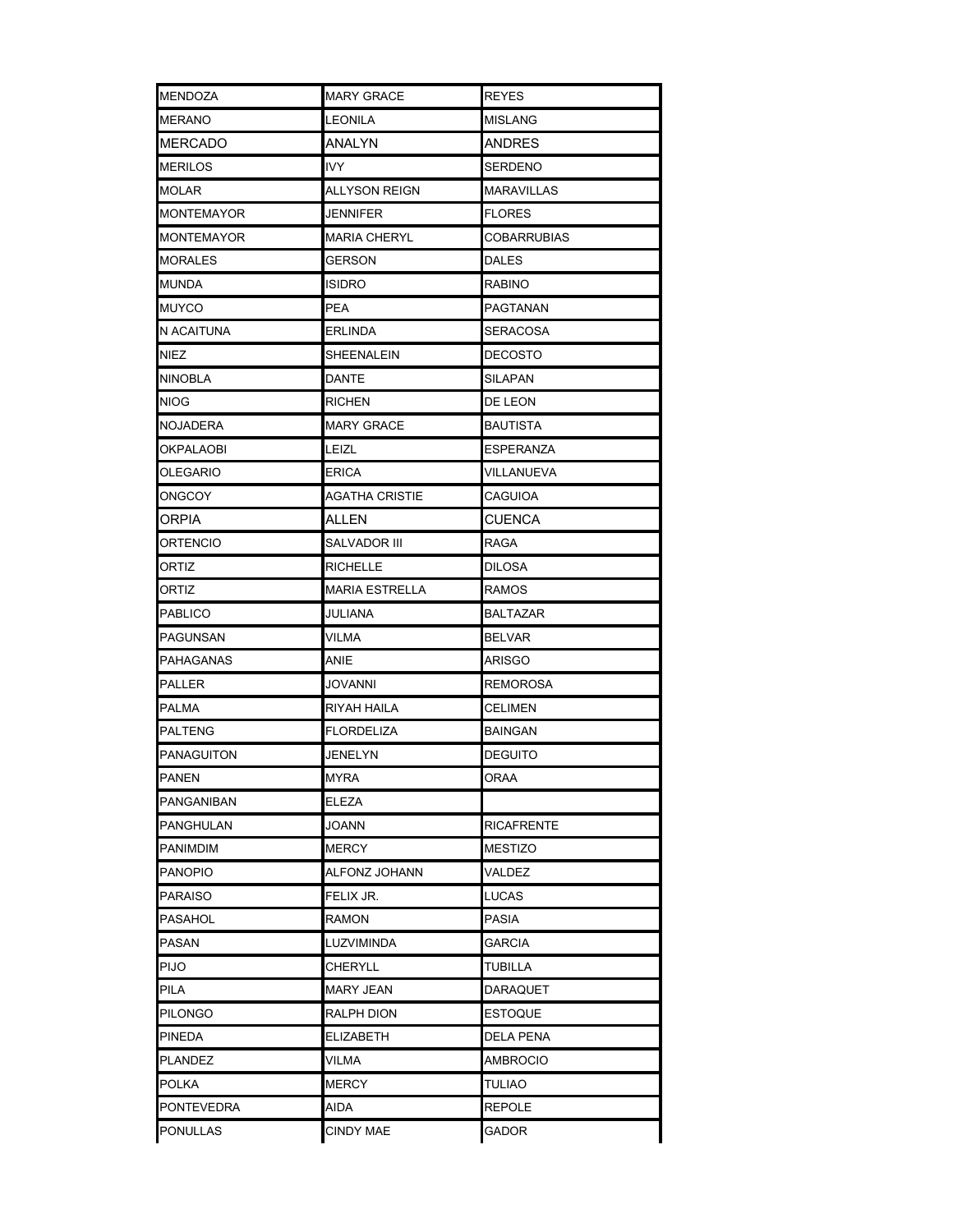| MENDOZA | MARY GRACE | REYES |
|---|---|---|
| MERANO | LEONILA | MISLANG |
| MERCADO | ANALYN | ANDRES |
| MERILOS | IVY | SERDENO |
| MOLAR | ALLYSON REIGN | MARAVILLAS |
| MONTEMAYOR | JENNIFER | FLORES |
| MONTEMAYOR | MARIA CHERYL | COBARRUBIAS |
| MORALES | GERSON | DALES |
| MUNDA | ISIDRO | RABINO |
| MUYCO | PEA | PAGTANAN |
| N ACAITUNA | ERLINDA | SERACOSA |
| NIEZ | SHEENALEIN | DECOSTO |
| NINOBLA | DANTE | SILAPAN |
| NIOG | RICHEN | DE LEON |
| NOJADERA | MARY GRACE | BAUTISTA |
| OKPALAOBI | LEIZL | ESPERANZA |
| OLEGARIO | ERICA | VILLANUEVA |
| ONGCOY | AGATHA CRISTIE | CAGUIOA |
| ORPIA | ALLEN | CUENCA |
| ORTENCIO | SALVADOR III | RAGA |
| ORTIZ | RICHELLE | DILOSA |
| ORTIZ | MARIA ESTRELLA | RAMOS |
| PABLICO | JULIANA | BALTAZAR |
| PAGUNSAN | VILMA | BELVAR |
| PAHAGANAS | ANIE | ARISGO |
| PALLER | JOVANNI | REMOROSA |
| PALMA | RIYAH HAILA | CELIMEN |
| PALTENG | FLORDELIZA | BAINGAN |
| PANAGUITON | JENELYN | DEGUITO |
| PANEN | MYRA | ORAA |
| PANGANIBAN | ELEZA | |
| PANGHULAN | JOANN | RICAFRENTE |
| PANIMDIM | MERCY | MESTIZO |
| PANOPIO | ALFONZ JOHANN | VALDEZ |
| PARAISO | FELIX JR. | LUCAS |
| PASAHOL | RAMON | PASIA |
| PASAN | LUZVIMINDA | GARCIA |
| PIJO | CHERYLL | TUBILLA |
| PILA | MARY JEAN | DARAQUET |
| PILONGO | RALPH DION | ESTOQUE |
| PINEDA | ELIZABETH | DELA PENA |
| PLANDEZ | VILMA | AMBROCIO |
| POLKA | MERCY | TULIAO |
| PONTEVEDRA | AIDA | REPOLE |
| PONULLAS | CINDY MAE | GADOR |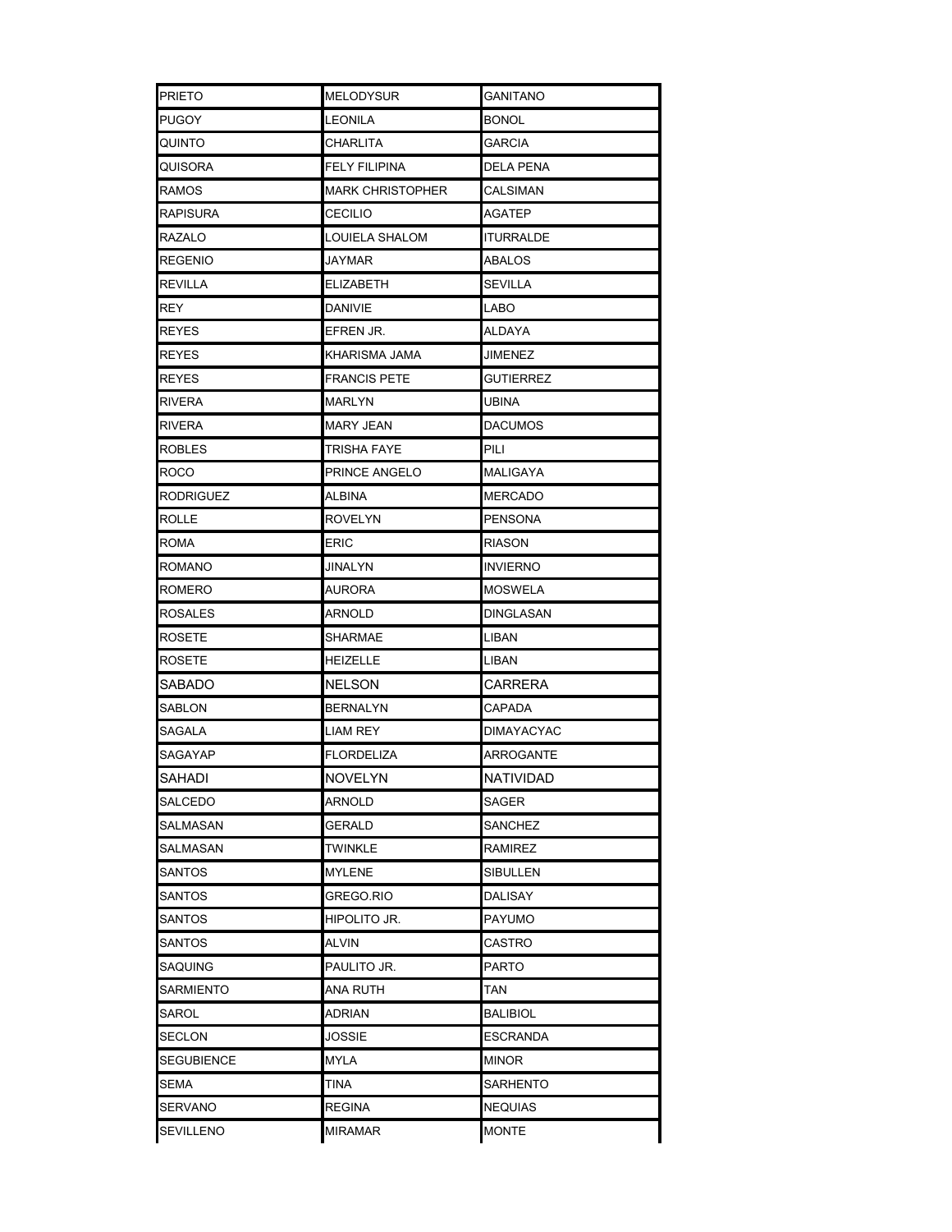| PRIETO | MELODYSUR | GANITANO |
|---|---|---|
| PUGOY | LEONILA | BONOL |
| QUINTO | CHARLITA | GARCIA |
| QUISORA | FELY FILIPINA | DELA PENA |
| RAMOS | MARK CHRISTOPHER | CALSIMAN |
| RAPISURA | CECILIO | AGATEP |
| RAZALO | LOUIELA SHALOM | ITURRALDE |
| REGENIO | JAYMAR | ABALOS |
| REVILLA | ELIZABETH | SEVILLA |
| REY | DANIVIE | LABO |
| REYES | EFREN JR. | ALDAYA |
| REYES | KHARISMA JAMA | JIMENEZ |
| REYES | FRANCIS PETE | GUTIERREZ |
| RIVERA | MARLYN | UBINA |
| RIVERA | MARY JEAN | DACUMOS |
| ROBLES | TRISHA FAYE | PILI |
| ROCO | PRINCE ANGELO | MALIGAYA |
| RODRIGUEZ | ALBINA | MERCADO |
| ROLLE | ROVELYN | PENSONA |
| ROMA | ERIC | RIASON |
| ROMANO | JINALYN | INVIERNO |
| ROMERO | AURORA | MOSWELA |
| ROSALES | ARNOLD | DINGLASAN |
| ROSETE | SHARMAE | LIBAN |
| ROSETE | HEIZELLE | LIBAN |
| SABADO | NELSON | CARRERA |
| SABLON | BERNALYN | CAPADA |
| SAGALA | LIAM REY | DIMAYACYAC |
| SAGAYAP | FLORDELIZA | ARROGANTE |
| SAHADI | NOVELYN | NATIVIDAD |
| SALCEDO | ARNOLD | SAGER |
| SALMASAN | GERALD | SANCHEZ |
| SALMASAN | TWINKLE | RAMIREZ |
| SANTOS | MYLENE | SIBULLEN |
| SANTOS | GREGO.RIO | DALISAY |
| SANTOS | HIPOLITO JR. | PAYUMO |
| SANTOS | ALVIN | CASTRO |
| SAQUING | PAULITO JR. | PARTO |
| SARMIENTO | ANA RUTH | TAN |
| SAROL | ADRIAN | BALIBIOL |
| SECLON | JOSSIE | ESCRANDA |
| SEGUBIENCE | MYLA | MINOR |
| SEMA | TINA | SARHENTO |
| SERVANO | REGINA | NEQUIAS |
| SEVILLENO | MIRAMAR | MONTE |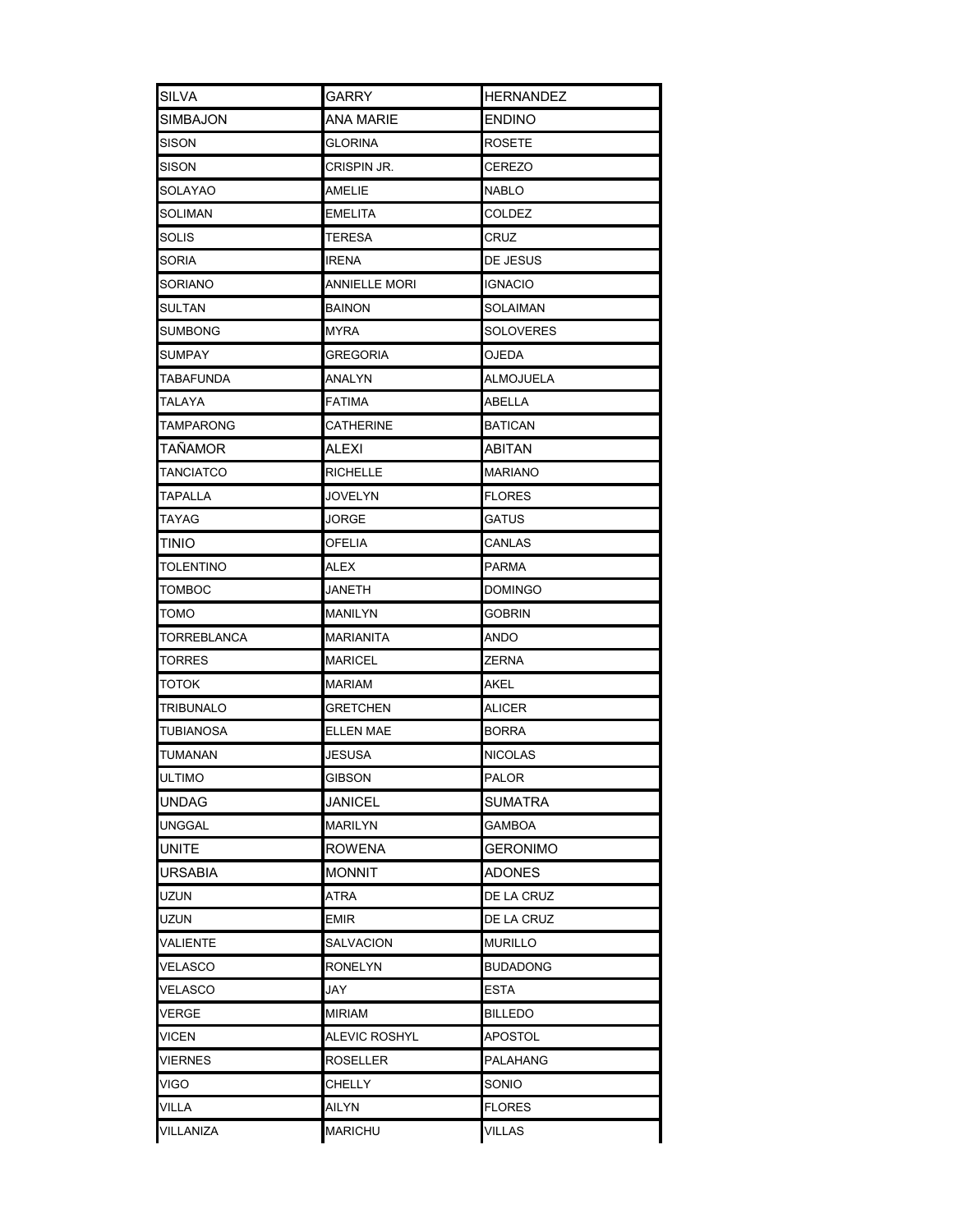| SILVA | GARRY | HERNANDEZ |
|---|---|---|
| SIMBAJON | ANA MARIE | ENDINO |
| SISON | GLORINA | ROSETE |
| SISON | CRISPIN JR. | CEREZO |
| SOLAYAO | AMELIE | NABLO |
| SOLIMAN | EMELITA | COLDEZ |
| SOLIS | TERESA | CRUZ |
| SORIA | IRENA | DE JESUS |
| SORIANO | ANNIELLE MORI | IGNACIO |
| SULTAN | BAINON | SOLAIMAN |
| SUMBONG | MYRA | SOLOVERES |
| SUMPAY | GREGORIA | OJEDA |
| TABAFUNDA | ANALYN | ALMOJUELA |
| TALAYA | FATIMA | ABELLA |
| TAMPARONG | CATHERINE | BATICAN |
| TAÑAMOR | ALEXI | ABITAN |
| TANCIATCO | RICHELLE | MARIANO |
| TAPALLA | JOVELYN | FLORES |
| TAYAG | JORGE | GATUS |
| TINIO | OFELIA | CANLAS |
| TOLENTINO | ALEX | PARMA |
| TOMBOC | JANETH | DOMINGO |
| TOMO | MANILYN | GOBRIN |
| TORREBLANCA | MARIANITA | ANDO |
| TORRES | MARICEL | ZERNA |
| TOTOK | MARIAM | AKEL |
| TRIBUNALO | GRETCHEN | ALICER |
| TUBIANOSA | ELLEN MAE | BORRA |
| TUMANAN | JESUSA | NICOLAS |
| ULTIMO | GIBSON | PALOR |
| UNDAG | JANICEL | SUMATRA |
| UNGGAL | MARILYN | GAMBOA |
| UNITE | ROWENA | GERONIMO |
| URSABIA | MONNIT | ADONES |
| UZUN | ATRA | DE LA CRUZ |
| UZUN | EMIR | DE LA CRUZ |
| VALIENTE | SALVACION | MURILLO |
| VELASCO | RONELYN | BUDADONG |
| VELASCO | JAY | ESTA |
| VERGE | MIRIAM | BILLEDO |
| VICEN | ALEVIC ROSHYL | APOSTOL |
| VIERNES | ROSELLER | PALAHANG |
| VIGO | CHELLY | SONIO |
| VILLA | AILYN | FLORES |
| VILLANIZA | MARICHU | VILLAS |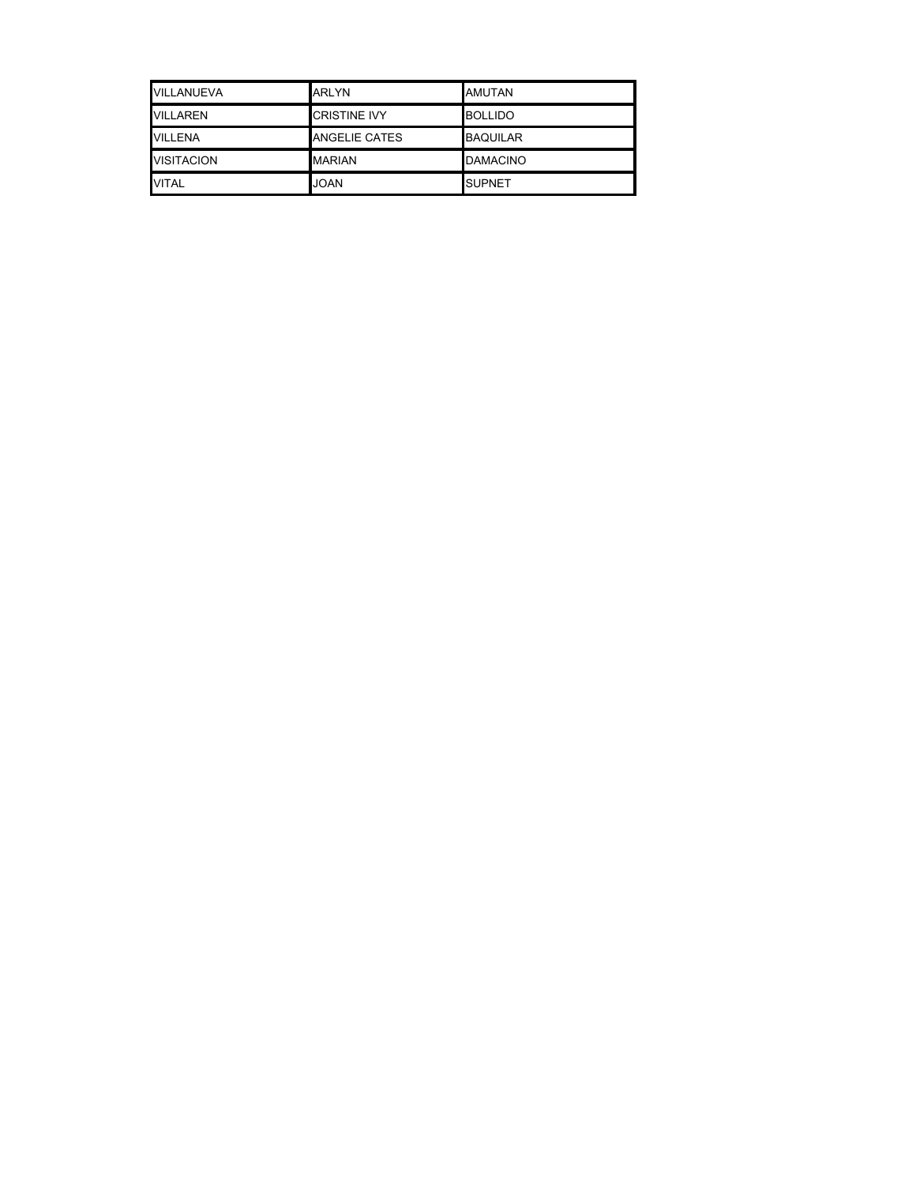| VILLANUEVA | ARLYN | AMUTAN |
|---|---|---|
| VILLAREN | CRISTINE IVY | BOLLIDO |
| VILLENA | ANGELIE CATES | BAQUILAR |
| VISITACION | MARIAN | DAMACINO |
| VITAL | JOAN | SUPNET |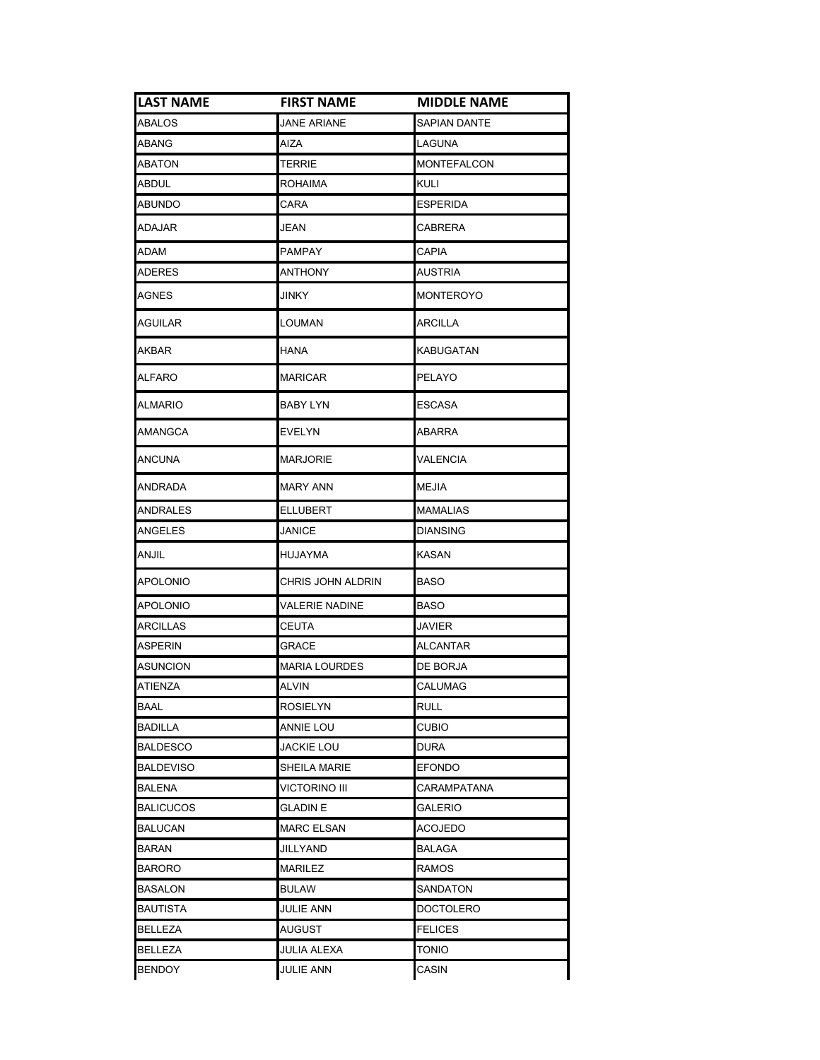| LAST NAME | FIRST NAME | MIDDLE NAME |
| --- | --- | --- |
| ABALOS | JANE ARIANE | SAPIAN DANTE |
| ABANG | AIZA | LAGUNA |
| ABATON | TERRIE | MONTEFALCON |
| ABDUL | ROHAIMA | KULI |
| ABUNDO | CARA | ESPERIDA |
| ADAJAR | JEAN | CABRERA |
| ADAM | PAMPAY | CAPIA |
| ADERES | ANTHONY | AUSTRIA |
| AGNES | JINKY | MONTEROYO |
| AGUILAR | LOUMAN | ARCILLA |
| AKBAR | HANA | KABUGATAN |
| ALFARO | MARICAR | PELAYO |
| ALMARIO | BABY LYN | ESCASA |
| AMANGCA | EVELYN | ABARRA |
| ANCUNA | MARJORIE | VALENCIA |
| ANDRADA | MARY ANN | MEJIA |
| ANDRALES | ELLUBERT | MAMALIAS |
| ANGELES | JANICE | DIANSING |
| ANJIL | HUJAYMA | KASAN |
| APOLONIO | CHRIS JOHN ALDRIN | BASO |
| APOLONIO | VALERIE NADINE | BASO |
| ARCILLAS | CEUTA | JAVIER |
| ASPERIN | GRACE | ALCANTAR |
| ASUNCION | MARIA LOURDES | DE BORJA |
| ATIENZA | ALVIN | CALUMAG |
| BAAL | ROSIELYN | RULL |
| BADILLA | ANNIE LOU | CUBIO |
| BALDESCO | JACKIE LOU | DURA |
| BALDEVISO | SHEILA MARIE | EFONDO |
| BALENA | VICTORINO III | CARAMPATANA |
| BALICUCOS | GLADIN E | GALERIO |
| BALUCAN | MARC ELSAN | ACOJEDO |
| BARAN | JILLYAND | BALAGA |
| BARORO | MARILEZ | RAMOS |
| BASALON | BULAW | SANDATON |
| BAUTISTA | JULIE ANN | DOCTOLERO |
| BELLEZA | AUGUST | FELICES |
| BELLEZA | JULIA ALEXA | TONIO |
| BENDOY | JULIE ANN | CASIN |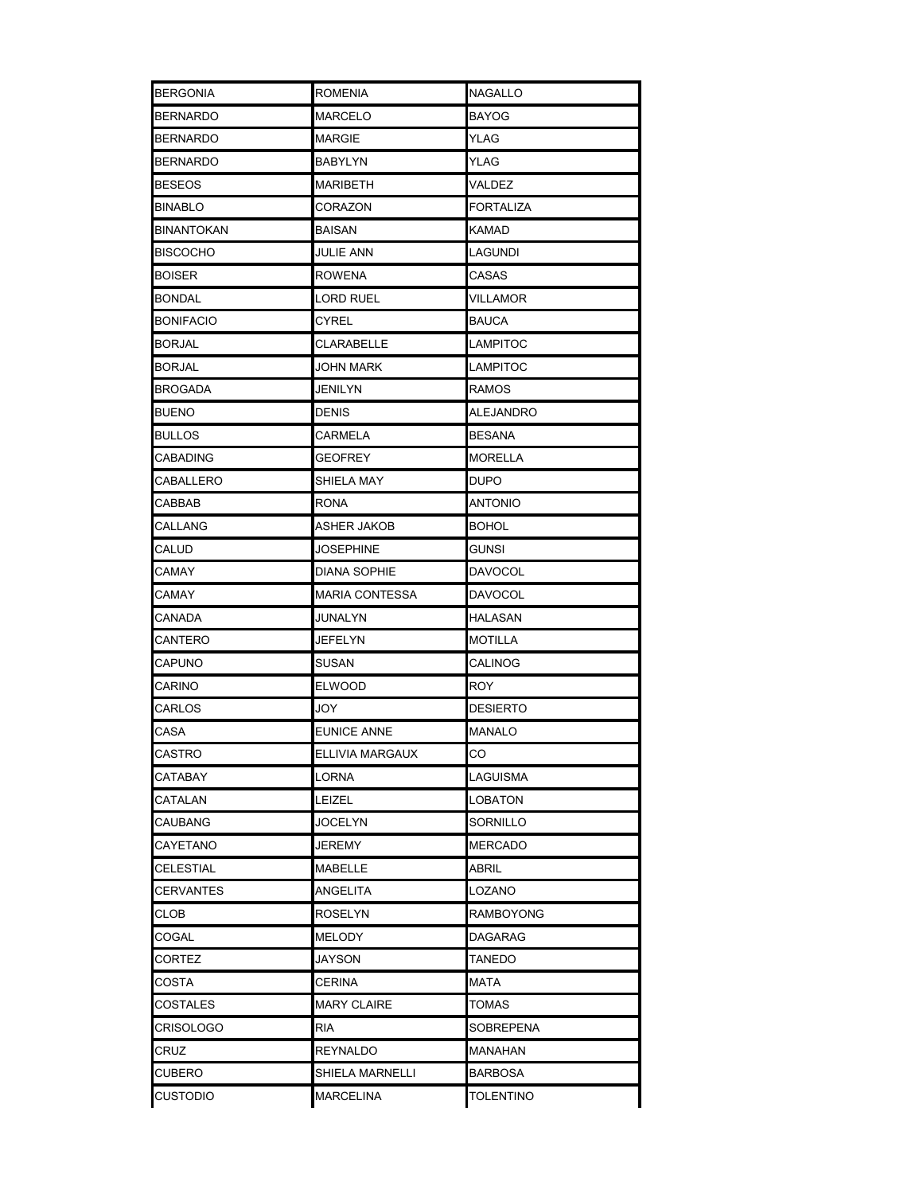| BERGONIA | ROMENIA | NAGALLO |
|---|---|---|
| BERNARDO | MARCELO | BAYOG |
| BERNARDO | MARGIE | YLAG |
| BERNARDO | BABYLYN | YLAG |
| BESEOS | MARIBETH | VALDEZ |
| BINABLO | CORAZON | FORTALIZA |
| BINANTOKAN | BAISAN | KAMAD |
| BISCOCHO | JULIE ANN | LAGUNDI |
| BOISER | ROWENA | CASAS |
| BONDAL | LORD RUEL | VILLAMOR |
| BONIFACIO | CYREL | BAUCA |
| BORJAL | CLARABELLE | LAMPITOC |
| BORJAL | JOHN MARK | LAMPITOC |
| BROGADA | JENILYN | RAMOS |
| BUENO | DENIS | ALEJANDRO |
| BULLOS | CARMELA | BESANA |
| CABADING | GEOFREY | MORELLA |
| CABALLERO | SHIELA MAY | DUPO |
| CABBAB | RONA | ANTONIO |
| CALLANG | ASHER JAKOB | BOHOL |
| CALUD | JOSEPHINE | GUNSI |
| CAMAY | DIANA SOPHIE | DAVOCOL |
| CAMAY | MARIA CONTESSA | DAVOCOL |
| CANADA | JUNALYN | HALASAN |
| CANTERO | JEFELYN | MOTILLA |
| CAPUNO | SUSAN | CALINOG |
| CARINO | ELWOOD | ROY |
| CARLOS | JOY | DESIERTO |
| CASA | EUNICE ANNE | MANALO |
| CASTRO | ELLIVIA MARGAUX | CO |
| CATABAY | LORNA | LAGUISMA |
| CATALAN | LEIZEL | LOBATON |
| CAUBANG | JOCELYN | SORNILLO |
| CAYETANO | JEREMY | MERCADO |
| CELESTIAL | MABELLE | ABRIL |
| CERVANTES | ANGELITA | LOZANO |
| CLOB | ROSELYN | RAMBOYONG |
| COGAL | MELODY | DAGARAG |
| CORTEZ | JAYSON | TANEDO |
| COSTA | CERINA | MATA |
| COSTALES | MARY CLAIRE | TOMAS |
| CRISOLOGO | RIA | SOBREPENA |
| CRUZ | REYNALDO | MANAHAN |
| CUBERO | SHIELA MARNELLI | BARBOSA |
| CUSTODIO | MARCELINA | TOLENTINO |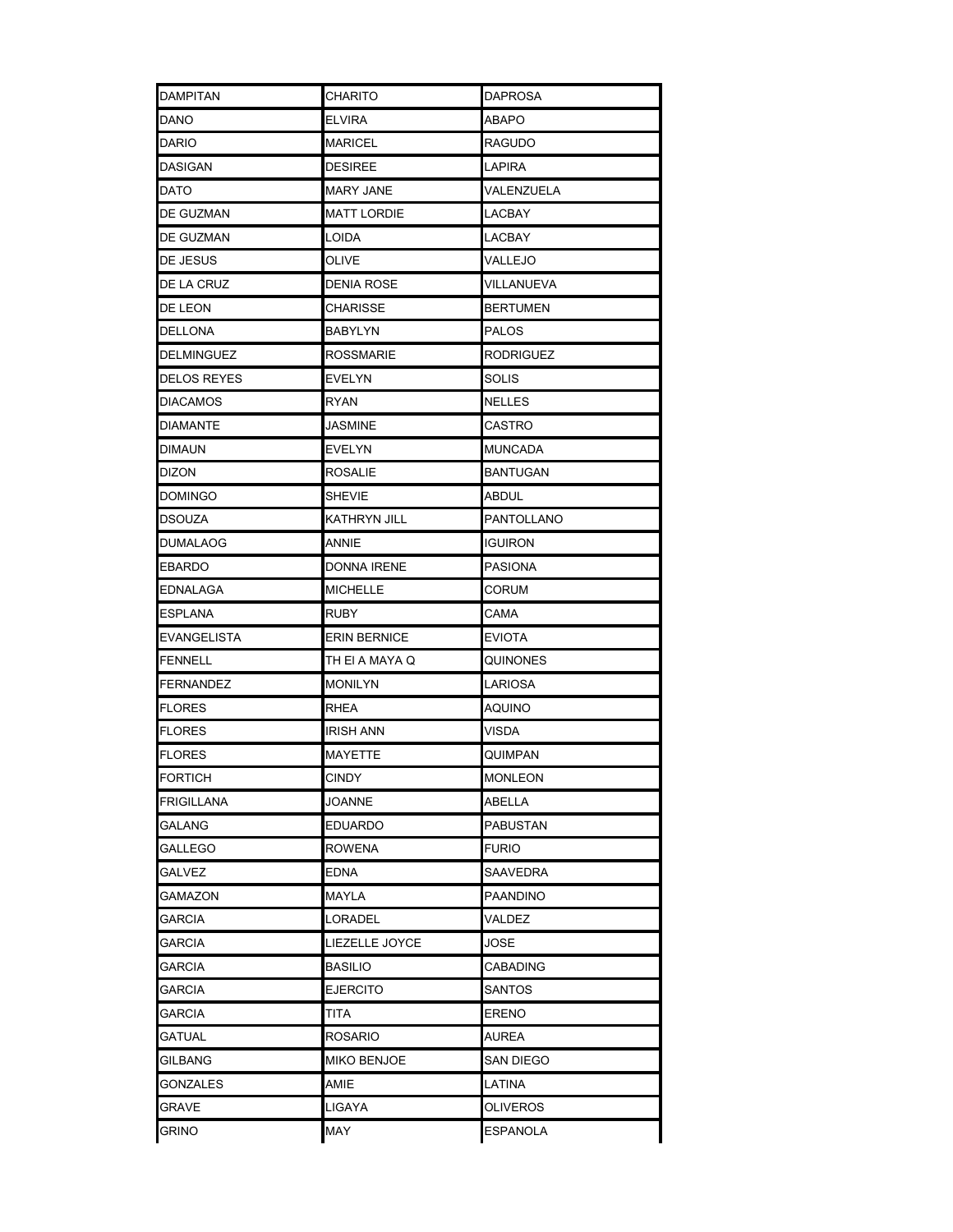| DAMPITAN | CHARITO | DAPROSA |
|---|---|---|
| DANO | ELVIRA | ABAPO |
| DARIO | MARICEL | RAGUDO |
| DASIGAN | DESIREE | LAPIRA |
| DATO | MARY JANE | VALENZUELA |
| DE GUZMAN | MATT LORDIE | LACBAY |
| DE GUZMAN | LOIDA | LACBAY |
| DE JESUS | OLIVE | VALLEJO |
| DE LA CRUZ | DENIA ROSE | VILLANUEVA |
| DE LEON | CHARISSE | BERTUMEN |
| DELLONA | BABYLYN | PALOS |
| DELMINGUEZ | ROSSMARIE | RODRIGUEZ |
| DELOS REYES | EVELYN | SOLIS |
| DIACAMOS | RYAN | NELLES |
| DIAMANTE | JASMINE | CASTRO |
| DIMAUN | EVELYN | MUNCADA |
| DIZON | ROSALIE | BANTUGAN |
| DOMINGO | SHEVIE | ABDUL |
| DSOUZA | KATHRYN JILL | PANTOLLANO |
| DUMALAOG | ANNIE | IGUIRON |
| EBARDO | DONNA IRENE | PASIONA |
| EDNALAGA | MICHELLE | CORUM |
| ESPLANA | RUBY | CAMA |
| EVANGELISTA | ERIN BERNICE | EVIOTA |
| FENNELL | TH EI A MAYA Q | QUINONES |
| FERNANDEZ | MONILYN | LARIOSA |
| FLORES | RHEA | AQUINO |
| FLORES | IRISH ANN | VISDA |
| FLORES | MAYETTE | QUIMPAN |
| FORTICH | CINDY | MONLEON |
| FRIGILLANA | JOANNE | ABELLA |
| GALANG | EDUARDO | PABUSTAN |
| GALLEGO | ROWENA | FURIO |
| GALVEZ | EDNA | SAAVEDRA |
| GAMAZON | MAYLA | PAANDINO |
| GARCIA | LORADEL | VALDEZ |
| GARCIA | LIEZELLE JOYCE | JOSE |
| GARCIA | BASILIO | CABADING |
| GARCIA | EJERCITO | SANTOS |
| GARCIA | TITA | ERENO |
| GATUAL | ROSARIO | AUREA |
| GILBANG | MIKO BENJOE | SAN DIEGO |
| GONZALES | AMIE | LATINA |
| GRAVE | LIGAYA | OLIVEROS |
| GRINO | MAY | ESPANOLA |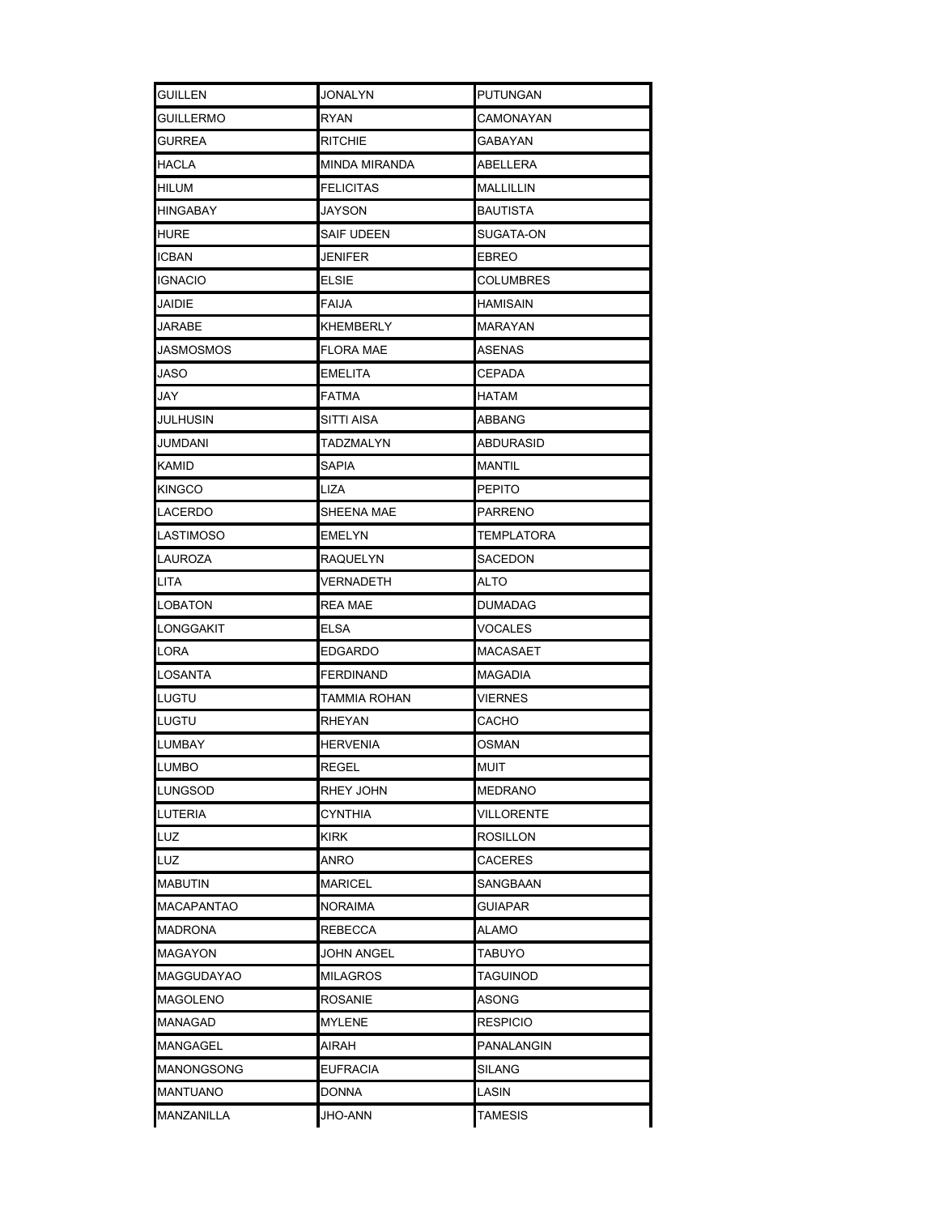| GUILLEN | JONALYN | PUTUNGAN |
|---|---|---|
| GUILLERMO | RYAN | CAMONAYAN |
| GURREA | RITCHIE | GABAYAN |
| HACLA | MINDA MIRANDA | ABELLERA |
| HILUM | FELICITAS | MALLILLIN |
| HINGABAY | JAYSON | BAUTISTA |
| HURE | SAIF UDEEN | SUGATA-ON |
| ICBAN | JENIFER | EBREO |
| IGNACIO | ELSIE | COLUMBRES |
| JAIDIE | FAIJA | HAMISAIN |
| JARABE | KHEMBERLY | MARAYAN |
| JASMOSMOS | FLORA MAE | ASENAS |
| JASO | EMELITA | CEPADA |
| JAY | FATMA | HATAM |
| JULHUSIN | SITTI AISA | ABBANG |
| JUMDANI | TADZMALYN | ABDURASID |
| KAMID | SAPIA | MANTIL |
| KINGCO | LIZA | PEPITO |
| LACERDO | SHEENA MAE | PARRENO |
| LASTIMOSO | EMELYN | TEMPLATORA |
| LAUROZA | RAQUELYN | SACEDON |
| LITA | VERNADETH | ALTO |
| LOBATON | REA MAE | DUMADAG |
| LONGGAKIT | ELSA | VOCALES |
| LORA | EDGARDO | MACASAET |
| LOSANTA | FERDINAND | MAGADIA |
| LUGTU | TAMMIA ROHAN | VIERNES |
| LUGTU | RHEYAN | CACHO |
| LUMBAY | HERVENIA | OSMAN |
| LUMBO | REGEL | MUIT |
| LUNGSOD | RHEY JOHN | MEDRANO |
| LUTERIA | CYNTHIA | VILLORENTE |
| LUZ | KIRK | ROSILLON |
| LUZ | ANRO | CACERES |
| MABUTIN | MARICEL | SANGBAAN |
| MACAPANTAO | NORAIMA | GUIAPAR |
| MADRONA | REBECCA | ALAMO |
| MAGAYON | JOHN ANGEL | TABUYO |
| MAGGUDAYAO | MILAGROS | TAGUINOD |
| MAGOLENO | ROSANIE | ASONG |
| MANAGAD | MYLENE | RESPICIO |
| MANGAGEL | AIRAH | PANALANGIN |
| MANONGSONG | EUFRACIA | SILANG |
| MANTUANO | DONNA | LASIN |
| MANZANILLA | JHO-ANN | TAMESIS |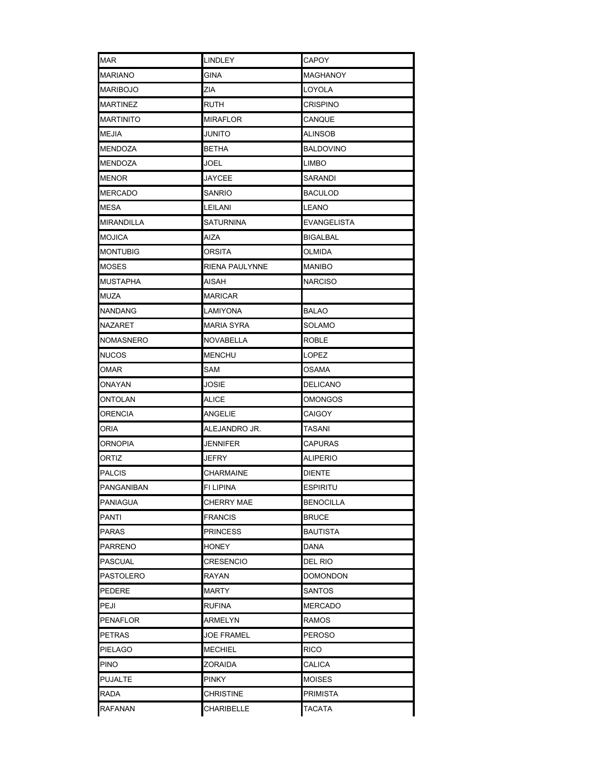| | | |
|---|---|---|
| MAR | LINDLEY | CAPOY |
| MARIANO | GINA | MAGHANOY |
| MARIBOJO | ZIA | LOYOLA |
| MARTINEZ | RUTH | CRISPINO |
| MARTINITO | MIRAFLOR | CANQUE |
| MEJIA | JUNITO | ALINSOB |
| MENDOZA | BETHA | BALDOVINO |
| MENDOZA | JOEL | LIMBO |
| MENOR | JAYCEE | SARANDI |
| MERCADO | SANRIO | BACULOD |
| MESA | LEILANI | LEANO |
| MIRANDILLA | SATURNINA | EVANGELISTA |
| MOJICA | AIZA | BIGALBAL |
| MONTUBIG | ORSITA | OLMIDA |
| MOSES | RIENA PAULYNNE | MANIBO |
| MUSTAPHA | AISAH | NARCISO |
| MUZA | MARICAR | |
| NANDANG | LAMIYONA | BALAO |
| NAZARET | MARIA SYRA | SOLAMO |
| NOMASNERO | NOVABELLA | ROBLE |
| NUCOS | MENCHU | LOPEZ |
| OMAR | SAM | OSAMA |
| ONAYAN | JOSIE | DELICANO |
| ONTOLAN | ALICE | OMONGOS |
| ORENCIA | ANGELIE | CAIGOY |
| ORIA | ALEJANDRO JR. | TASANI |
| ORNOPIA | JENNIFER | CAPURAS |
| ORTIZ | JEFRY | ALIPERIO |
| PALCIS | CHARMAINE | DIENTE |
| PANGANIBAN | FI LIPINA | ESPIRITU |
| PANIAGUA | CHERRY MAE | BENOCILLA |
| PANTI | FRANCIS | BRUCE |
| PARAS | PRINCESS | BAUTISTA |
| PARRENO | HONEY | DANA |
| PASCUAL | CRESENCIO | DEL RIO |
| PASTOLERO | RAYAN | DOMONDON |
| PEDERE | MARTY | SANTOS |
| PEJI | RUFINA | MERCADO |
| PENAFLOR | ARMELYN | RAMOS |
| PETRAS | JOE FRAMEL | PEROSO |
| PIELAGO | MECHIEL | RICO |
| PINO | ZORAIDA | CALICA |
| PUJALTE | PINKY | MOISES |
| RADA | CHRISTINE | PRIMISTA |
| RAFANAN | CHARIBELLE | TACATA |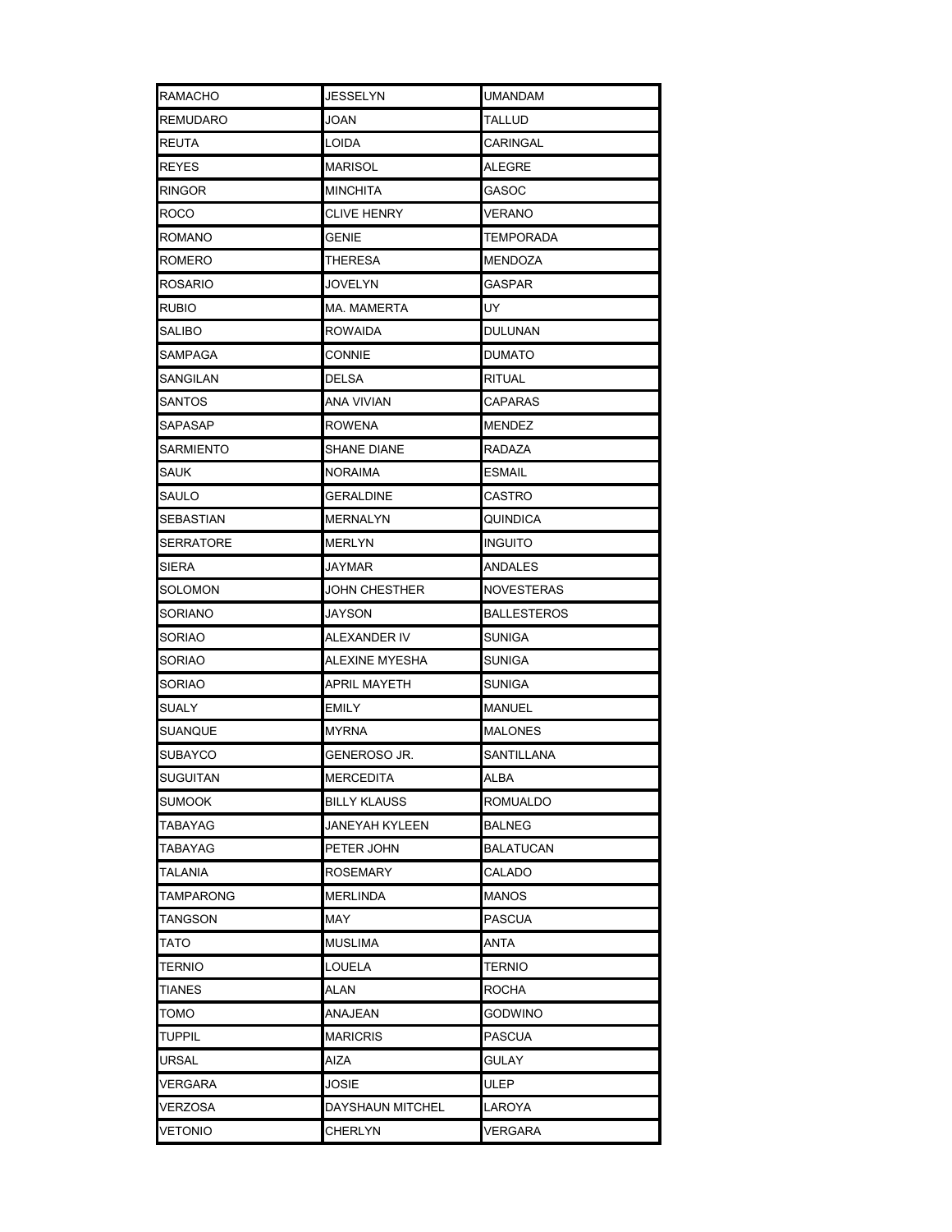| RAMACHO | JESSELYN | UMANDAM |
|---|---|---|
| REMUDARO | JOAN | TALLUD |
| REUTA | LOIDA | CARINGAL |
| REYES | MARISOL | ALEGRE |
| RINGOR | MINCHITA | GASOC |
| ROCO | CLIVE HENRY | VERANO |
| ROMANO | GENIE | TEMPORADA |
| ROMERO | THERESA | MENDOZA |
| ROSARIO | JOVELYN | GASPAR |
| RUBIO | MA. MAMERTA | UY |
| SALIBO | ROWAIDA | DULUNAN |
| SAMPAGA | CONNIE | DUMATO |
| SANGILAN | DELSA | RITUAL |
| SANTOS | ANA VIVIAN | CAPARAS |
| SAPASAP | ROWENA | MENDEZ |
| SARMIENTO | SHANE DIANE | RADAZA |
| SAUK | NORAIMA | ESMAIL |
| SAULO | GERALDINE | CASTRO |
| SEBASTIAN | MERNALYN | QUINDICA |
| SERRATORE | MERLYN | INGUITO |
| SIERA | JAYMAR | ANDALES |
| SOLOMON | JOHN CHESTHER | NOVESTERAS |
| SORIANO | JAYSON | BALLESTEROS |
| SORIAO | ALEXANDER IV | SUNIGA |
| SORIAO | ALEXINE MYESHA | SUNIGA |
| SORIAO | APRIL MAYETH | SUNIGA |
| SUALY | EMILY | MANUEL |
| SUANQUE | MYRNA | MALONES |
| SUBAYCO | GENEROSO JR. | SANTILLANA |
| SUGUITAN | MERCEDITA | ALBA |
| SUMOOK | BILLY KLAUSS | ROMUALDO |
| TABAYAG | JANEYAH KYLEEN | BALNEG |
| TABAYAG | PETER JOHN | BALATUCAN |
| TALANIA | ROSEMARY | CALADO |
| TAMPARONG | MERLINDA | MANOS |
| TANGSON | MAY | PASCUA |
| TATO | MUSLIMA | ANTA |
| TERNIO | LOUELA | TERNIO |
| TIANES | ALAN | ROCHA |
| TOMO | ANAJEAN | GODWINO |
| TUPPIL | MARICRIS | PASCUA |
| URSAL | AIZA | GULAY |
| VERGARA | JOSIE | ULEP |
| VERZOSA | DAYSHAUN MITCHEL | LAROYA |
| VETONIO | CHERLYN | VERGARA |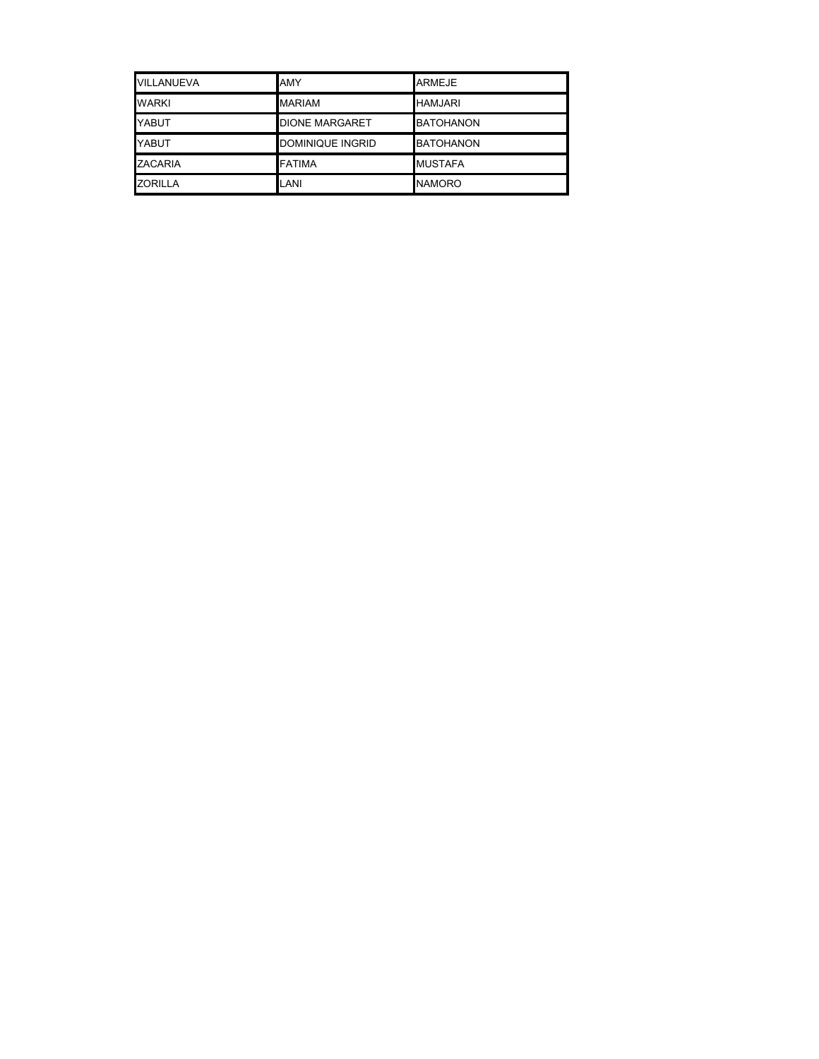| VILLANUEVA | AMY | ARMEJE |
| --- | --- | --- |
| WARKI | MARIAM | HAMJARI |
| YABUT | DIONE MARGARET | BATOHANON |
| YABUT | DOMINIQUE INGRID | BATOHANON |
| ZACARIA | FATIMA | MUSTAFA |
| ZORILLA | LANI | NAMORO |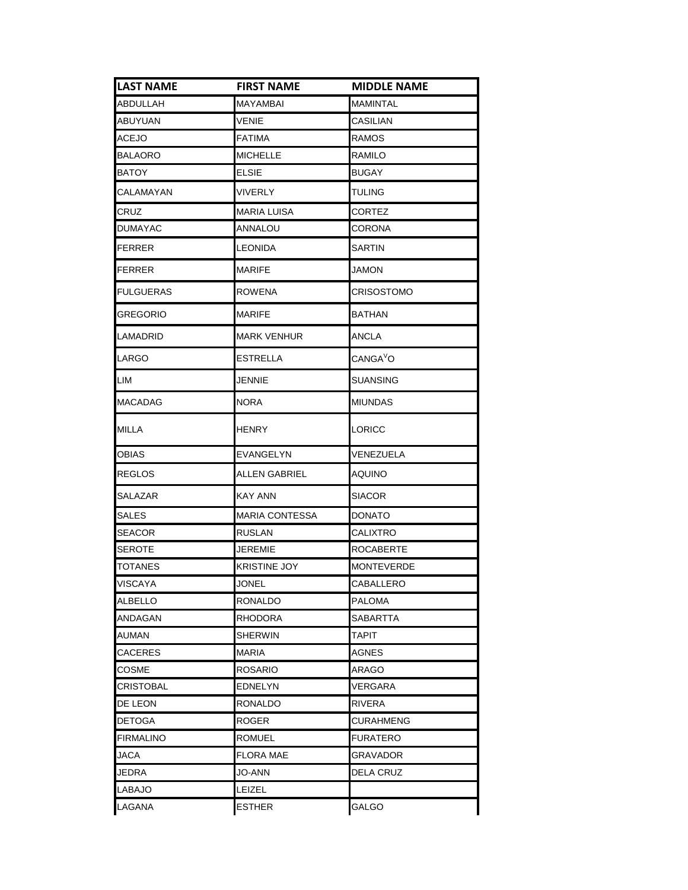| LAST NAME | FIRST NAME | MIDDLE NAME |
| --- | --- | --- |
| ABDULLAH | MAYAMBAI | MAMINTAL |
| ABUYUAN | VENIE | CASILIAN |
| ACEJO | FATIMA | RAMOS |
| BALAORO | MICHELLE | RAMILO |
| BATOY | ELSIE | BUGAY |
| CALAMAYAN | VIVERLY | TULING |
| CRUZ | MARIA LUISA | CORTEZ |
| DUMAYAC | ANNALOU | CORONA |
| FERRER | LEONIDA | SARTIN |
| FERRER | MARIFE | JAMON |
| FULGUERAS | ROWENA | CRISOSTOMO |
| GREGORIO | MARIFE | BATHAN |
| LAMADRID | MARK VENHUR | ANCLA |
| LARGO | ESTRELLA | CANGA$^{V}$O |
| LIM | JENNIE | SUANSING |
| MACADAG | NORA | MIUNDAS |
| MILLA | HENRY | LORICC |
| OBIAS | EVANGELYN | VENEZUELA |
| REGLOS | ALLEN GABRIEL | AQUINO |
| SALAZAR | KAY ANN | SIACOR |
| SALES | MARIA CONTESSA | DONATO |
| SEACOR | RUSLAN | CALIXTRO |
| SEROTE | JEREMIE | ROCABERTE |
| TOTANES | KRISTINE JOY | MONTEVERDE |
| VISCAYA | JONEL | CABALLERO |
| ALBELLO | RONALDO | PALOMA |
| ANDAGAN | RHODORA | SABARTTA |
| AUMAN | SHERWIN | TAPIT |
| CACERES | MARIA | AGNES |
| COSME | ROSARIO | ARAGO |
| CRISTOBAL | EDNELYN | VERGARA |
| DE LEON | RONALDO | RIVERA |
| DETOGA | ROGER | CURAHMENG |
| FIRMALINO | ROMUEL | FURATERO |
| JACA | FLORA MAE | GRAVADOR |
| JEDRA | JO-ANN | DELA CRUZ |
| LABAJO | LEIZEL | |
| LAGANA | ESTHER | GALGO |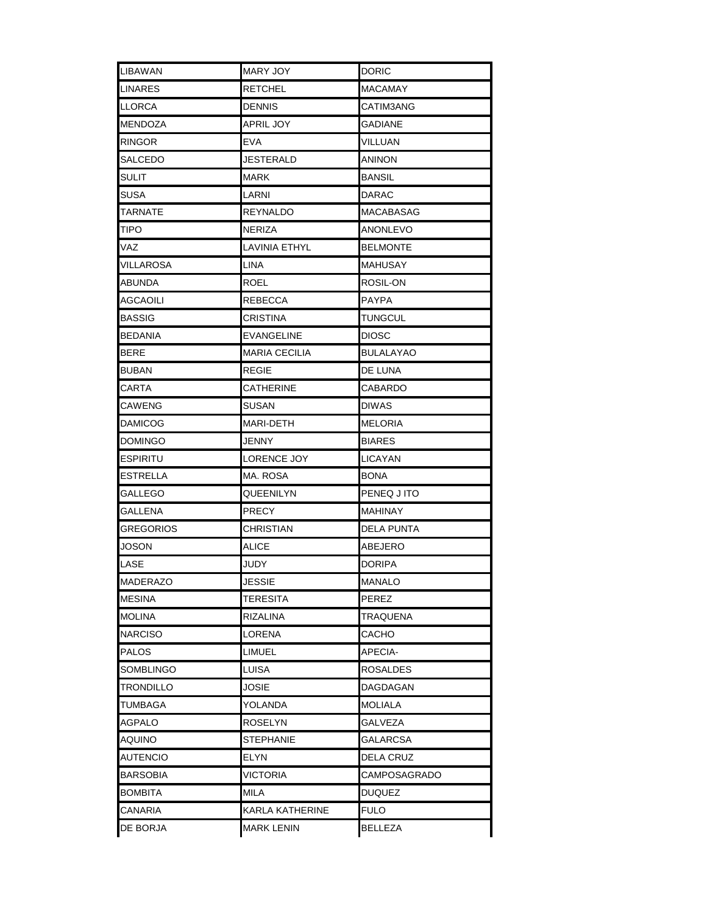| | | |
|---|---|---|
| LIBAWAN | MARY JOY | DORIC |
| LINARES | RETCHEL | MACAMAY |
| LLORCA | DENNIS | CATIM3ANG |
| MENDOZA | APRIL JOY | GADIANE |
| RINGOR | EVA | VILLUAN |
| SALCEDO | JESTERALD | ANINON |
| SULIT | MARK | BANSIL |
| SUSA | LARNI | DARAC |
| TARNATE | REYNALDO | MACABASAG |
| TIPO | NERIZA | ANONLEVO |
| VAZ | LAVINIA ETHYL | BELMONTE |
| VILLAROSA | LINA | MAHUSAY |
| ABUNDA | ROEL | ROSIL-ON |
| AGCAOILI | REBECCA | PAYPA |
| BASSIG | CRISTINA | TUNGCUL |
| BEDANIA | EVANGELINE | DIOSC |
| BERE | MARIA CECILIA | BULALAYAO |
| BUBAN | REGIE | DE LUNA |
| CARTA | CATHERINE | CABARDO |
| CAWENG | SUSAN | DIWAS |
| DAMICOG | MARI-DETH | MELORIA |
| DOMINGO | JENNY | BIARES |
| ESPIRITU | LORENCE JOY | LICAYAN |
| ESTRELLA | MA. ROSA | BONA |
| GALLEGO | QUEENILYN | PENEQ J ITO |
| GALLENA | PRECY | MAHINAY |
| GREGORIOS | CHRISTIAN | DELA PUNTA |
| JOSON | ALICE | ABEJERO |
| LASE | JUDY | DORIPA |
| MADERAZO | JESSIE | MANALO |
| MESINA | TERESITA | PEREZ |
| MOLINA | RIZALINA | TRAQUENA |
| NARCISO | LORENA | CACHO |
| PALOS | LIMUEL | APECIA- |
| SOMBLINGO | LUISA | ROSALDES |
| TRONDILLO | JOSIE | DAGDAGAN |
| TUMBAGA | YOLANDA | MOLIALA |
| AGPALO | ROSELYN | GALVEZA |
| AQUINO | STEPHANIE | GALARCSA |
| AUTENCIO | ELYN | DELA CRUZ |
| BARSOBIA | VICTORIA | CAMPOSAGRADO |
| BOMBITA | MILA | DUQUEZ |
| CANARIA | KARLA KATHERINE | FULO |
| DE BORJA | MARK LENIN | BELLEZA |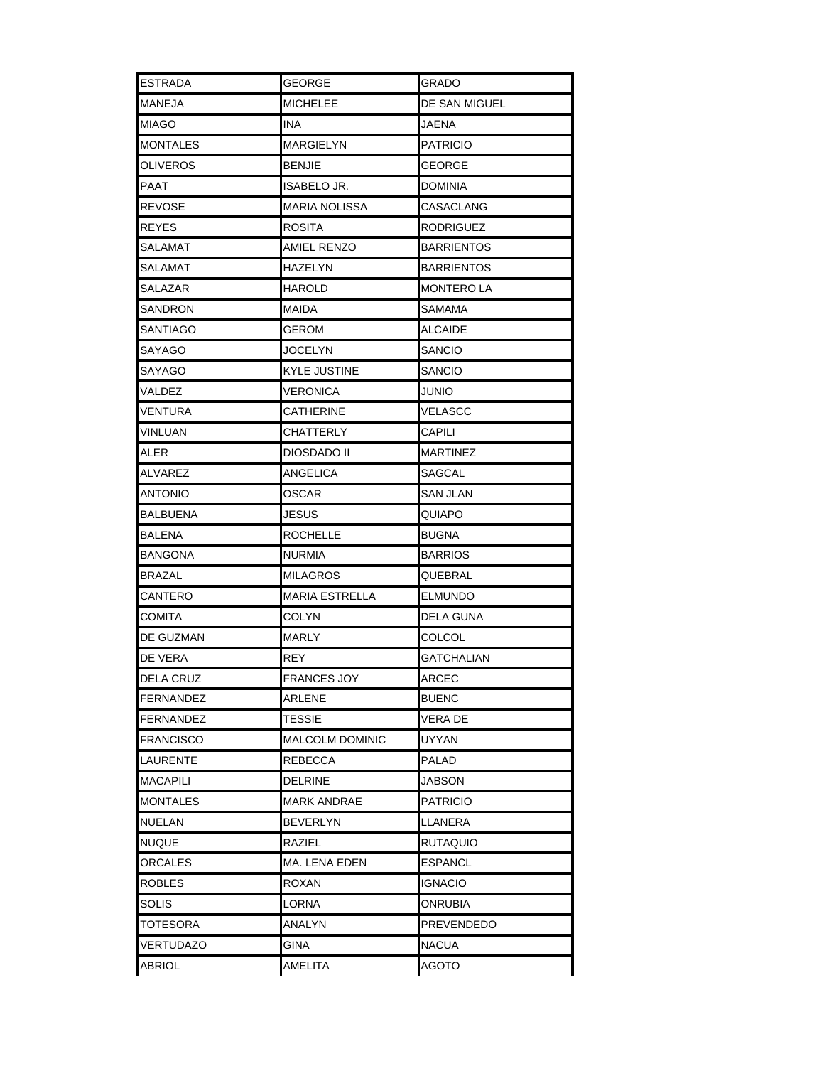| ESTRADA | GEORGE | GRADO |
|---|---|---|
| MANEJA | MICHELEE | DE SAN MIGUEL |
| MIAGO | INA | JAENA |
| MONTALES | MARGIELYN | PATRICIO |
| OLIVEROS | BENJIE | GEORGE |
| PAAT | ISABELO JR. | DOMINIA |
| REVOSE | MARIA NOLISSA | CASACLANG |
| REYES | ROSITA | RODRIGUEZ |
| SALAMAT | AMIEL RENZO | BARRIENTOS |
| SALAMAT | HAZELYN | BARRIENTOS |
| SALAZAR | HAROLD | MONTERO LA |
| SANDRON | MAIDA | SAMAMA |
| SANTIAGO | GEROM | ALCAIDE |
| SAYAGO | JOCELYN | SANCIO |
| SAYAGO | KYLE JUSTINE | SANCIO |
| VALDEZ | VERONICA | JUNIO |
| VENTURA | CATHERINE | VELASCC |
| VINLUAN | CHATTERLY | CAPILI |
| ALER | DIOSDADO II | MARTINEZ |
| ALVAREZ | ANGELICA | SAGCAL |
| ANTONIO | OSCAR | SAN JLAN |
| BALBUENA | JESUS | QUIAPO |
| BALENA | ROCHELLE | BUGNA |
| BANGONA | NURMIA | BARRIOS |
| BRAZAL | MILAGROS | QUEBRAL |
| CANTERO | MARIA ESTRELLA | ELMUNDO |
| COMITA | COLYN | DELA GUNA |
| DE GUZMAN | MARLY | COLCOL |
| DE VERA | REY | GATCHALIAN |
| DELA CRUZ | FRANCES JOY | ARCEC |
| FERNANDEZ | ARLENE | BUENC |
| FERNANDEZ | TESSIE | VERA DE |
| FRANCISCO | MALCOLM DOMINIC | UYYAN |
| LAURENTE | REBECCA | PALAD |
| MACAPILI | DELRINE | JABSON |
| MONTALES | MARK ANDRAE | PATRICIO |
| NUELAN | BEVERLYN | LLANERA |
| NUQUE | RAZIEL | RUTAQUIO |
| ORCALES | MA. LENA EDEN | ESPANCL |
| ROBLES | ROXAN | IGNACIO |
| SOLIS | LORNA | ONRUBIA |
| TOTESORA | ANALYN | PREVENDEDO |
| VERTUDAZO | GINA | NACUA |
| ABRIOL | AMELITA | AGOTO |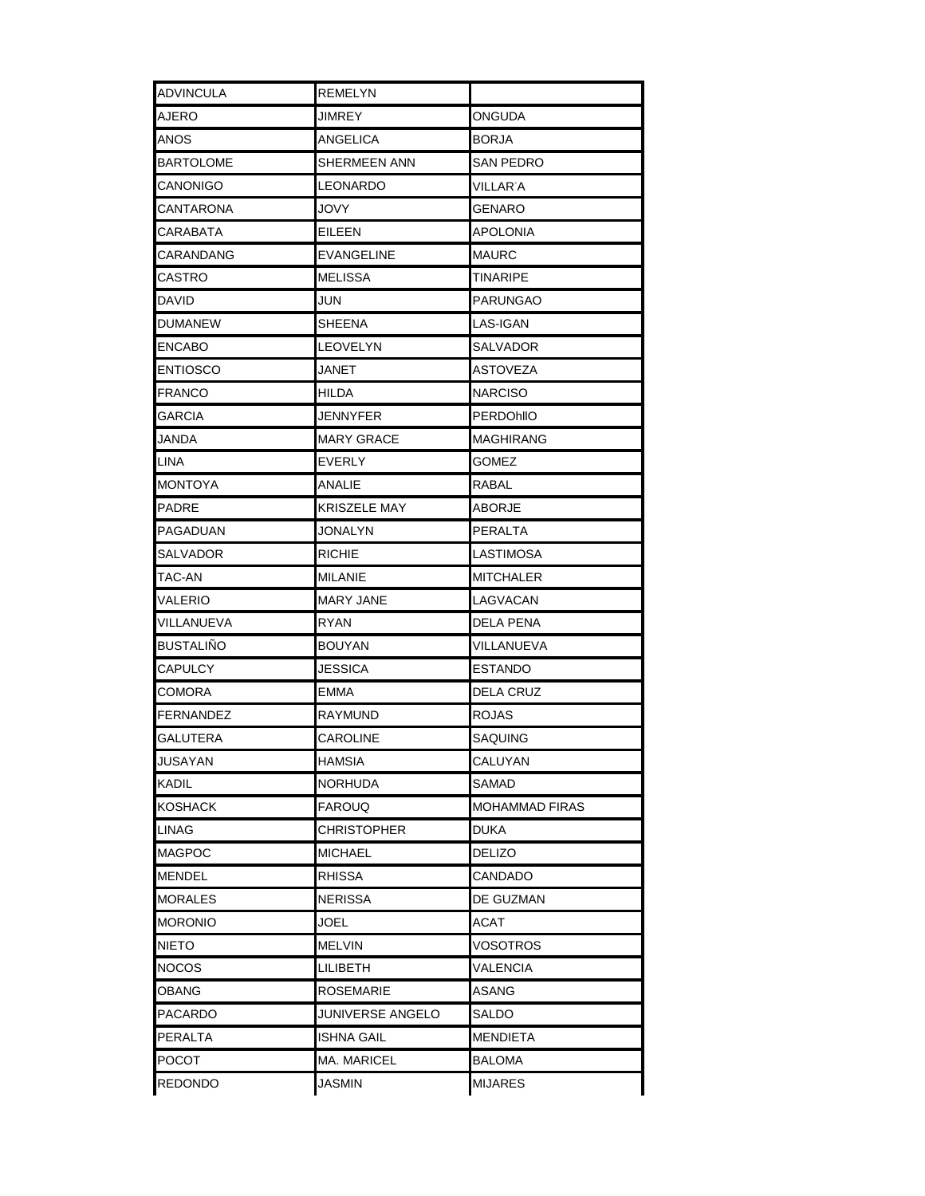| ADVINCULA | REMELYN | |
|---|---|---|
| AJERO | JIMREY | ONGUDA |
| ANOS | ANGELICA | BORJA |
| BARTOLOME | SHERMEEN ANN | SAN PEDRO |
| CANONIGO | LEONARDO | VILLAR˜A |
| CANTARONA | JOVY | GENARO |
| CARABATA | EILEEN | APOLONIA |
| CARANDANG | EVANGELINE | MAURC |
| CASTRO | MELISSA | TINARIPE |
| DAVID | JUN | PARUNGAO |
| DUMANEW | SHEENA | LAS-IGAN |
| ENCABO | LEOVELYN | SALVADOR |
| ENTIOSCO | JANET | ASTOVEZA |
| FRANCO | HILDA | NARCISO |
| GARCIA | JENNYFER | PERDOhllO |
| JANDA | MARY GRACE | MAGHIRANG |
| LINA | EVERLY | GOMEZ |
| MONTOYA | ANALIE | RABAL |
| PADRE | KRISZELE MAY | ABORJE |
| PAGADUAN | JONALYN | PERALTA |
| SALVADOR | RICHIE | LASTIMOSA |
| TAC-AN | MILANIE | MITCHALER |
| VALERIO | MARY JANE | LAGVACAN |
| VILLANUEVA | RYAN | DELA PENA |
| BUSTALIÑO | BOUYAN | VILLANUEVA |
| CAPULCY | JESSICA | ESTANDO |
| COMORA | EMMA | DELA CRUZ |
| FERNANDEZ | RAYMUND | ROJAS |
| GALUTERA | CAROLINE | SAQUING |
| JUSAYAN | HAMSIA | CALUYAN |
| KADIL | NORHUDA | SAMAD |
| KOSHACK | FAROUQ | MOHAMMAD FIRAS |
| LINAG | CHRISTOPHER | DUKA |
| MAGPOC | MICHAEL | DELIZO |
| MENDEL | RHISSA | CANDADO |
| MORALES | NERISSA | DE GUZMAN |
| MORONIO | JOEL | ACAT |
| NIETO | MELVIN | VOSOTROS |
| NOCOS | LILIBETH | VALENCIA |
| OBANG | ROSEMARIE | ASANG |
| PACARDO | JUNIVERSE ANGELO | SALDO |
| PERALTA | ISHNA GAIL | MENDIETA |
| POCOT | MA. MARICEL | BALOMA |
| REDONDO | JASMIN | MIJARES |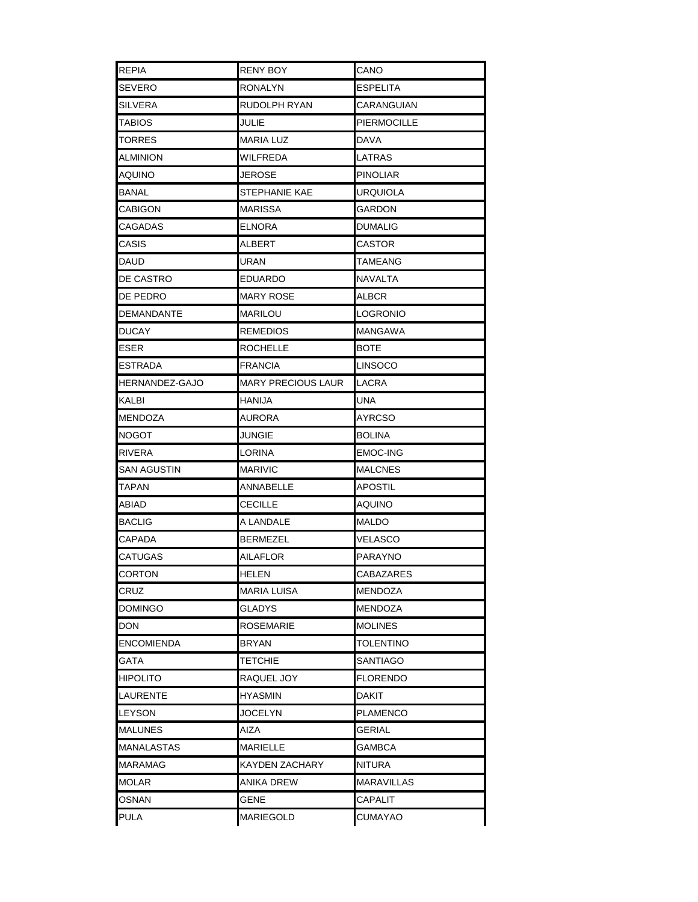| REPIA | RENY BOY | CANO |
| --- | --- | --- |
| SEVERO | RONALYN | ESPELITA |
| SILVERA | RUDOLPH RYAN | CARANGUIAN |
| TABIOS | JULIE | PIERMOCILLE |
| TORRES | MARIA LUZ | DAVA |
| ALMINION | WILFREDA | LATRAS |
| AQUINO | JEROSE | PINOLIAR |
| BANAL | STEPHANIE KAE | URQUIOLA |
| CABIGON | MARISSA | GARDON |
| CAGADAS | ELNORA | DUMALIG |
| CASIS | ALBERT | CASTOR |
| DAUD | URAN | TAMEANG |
| DE CASTRO | EDUARDO | NAVALTA |
| DE PEDRO | MARY ROSE | ALBCR |
| DEMANDANTE | MARILOU | LOGRONIO |
| DUCAY | REMEDIOS | MANGAWA |
| ESER | ROCHELLE | BOTE |
| ESTRADA | FRANCIA | LINSOCO |
| HERNANDEZ-GAJO | MARY PRECIOUS LAUR | LACRA |
| KALBI | HANIJA | UNA |
| MENDOZA | AURORA | AYRCSO |
| NOGOT | JUNGIE | BOLINA |
| RIVERA | LORINA | EMOC-ING |
| SAN AGUSTIN | MARIVIC | MALCNES |
| TAPAN | ANNABELLE | APOSTIL |
| ABIAD | CECILLE | AQUINO |
| BACLIG | A LANDALE | MALDO |
| CAPADA | BERMEZEL | VELASCO |
| CATUGAS | AILAFLOR | PARAYNO |
| CORTON | HELEN | CABAZARES |
| CRUZ | MARIA LUISA | MENDOZA |
| DOMINGO | GLADYS | MENDOZA |
| DON | ROSEMARIE | MOLINES |
| ENCOMIENDA | BRYAN | TOLENTINO |
| GATA | TETCHIE | SANTIAGO |
| HIPOLITO | RAQUEL JOY | FLORENDO |
| LAURENTE | HYASMIN | DAKIT |
| LEYSON | JOCELYN | PLAMENCO |
| MALUNES | AIZA | GERIAL |
| MANALASTAS | MARIELLE | GAMBCA |
| MARAMAG | KAYDEN ZACHARY | NITURA |
| MOLAR | ANIKA DREW | MARAVILLAS |
| OSNAN | GENE | CAPALIT |
| PULA | MARIEGOLD | CUMAYAO |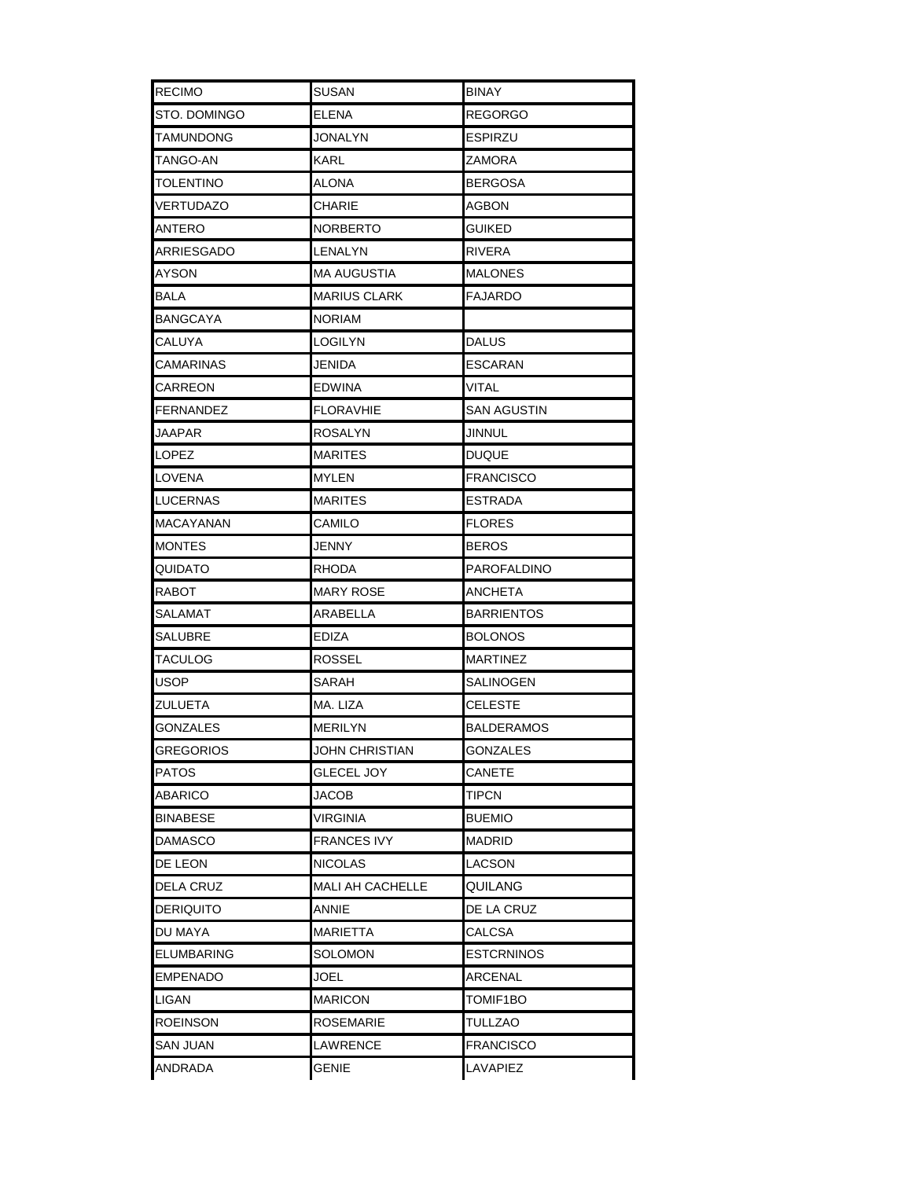| RECIMO | SUSAN | BINAY |
|---|---|---|
| STO. DOMINGO | ELENA | REGORGO |
| TAMUNDONG | JONALYN | ESPIRZU |
| TANGO-AN | KARL | ZAMORA |
| TOLENTINO | ALONA | BERGOSA |
| VERTUDAZO | CHARIE | AGBON |
| ANTERO | NORBERTO | GUIKED |
| ARRIESGADO | LENALYN | RIVERA |
| AYSON | MA AUGUSTIA | MALONES |
| BALA | MARIUS CLARK | FAJARDO |
| BANGCAYA | NORIAM | |
| CALUYA | LOGILYN | DALUS |
| CAMARINAS | JENIDA | ESCARAN |
| CARREON | EDWINA | VITAL |
| FERNANDEZ | FLORAVHIE | SAN AGUSTIN |
| JAAPAR | ROSALYN | JINNUL |
| LOPEZ | MARITES | DUQUE |
| LOVENA | MYLEN | FRANCISCO |
| LUCERNAS | MARITES | ESTRADA |
| MACAYANAN | CAMILO | FLORES |
| MONTES | JENNY | BEROS |
| QUIDATO | RHODA | PAROFALDINO |
| RABOT | MARY ROSE | ANCHETA |
| SALAMAT | ARABELLA | BARRIENTOS |
| SALUBRE | EDIZA | BOLONOS |
| TACULOG | ROSSEL | MARTINEZ |
| USOP | SARAH | SALINOGEN |
| ZULUETA | MA. LIZA | CELESTE |
| GONZALES | MERILYN | BALDERAMOS |
| GREGORIOS | JOHN CHRISTIAN | GONZALES |
| PATOS | GLECEL JOY | CANETE |
| ABARICO | JACOB | TIPCN |
| BINABESE | VIRGINIA | BUEMIO |
| DAMASCO | FRANCES IVY | MADRID |
| DE LEON | NICOLAS | LACSON |
| DELA CRUZ | MALI AH CACHELLE | QUILANG |
| DERIQUITO | ANNIE | DE LA CRUZ |
| DU MAYA | MARIETTA | CALCSA |
| ELUMBARING | SOLOMON | ESTCRNINOS |
| EMPENADO | JOEL | ARCENAL |
| LIGAN | MARICON | TOMIF1BO |
| ROEINSON | ROSEMARIE | TULLZAO |
| SAN JUAN | LAWRENCE | FRANCISCO |
| ANDRADA | GENIE | LAVAPIEZ |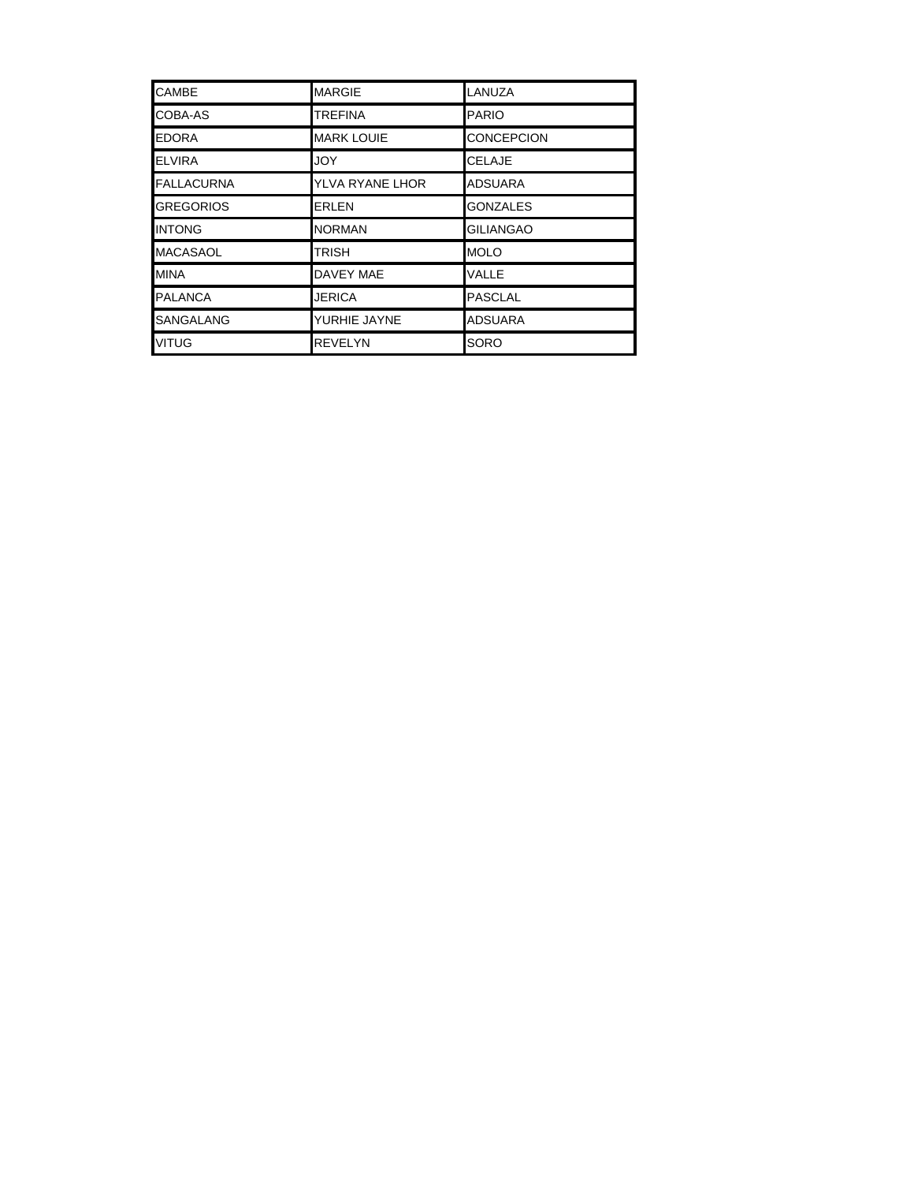| | | |
|---|---|---|
| CAMBE | MARGIE | LANUZA |
| COBA-AS | TREFINA | PARIO |
| EDORA | MARK LOUIE | CONCEPCION |
| ELVIRA | JOY | CELAJE |
| FALLACURNA | YLVA RYANE LHOR | ADSUARA |
| GREGORIOS | ERLEN | GONZALES |
| INTONG | NORMAN | GILIANGAO |
| MACASAOL | TRISH | MOLO |
| MINA | DAVEY MAE | VALLE |
| PALANCA | JERICA | PASCLAL |
| SANGALANG | YURHIE JAYNE | ADSUARA |
| VITUG | REVELYN | SORO |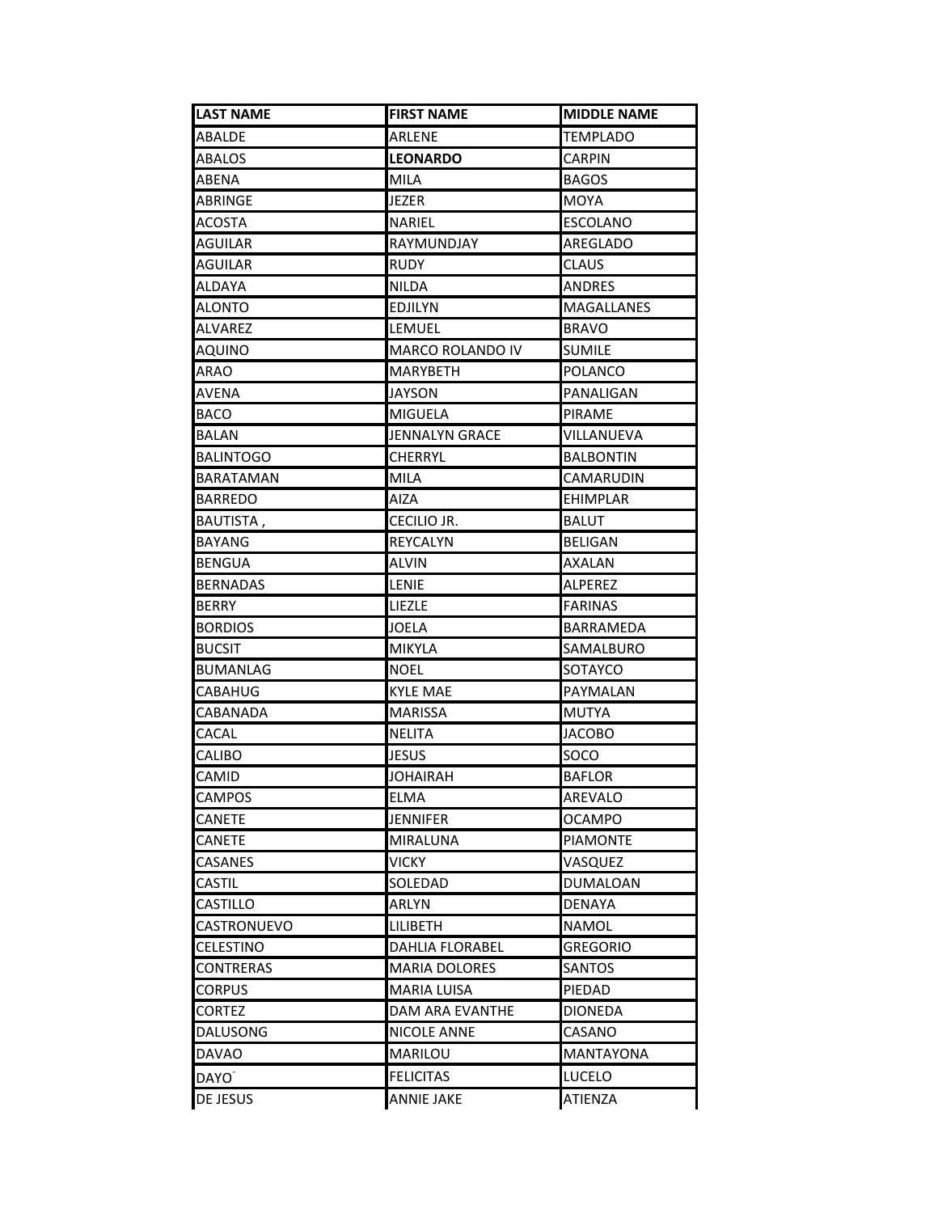| LAST NAME | FIRST NAME | MIDDLE NAME |
|---|---|---|
| ABALDE | ARLENE | TEMPLADO |
| ABALOS | **LEONARDO** | CARPIN |
| ABENA | MILA | BAGOS |
| ABRINGE | JEZER | MOYA |
| ACOSTA | NARIEL | ESCOLANO |
| AGUILAR | RAYMUNDJAY | AREGLADO |
| AGUILAR | RUDY | CLAUS |
| ALDAYA | NILDA | ANDRES |
| ALONTO | EDJILYN | MAGALLANES |
| ALVAREZ | LEMUEL | BRAVO |
| AQUINO | MARCO ROLANDO IV | SUMILE |
| ARAO | MARYBETH | POLANCO |
| AVENA | JAYSON | PANALIGAN |
| BACO | MIGUELA | PIRAME |
| BALAN | JENNALYN GRACE | VILLANUEVA |
| BALINTOGO | CHERRYL | BALBONTIN |
| BARATAMAN | MILA | CAMARUDIN |
| BARREDO | AIZA | EHIMPLAR |
| BAUTISTA , | CECILIO JR. | BALUT |
| BAYANG | REYCALYN | BELIGAN |
| BENGUA | ALVIN | AXALAN |
| BERNADAS | LENIE | ALPEREZ |
| BERRY | LIEZLE | FARINAS |
| BORDIOS | JOELA | BARRAMEDA |
| BUCSIT | MIKYLA | SAMALBURO |
| BUMANLAG | NOEL | SOTAYCO |
| CABAHUG | KYLE MAE | PAYMALAN |
| CABANADA | MARISSA | MUTYA |
| CACAL | NELITA | JACOBO |
| CALIBO | JESUS | SOCO |
| CAMID | JOHAIRAH | BAFLOR |
| CAMPOS | ELMA | AREVALO |
| CANETE | JENNIFER | OCAMPO |
| CANETE | MIRALUNA | PIAMONTE |
| CASANES | VICKY | VASQUEZ |
| CASTIL | SOLEDAD | DUMALOAN |
| CASTILLO | ARLYN | DENAYA |
| CASTRONUEVO | LILIBETH | NAMOL |
| CELESTINO | DAHLIA FLORABEL | GREGORIO |
| CONTRERAS | MARIA DOLORES | SANTOS |
| CORPUS | MARIA LUISA | PIEDAD |
| CORTEZ | DAM ARA EVANTHE | DIONEDA |
| DALUSONG | NICOLE ANNE | CASANO |
| DAVAO | MARILOU | MANTAYONA |
| DAYO | FELICITAS | LUCELO |
| DE JESUS | ANNIE JAKE | ATIENZA |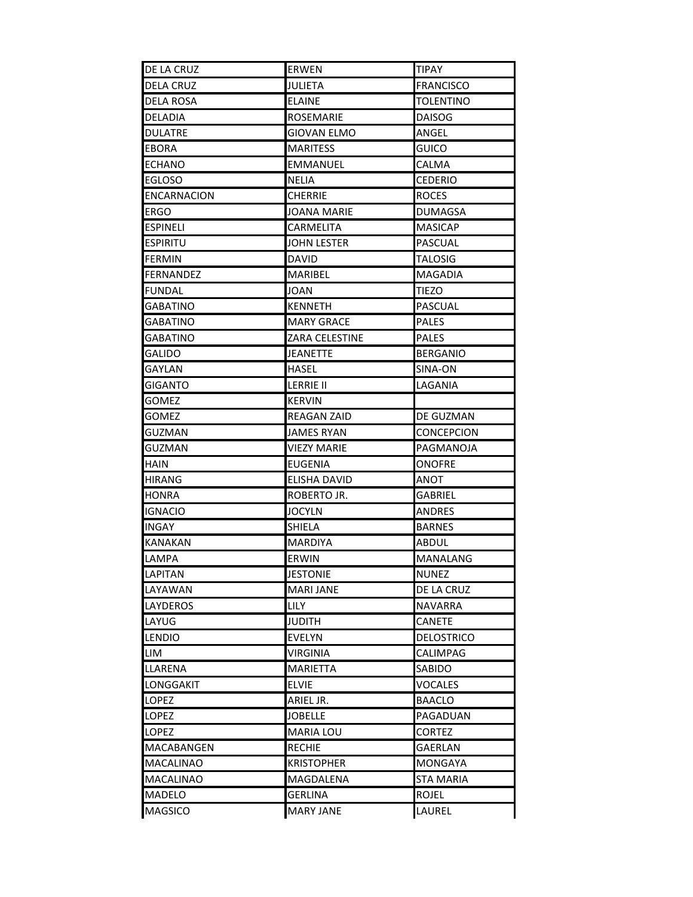| | | |
|---|---|---|
| DE LA CRUZ | ERWEN | TIPAY |
| DELA CRUZ | JULIETA | FRANCISCO |
| DELA ROSA | ELAINE | TOLENTINO |
| DELADIA | ROSEMARIE | DAISOG |
| DULATRE | GIOVAN ELMO | ANGEL |
| EBORA | MARITESS | GUICO |
| ECHANO | EMMANUEL | CALMA |
| EGLOSO | NELIA | CEDERIO |
| ENCARNACION | CHERRIE | ROCES |
| ERGO | JOANA MARIE | DUMAGSA |
| ESPINELI | CARMELITA | MASICAP |
| ESPIRITU | JOHN LESTER | PASCUAL |
| FERMIN | DAVID | TALOSIG |
| FERNANDEZ | MARIBEL | MAGADIA |
| FUNDAL | JOAN | TIEZO |
| GABATINO | KENNETH | PASCUAL |
| GABATINO | MARY GRACE | PALES |
| GABATINO | ZARA CELESTINE | PALES |
| GALIDO | JEANETTE | BERGANIO |
| GAYLAN | HASEL | SINA-ON |
| GIGANTO | LERRIE II | LAGANIA |
| GOMEZ | KERVIN | |
| GOMEZ | REAGAN ZAID | DE GUZMAN |
| GUZMAN | JAMES RYAN | CONCEPCION |
| GUZMAN | VIEZY MARIE | PAGMANOJA |
| HAIN | EUGENIA | ONOFRE |
| HIRANG | ELISHA DAVID | ANOT |
| HONRA | ROBERTO JR. | GABRIEL |
| IGNACIO | JOCYLN | ANDRES |
| INGAY | SHIELA | BARNES |
| KANAKAN | MARDIYA | ABDUL |
| LAMPA | ERWIN | MANALANG |
| LAPITAN | JESTONIE | NUNEZ |
| LAYAWAN | MARI JANE | DE LA CRUZ |
| LAYDEROS | LILY | NAVARRA |
| LAYUG | JUDITH | CANETE |
| LENDIO | EVELYN | DELOSTRICO |
| LIM | VIRGINIA | CALIMPAG |
| LLARENA | MARIETTA | SABIDO |
| LONGGAKIT | ELVIE | VOCALES |
| LOPEZ | ARIEL JR. | BAACLO |
| LOPEZ | JOBELLE | PAGADUAN |
| LOPEZ | MARIA LOU | CORTEZ |
| MACABANGEN | RECHIE | GAERLAN |
| MACALINAO | KRISTOPHER | MONGAYA |
| MACALINAO | MAGDALENA | STA MARIA |
| MADELO | GERLINA | ROJEL |
| MAGSICO | MARY JANE | LAUREL |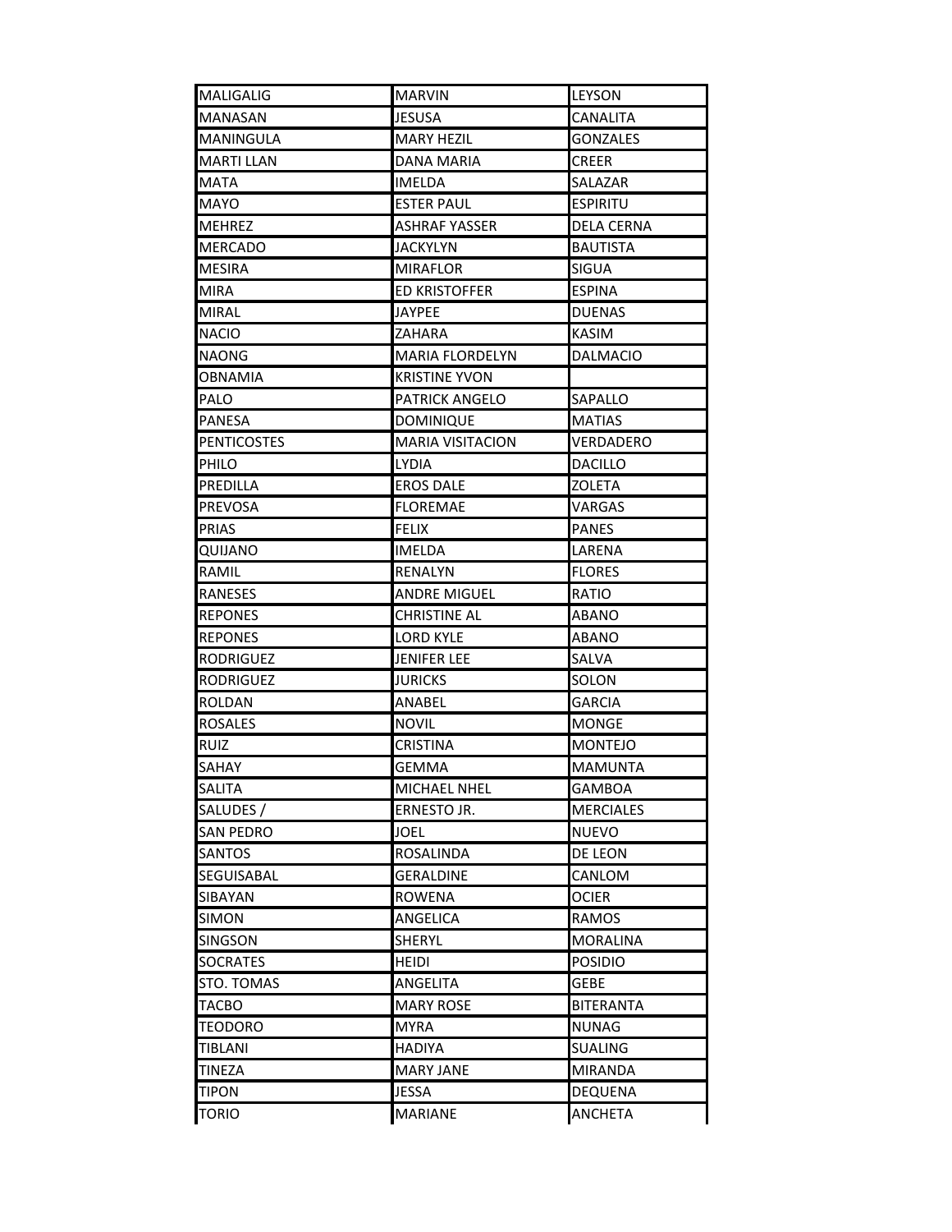| | | |
|---|---|---|
| MALIGALIG | MARVIN | LEYSON |
| MANASAN | JESUSA | CANALITA |
| MANINGULA | MARY HEZIL | GONZALES |
| MARTI LLAN | DANA MARIA | CREER |
| MATA | IMELDA | SALAZAR |
| MAYO | ESTER PAUL | ESPIRITU |
| MEHREZ | ASHRAF YASSER | DELA CERNA |
| MERCADO | JACKYLYN | BAUTISTA |
| MESIRA | MIRAFLOR | SIGUA |
| MIRA | ED KRISTOFFER | ESPINA |
| MIRAL | JAYPEE | DUENAS |
| NACIO | ZAHARA | KASIM |
| NAONG | MARIA FLORDELYN | DALMACIO |
| OBNAMIA | KRISTINE YVON | |
| PALO | PATRICK ANGELO | SAPALLO |
| PANESA | DOMINIQUE | MATIAS |
| PENTICOSTES | MARIA VISITACION | VERDADERO |
| PHILO | LYDIA | DACILLO |
| PREDILLA | EROS DALE | ZOLETA |
| PREVOSA | FLOREMAE | VARGAS |
| PRIAS | FELIX | PANES |
| QUIJANO | IMELDA | LARENA |
| RAMIL | RENALYN | FLORES |
| RANESES | ANDRE MIGUEL | RATIO |
| REPONES | CHRISTINE AL | ABANO |
| REPONES | LORD KYLE | ABANO |
| RODRIGUEZ | JENIFER LEE | SALVA |
| RODRIGUEZ | JURICKS | SOLON |
| ROLDAN | ANABEL | GARCIA |
| ROSALES | NOVIL | MONGE |
| RUIZ | CRISTINA | MONTEJO |
| SAHAY | GEMMA | MAMUNTA |
| SALITA | MICHAEL NHEL | GAMBOA |
| SALUDES / | ERNESTO JR. | MERCIALES |
| SAN PEDRO | JOEL | NUEVO |
| SANTOS | ROSALINDA | DE LEON |
| SEGUISABAL | GERALDINE | CANLOM |
| SIBAYAN | ROWENA | OCIER |
| SIMON | ANGELICA | RAMOS |
| SINGSON | SHERYL | MORALINA |
| SOCRATES | HEIDI | POSIDIO |
| STO. TOMAS | ANGELITA | GEBE |
| TACBO | MARY ROSE | BITERANTA |
| TEODORO | MYRA | NUNAG |
| TIBLANI | HADIYA | SUALING |
| TINEZA | MARY JANE | MIRANDA |
| TIPON | JESSA | DEQUENA |
| TORIO | MARIANE | ANCHETA |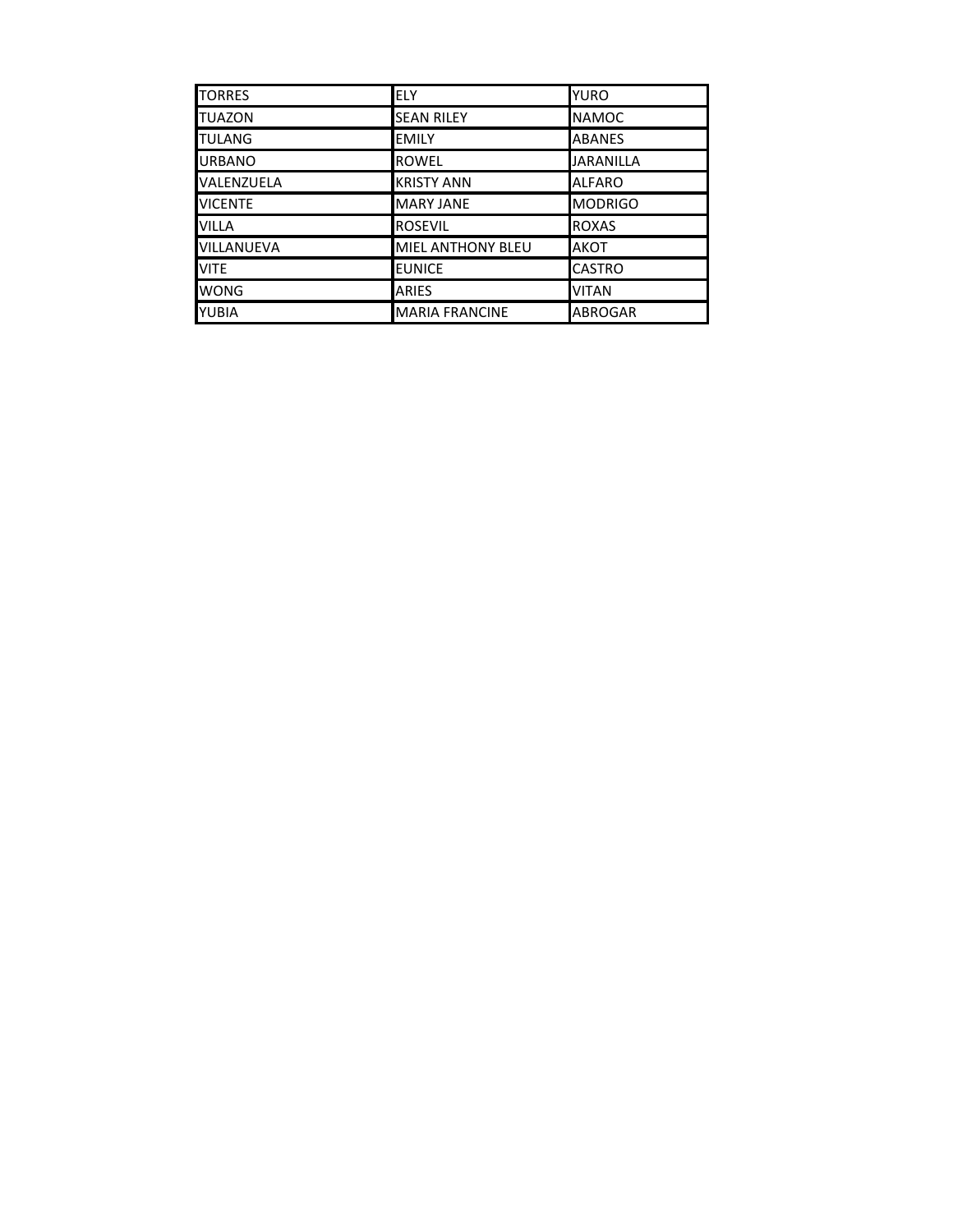| TORRES | ELY | YURO |
| --- | --- | --- |
| TUAZON | SEAN RILEY | NAMOC |
| TULANG | EMILY | ABANES |
| URBANO | ROWEL | JARANILLA |
| VALENZUELA | KRISTY ANN | ALFARO |
| VICENTE | MARY JANE | MODRIGO |
| VILLA | ROSEVIL | ROXAS |
| VILLANUEVA | MIEL ANTHONY BLEU | AKOT |
| VITE | EUNICE | CASTRO |
| WONG | ARIES | VITAN |
| YUBIA | MARIA FRANCINE | ABROGAR |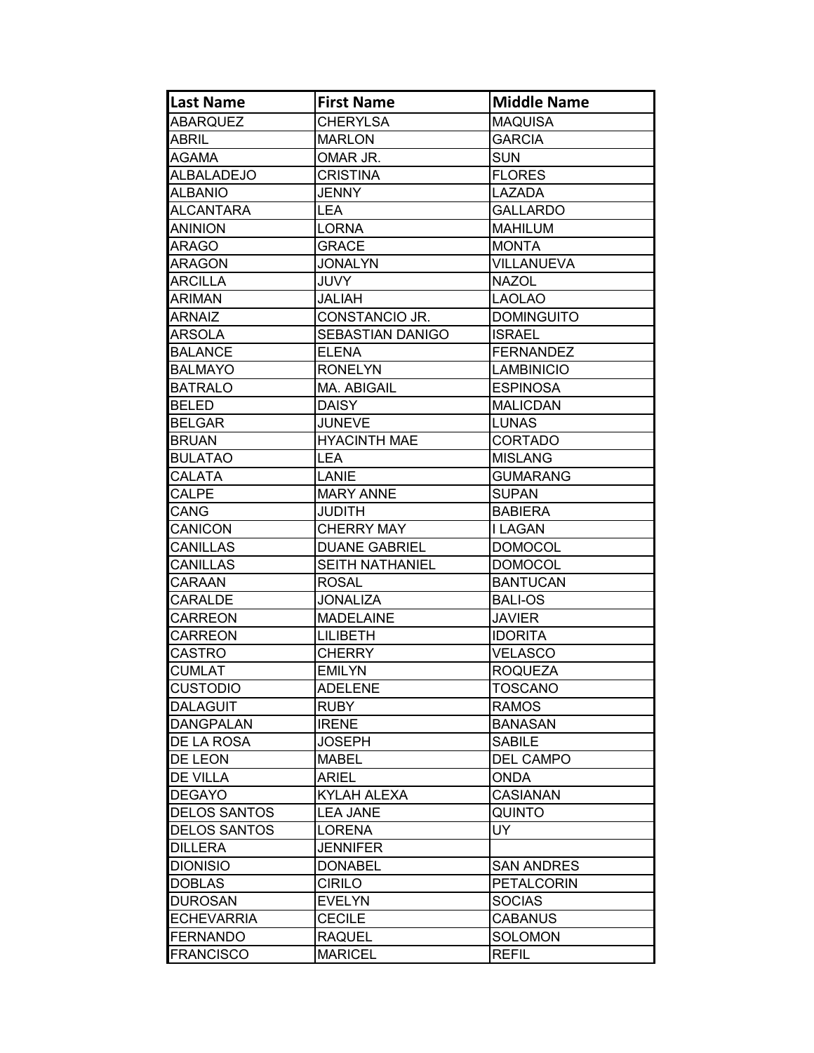| Last Name | First Name | Middle Name |
| --- | --- | --- |
| ABARQUEZ | CHERYLSA | MAQUISA |
| ABRIL | MARLON | GARCIA |
| AGAMA | OMAR JR. | SUN |
| ALBALADEJO | CRISTINA | FLORES |
| ALBANIO | JENNY | LAZADA |
| ALCANTARA | LEA | GALLARDO |
| ANINION | LORNA | MAHILUM |
| ARAGO | GRACE | MONTA |
| ARAGON | JONALYN | VILLANUEVA |
| ARCILLA | JUVY | NAZOL |
| ARIMAN | JALIAH | LAOLAO |
| ARNAIZ | CONSTANCIO JR. | DOMINGUITO |
| ARSOLA | SEBASTIAN DANIGO | ISRAEL |
| BALANCE | ELENA | FERNANDEZ |
| BALMAYO | RONELYN | LAMBINICIO |
| BATRALO | MA. ABIGAIL | ESPINOSA |
| BELED | DAISY | MALICDAN |
| BELGAR | JUNEVE | LUNAS |
| BRUAN | HYACINTH MAE | CORTADO |
| BULATAO | LEA | MISLANG |
| CALATA | LANIE | GUMARANG |
| CALPE | MARY ANNE | SUPAN |
| CANG | JUDITH | BABIERA |
| CANICON | CHERRY MAY | I LAGAN |
| CANILLAS | DUANE GABRIEL | DOMOCOL |
| CANILLAS | SEITH NATHANIEL | DOMOCOL |
| CARAAN | ROSAL | BANTUCAN |
| CARALDE | JONALIZA | BALI-OS |
| CARREON | MADELAINE | JAVIER |
| CARREON | LILIBETH | IDORITA |
| CASTRO | CHERRY | VELASCO |
| CUMLAT | EMILYN | ROQUEZA |
| CUSTODIO | ADELENE | TOSCANO |
| DALAGUIT | RUBY | RAMOS |
| DANGPALAN | IRENE | BANASAN |
| DE LA ROSA | JOSEPH | SABILE |
| DE LEON | MABEL | DEL CAMPO |
| DE VILLA | ARIEL | ONDA |
| DEGAYO | KYLAH ALEXA | CASIANAN |
| DELOS SANTOS | LEA JANE | QUINTO |
| DELOS SANTOS | LORENA | UY |
| DILLERA | JENNIFER | |
| DIONISIO | DONABEL | SAN ANDRES |
| DOBLAS | CIRILO | PETALCORIN |
| DUROSAN | EVELYN | SOCIAS |
| ECHEVARRIA | CECILE | CABANUS |
| FERNANDO | RAQUEL | SOLOMON |
| FRANCISCO | MARICEL | REFIL |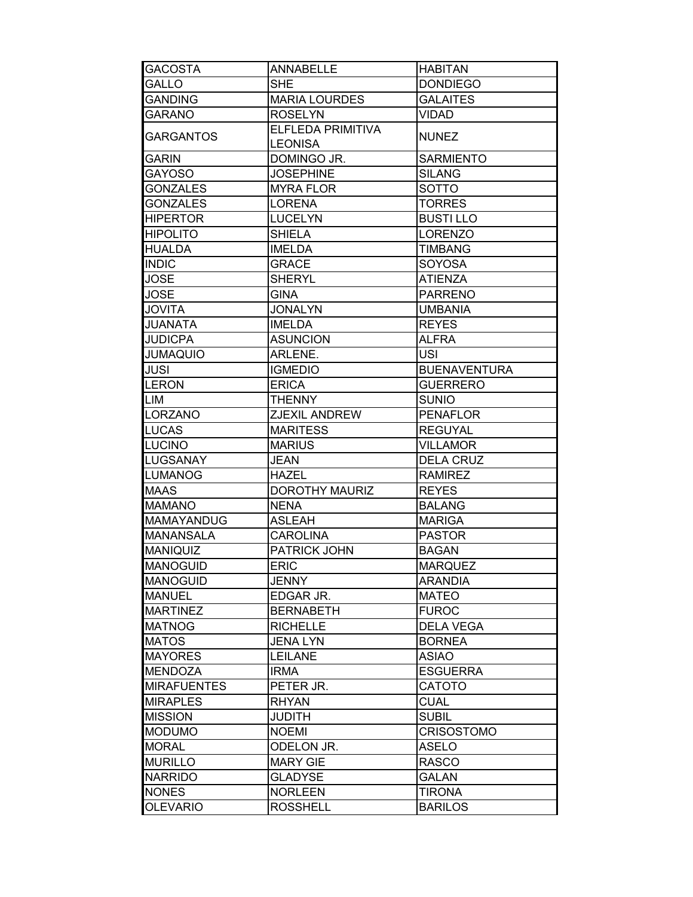| GACOSTA | ANNABELLE | HABITAN |
|---|---|---|
| GALLO | SHE | DONDIEGO |
| GANDING | MARIA LOURDES | GALAITES |
| GARANO | ROSELYN | VIDAD |
| GARGANTOS | ELFLEDA PRIMITIVA LEONISA | NUNEZ |
| GARIN | DOMINGO JR. | SARMIENTO |
| GAYOSO | JOSEPHINE | SILANG |
| GONZALES | MYRA FLOR | SOTTO |
| GONZALES | LORENA | TORRES |
| HIPERTOR | LUCELYN | BUSTI LLO |
| HIPOLITO | SHIELA | LORENZO |
| HUALDA | IMELDA | TIMBANG |
| INDIC | GRACE | SOYOSA |
| JOSE | SHERYL | ATIENZA |
| JOSE | GINA | PARRENO |
| JOVITA | JONALYN | UMBANIA |
| JUANATA | IMELDA | REYES |
| JUDICPA | ASUNCION | ALFRA |
| JUMAQUIO | ARLENE. | USI |
| JUSI | IGMEDIO | BUENAVENTURA |
| LERON | ERICA | GUERRERO |
| LIM | THENNY | SUNIO |
| LORZANO | ZJEXIL ANDREW | PENAFLOR |
| LUCAS | MARITESS | REGUYAL |
| LUCINO | MARIUS | VILLAMOR |
| LUGSANAY | JEAN | DELA CRUZ |
| LUMANOG | HAZEL | RAMIREZ |
| MAAS | DOROTHY MAURIZ | REYES |
| MAMANO | NENA | BALANG |
| MAMAYANDUG | ASLEAH | MARIGA |
| MANANSALA | CAROLINA | PASTOR |
| MANIQUIZ | PATRICK JOHN | BAGAN |
| MANOGUID | ERIC | MARQUEZ |
| MANOGUID | JENNY | ARANDIA |
| MANUEL | EDGAR JR. | MATEO |
| MARTINEZ | BERNABETH | FUROC |
| MATNOG | RICHELLE | DELA VEGA |
| MATOS | JENA LYN | BORNEA |
| MAYORES | LEILANE | ASIAO |
| MENDOZA | IRMA | ESGUERRA |
| MIRAFUENTES | PETER JR. | CATOTO |
| MIRAPLES | RHYAN | CUAL |
| MISSION | JUDITH | SUBIL |
| MODUMO | NOEMI | CRISOSTOMO |
| MORAL | ODELON JR. | ASELO |
| MURILLO | MARY GIE | RASCO |
| NARRIDO | GLADYSE | GALAN |
| NONES | NORLEEN | TIRONA |
| OLEVARIO | ROSSHELL | BARILOS |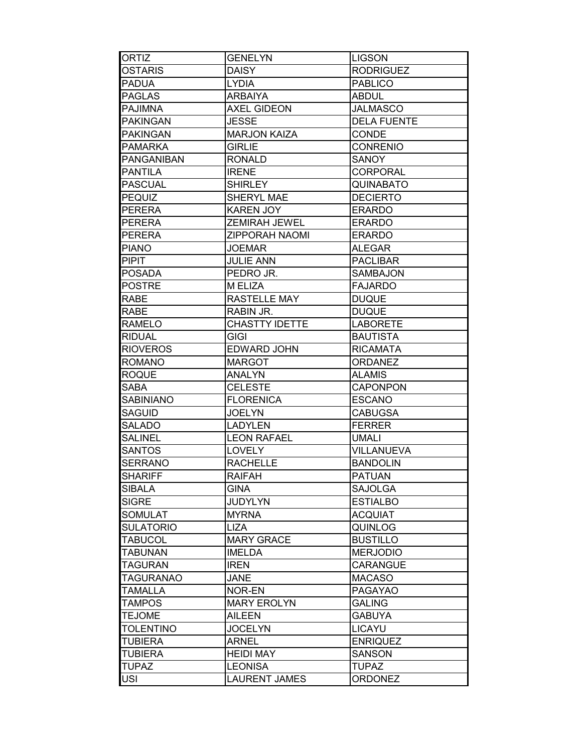| ORTIZ | GENELYN | LIGSON |
|---|---|---|
| OSTARIS | DAISY | RODRIGUEZ |
| PADUA | LYDIA | PABLICO |
| PAGLAS | ARBAIYA | ABDUL |
| PAJIMNA | AXEL GIDEON | JALMASCO |
| PAKINGAN | JESSE | DELA FUENTE |
| PAKINGAN | MARJON KAIZA | CONDE |
| PAMARKA | GIRLIE | CONRENIO |
| PANGANIBAN | RONALD | SANOY |
| PANTILA | IRENE | CORPORAL |
| PASCUAL | SHIRLEY | QUINABATO |
| PEQUIZ | SHERYL MAE | DECIERTO |
| PERERA | KAREN JOY | ERARDO |
| PERERA | ZEMIRAH JEWEL | ERARDO |
| PERERA | ZIPPORAH NAOMI | ERARDO |
| PIANO | JOEMAR | ALEGAR |
| PIPIT | JULIE ANN | PACLIBAR |
| POSADA | PEDRO JR. | SAMBAJON |
| POSTRE | M ELIZA | FAJARDO |
| RABE | RASTELLE MAY | DUQUE |
| RABE | RABIN JR. | DUQUE |
| RAMELO | CHASTTY IDETTE | LABORETE |
| RIDUAL | GIGI | BAUTISTA |
| RIOVEROS | EDWARD JOHN | RICAMATA |
| ROMANO | MARGOT | ORDANEZ |
| ROQUE | ANALYN | ALAMIS |
| SABA | CELESTE | CAPONPON |
| SABINIANO | FLORENICA | ESCANO |
| SAGUID | JOELYN | CABUGSA |
| SALADO | LADYLEN | FERRER |
| SALINEL | LEON RAFAEL | UMALI |
| SANTOS | LOVELY | VILLANUEVA |
| SERRANO | RACHELLE | BANDOLIN |
| SHARIFF | RAIFAH | PATUAN |
| SIBALA | GINA | SAJOLGA |
| SIGRE | JUDYLYN | ESTIALBO |
| SOMULAT | MYRNA | ACQUIAT |
| SULATORIO | LIZA | QUINLOG |
| TABUCOL | MARY GRACE | BUSTILLO |
| TABUNAN | IMELDA | MERJODIO |
| TAGURAN | IREN | CARANGUE |
| TAGURANAO | JANE | MACASO |
| TAMALLA | NOR-EN | PAGAYAO |
| TAMPOS | MARY EROLYN | GALING |
| TEJOME | AILEEN | GABUYA |
| TOLENTINO | JOCELYN | LICAYU |
| TUBIERA | ARNEL | ENRIQUEZ |
| TUBIERA | HEIDI MAY | SANSON |
| TUPAZ | LEONISA | TUPAZ |
| USI | LAURENT JAMES | ORDONEZ |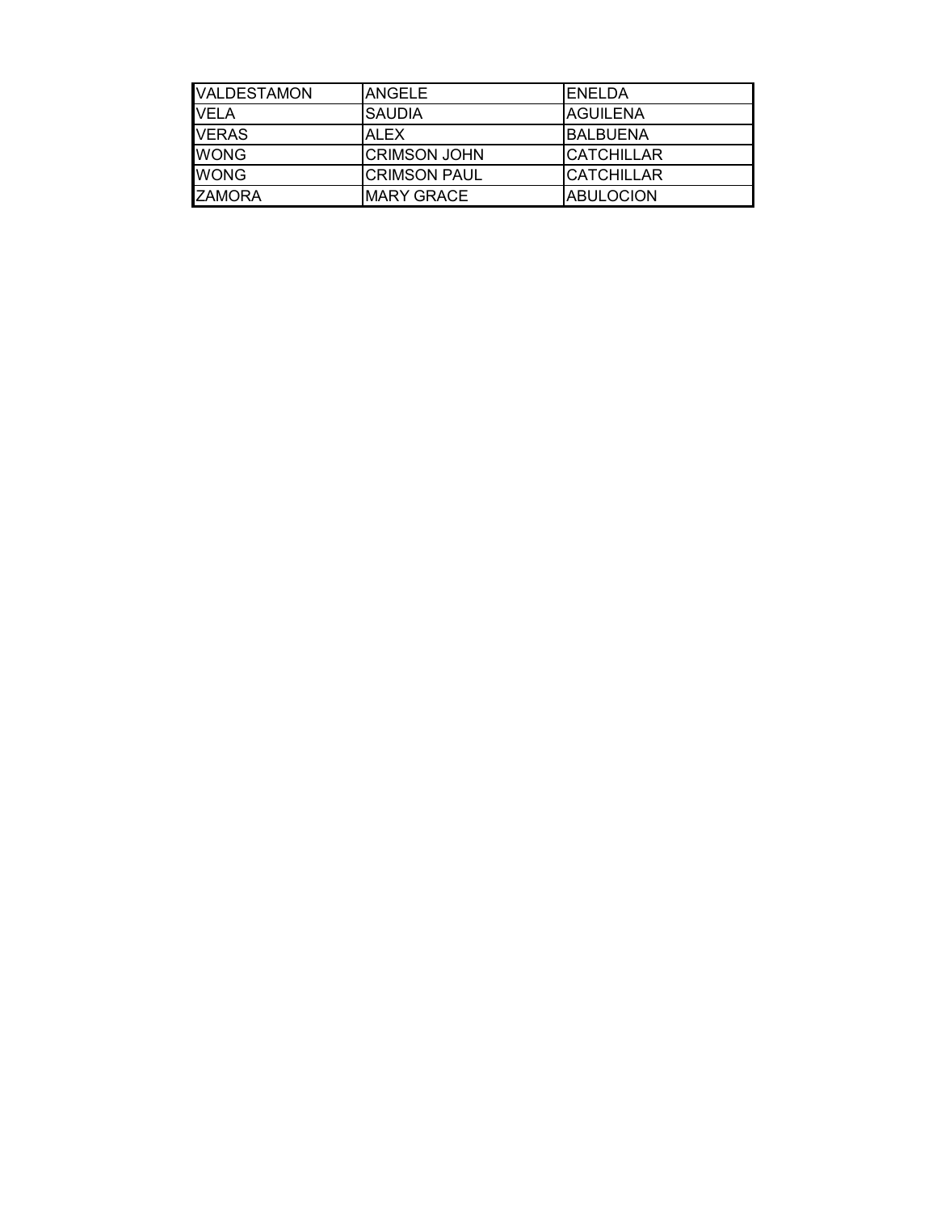| VALDESTAMON | ANGELE | ENELDA |
| --- | --- | --- |
| VELA | SAUDIA | AGUILENA |
| VERAS | ALEX | BALBUENA |
| WONG | CRIMSON JOHN | CATCHILLAR |
| WONG | CRIMSON PAUL | CATCHILLAR |
| ZAMORA | MARY GRACE | ABULOCION |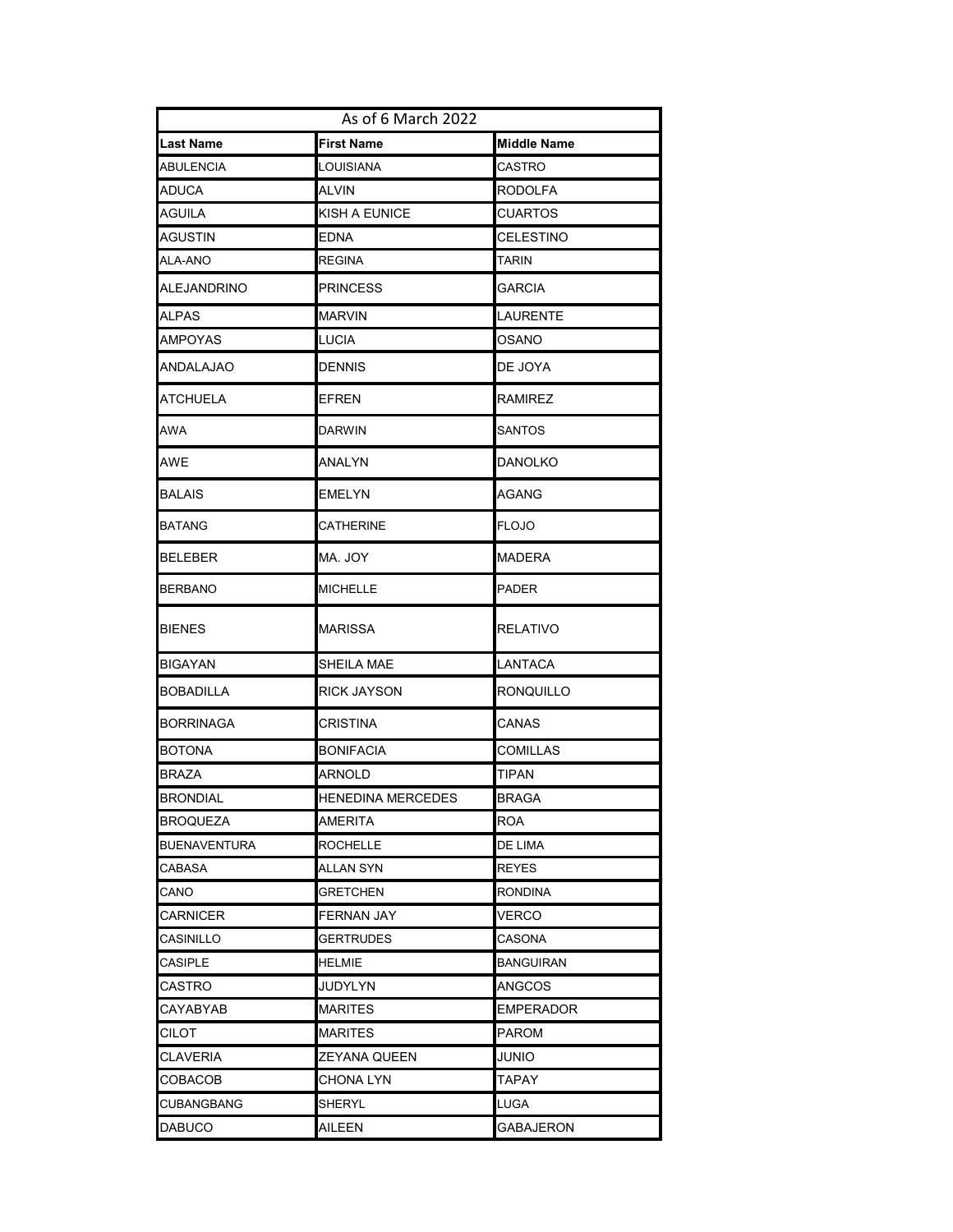| As of 6 March 2022 | | |
|---|---|---|
| **Last Name** | **First Name** | **Middle Name** |
| ABULENCIA | LOUISIANA | CASTRO |
| ADUCA | ALVIN | RODOLFA |
| AGUILA | KISH A EUNICE | CUARTOS |
| AGUSTIN | EDNA | CELESTINO |
| ALA-ANO | REGINA | TARIN |
| ALEJANDRINO | PRINCESS | GARCIA |
| ALPAS | MARVIN | LAURENTE |
| AMPOYAS | LUCIA | OSANO |
| ANDALAJAO | DENNIS | DE JOYA |
| ATCHUELA | EFREN | RAMIREZ |
| AWA | DARWIN | SANTOS |
| AWE | ANALYN | DANOLKO |
| BALAIS | EMELYN | AGANG |
| BATANG | CATHERINE | FLOJO |
| BELEBER | MA. JOY | MADERA |
| BERBANO | MICHELLE | PADER |
| BIENES | MARISSA | RELATIVO |
| BIGAYAN | SHEILA MAE | LANTACA |
| BOBADILLA | RICK JAYSON | RONQUILLO |
| BORRINAGA | CRISTINA | CANAS |
| BOTONA | BONIFACIA | COMILLAS |
| BRAZA | ARNOLD | TIPAN |
| BRONDIAL | HENEDINA MERCEDES | BRAGA |
| BROQUEZA | AMERITA | ROA |
| BUENAVENTURA | ROCHELLE | DE LIMA |
| CABASA | ALLAN SYN | REYES |
| CANO | GRETCHEN | RONDINA |
| CARNICER | FERNAN JAY | VERCO |
| CASINILLO | GERTRUDES | CASONA |
| CASIPLE | HELMIE | BANGUIRAN |
| CASTRO | JUDYLYN | ANGCOS |
| CAYABYAB | MARITES | EMPERADOR |
| CILOT | MARITES | PAROM |
| CLAVERIA | ZEYANA QUEEN | JUNIO |
| COBACOB | CHONA LYN | TAPAY |
| CUBANGBANG | SHERYL | LUGA |
| DABUCO | AILEEN | GABAJERON |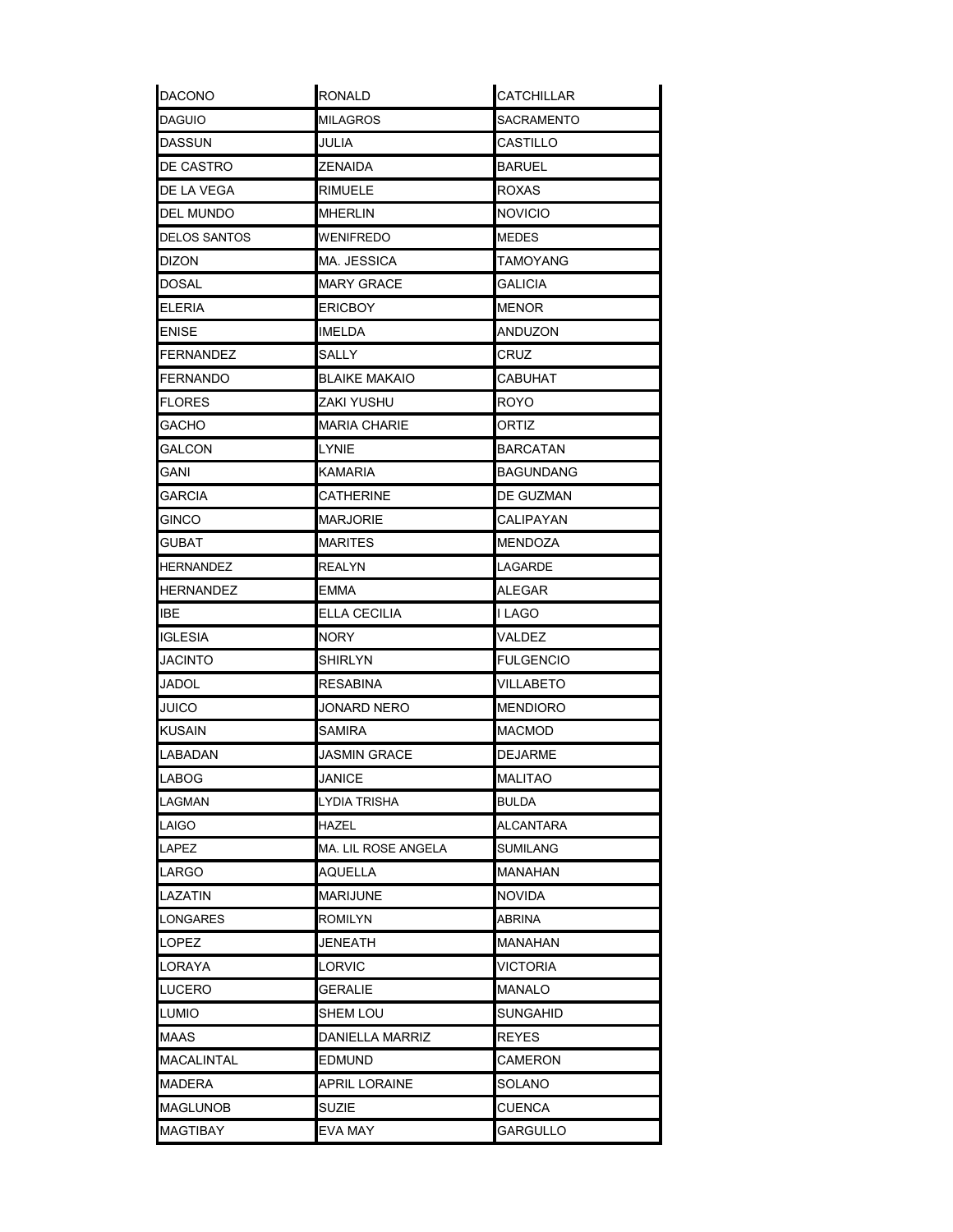| DACONO | RONALD | CATCHILLAR |
|---|---|---|
| DAGUIO | MILAGROS | SACRAMENTO |
| DASSUN | JULIA | CASTILLO |
| DE CASTRO | ZENAIDA | BARUEL |
| DE LA VEGA | RIMUELE | ROXAS |
| DEL MUNDO | MHERLIN | NOVICIO |
| DELOS SANTOS | WENIFREDO | MEDES |
| DIZON | MA. JESSICA | TAMOYANG |
| DOSAL | MARY GRACE | GALICIA |
| ELERIA | ERICBOY | MENOR |
| ENISE | IMELDA | ANDUZON |
| FERNANDEZ | SALLY | CRUZ |
| FERNANDO | BLAIKE MAKAIO | CABUHAT |
| FLORES | ZAKI YUSHU | ROYO |
| GACHO | MARIA CHARIE | ORTIZ |
| GALCON | LYNIE | BARCATAN |
| GANI | KAMARIA | BAGUNDANG |
| GARCIA | CATHERINE | DE GUZMAN |
| GINCO | MARJORIE | CALIPAYAN |
| GUBAT | MARITES | MENDOZA |
| HERNANDEZ | REALYN | LAGARDE |
| HERNANDEZ | EMMA | ALEGAR |
| IBE | ELLA CECILIA | I LAGO |
| IGLESIA | NORY | VALDEZ |
| JACINTO | SHIRLYN | FULGENCIO |
| JADOL | RESABINA | VILLABETO |
| JUICO | JONARD NERO | MENDIORO |
| KUSAIN | SAMIRA | MACMOD |
| LABADAN | JASMIN GRACE | DEJARME |
| LABOG | JANICE | MALITAO |
| LAGMAN | LYDIA TRISHA | BULDA |
| LAIGO | HAZEL | ALCANTARA |
| LAPEZ | MA. LIL ROSE ANGELA | SUMILANG |
| LARGO | AQUELLA | MANAHAN |
| LAZATIN | MARIJUNE | NOVIDA |
| LONGARES | ROMILYN | ABRINA |
| LOPEZ | JENEATH | MANAHAN |
| LORAYA | LORVIC | VICTORIA |
| LUCERO | GERALIE | MANALO |
| LUMIO | SHEM LOU | SUNGAHID |
| MAAS | DANIELLA MARRIZ | REYES |
| MACALINTAL | EDMUND | CAMERON |
| MADERA | APRIL LORAINE | SOLANO |
| MAGLUNOB | SUZIE | CUENCA |
| MAGTIBAY | EVA MAY | GARGULLO |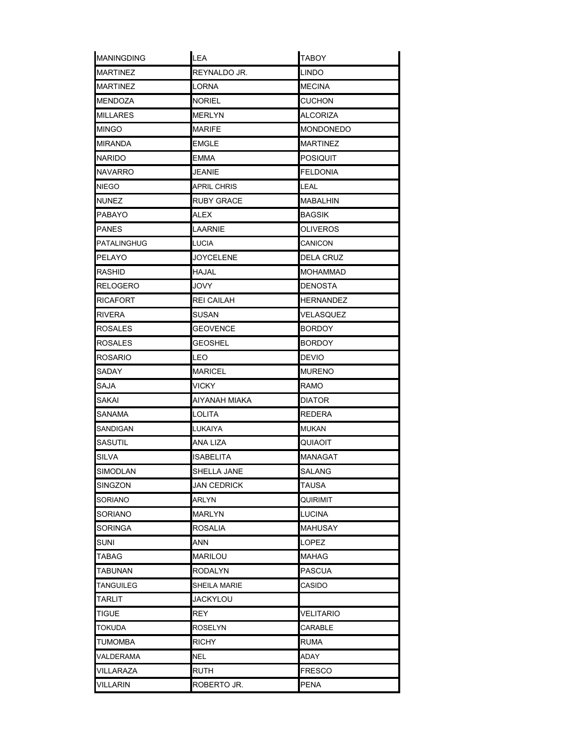| MANINGDING | LEA | TABOY |
|---|---|---|
| MARTINEZ | REYNALDO JR. | LINDO |
| MARTINEZ | LORNA | MECINA |
| MENDOZA | NORIEL | CUCHON |
| MILLARES | MERLYN | ALCORIZA |
| MINGO | MARIFE | MONDONEDO |
| MIRANDA | EMGLE | MARTINEZ |
| NARIDO | EMMA | POSIQUIT |
| NAVARRO | JEANIE | FELDONIA |
| NIEGO | APRIL CHRIS | LEAL |
| NUNEZ | RUBY GRACE | MABALHIN |
| PABAYO | ALEX | BAGSIK |
| PANES | LAARNIE | OLIVEROS |
| PATALINGHUG | LUCIA | CANICON |
| PELAYO | JOYCELENE | DELA CRUZ |
| RASHID | HAJAL | MOHAMMAD |
| RELOGERO | JOVY | DENOSTA |
| RICAFORT | REI CAILAH | HERNANDEZ |
| RIVERA | SUSAN | VELASQUEZ |
| ROSALES | GEOVENCE | BORDOY |
| ROSALES | GEOSHEL | BORDOY |
| ROSARIO | LEO | DEVIO |
| SADAY | MARICEL | MURENO |
| SAJA | VICKY | RAMO |
| SAKAI | AIYANAH MIAKA | DIATOR |
| SANAMA | LOLITA | REDERA |
| SANDIGAN | LUKAIYA | MUKAN |
| SASUTIL | ANA LIZA | QUIAOIT |
| SILVA | ISABELITA | MANAGAT |
| SIMODLAN | SHELLA JANE | SALANG |
| SINGZON | JAN CEDRICK | TAUSA |
| SORIANO | ARLYN | QUIRIMIT |
| SORIANO | MARLYN | LUCINA |
| SORINGA | ROSALIA | MAHUSAY |
| SUNI | ANN | LOPEZ |
| TABAG | MARILOU | MAHAG |
| TABUNAN | RODALYN | PASCUA |
| TANGUILEG | SHEILA MARIE | CASIDO |
| TARLIT | JACKYLOU | |
| TIGUE | REY | VELITARIO |
| TOKUDA | ROSELYN | CARABLE |
| TUMOMBA | RICHY | RUMA |
| VALDERAMA | NEL | ADAY |
| VILLARAZA | RUTH | FRESCO |
| VILLARIN | ROBERTO JR. | PENA |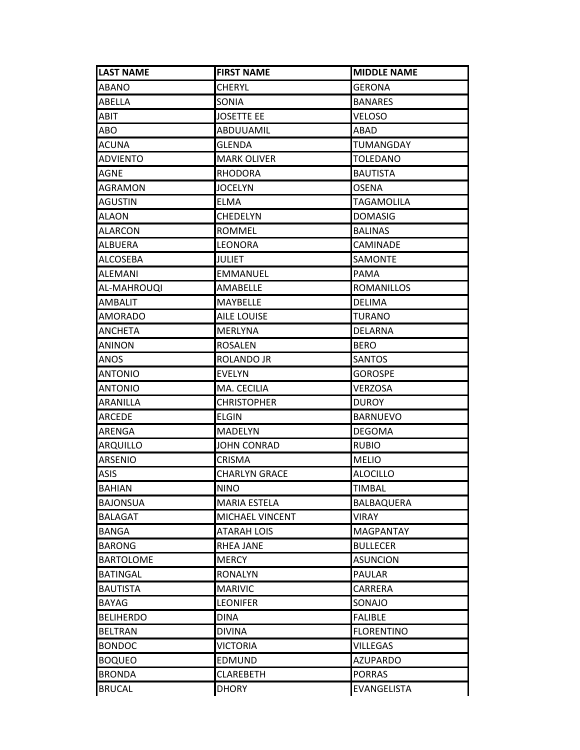| LAST NAME | FIRST NAME | MIDDLE NAME |
| --- | --- | --- |
| ABANO | CHERYL | GERONA |
| ABELLA | SONIA | BANARES |
| ABIT | JOSETTE EE | VELOSO |
| ABO | ABDUUAMIL | ABAD |
| ACUNA | GLENDA | TUMANGDAY |
| ADVIENTO | MARK OLIVER | TOLEDANO |
| AGNE | RHODORA | BAUTISTA |
| AGRAMON | JOCELYN | OSENA |
| AGUSTIN | ELMA | TAGAMOLILA |
| ALAON | CHEDELYN | DOMASIG |
| ALARCON | ROMMEL | BALINAS |
| ALBUERA | LEONORA | CAMINADE |
| ALCOSEBA | JULIET | SAMONTE |
| ALEMANI | EMMANUEL | PAMA |
| AL-MAHROUQI | AMABELLE | ROMANILLOS |
| AMBALIT | MAYBELLE | DELIMA |
| AMORADO | AILE LOUISE | TURANO |
| ANCHETA | MERLYNA | DELARNA |
| ANINON | ROSALEN | BERO |
| ANOS | ROLANDO JR | SANTOS |
| ANTONIO | EVELYN | GOROSPE |
| ANTONIO | MA. CECILIA | VERZOSA |
| ARANILLA | CHRISTOPHER | DUROY |
| ARCEDE | ELGIN | BARNUEVO |
| ARENGA | MADELYN | DEGOMA |
| ARQUILLO | JOHN CONRAD | RUBIO |
| ARSENIO | CRISMA | MELIO |
| ASIS | CHARLYN GRACE | ALOCILLO |
| BAHIAN | NINO | TIMBAL |
| BAJONSUA | MARIA ESTELA | BALBAQUERA |
| BALAGAT | MICHAEL VINCENT | VIRAY |
| BANGA | ATARAH LOIS | MAGPANTAY |
| BARONG | RHEA JANE | BULLECER |
| BARTOLOME | MERCY | ASUNCION |
| BATINGAL | RONALYN | PAULAR |
| BAUTISTA | MARIVIC | CARRERA |
| BAYAG | LEONIFER | SONAJO |
| BELIHERDO | DINA | FALIBLE |
| BELTRAN | DIVINA | FLORENTINO |
| BONDOC | VICTORIA | VILLEGAS |
| BOQUEO | EDMUND | AZUPARDO |
| BRONDA | CLAREBETH | PORRAS |
| BRUCAL | DHORY | EVANGELISTA |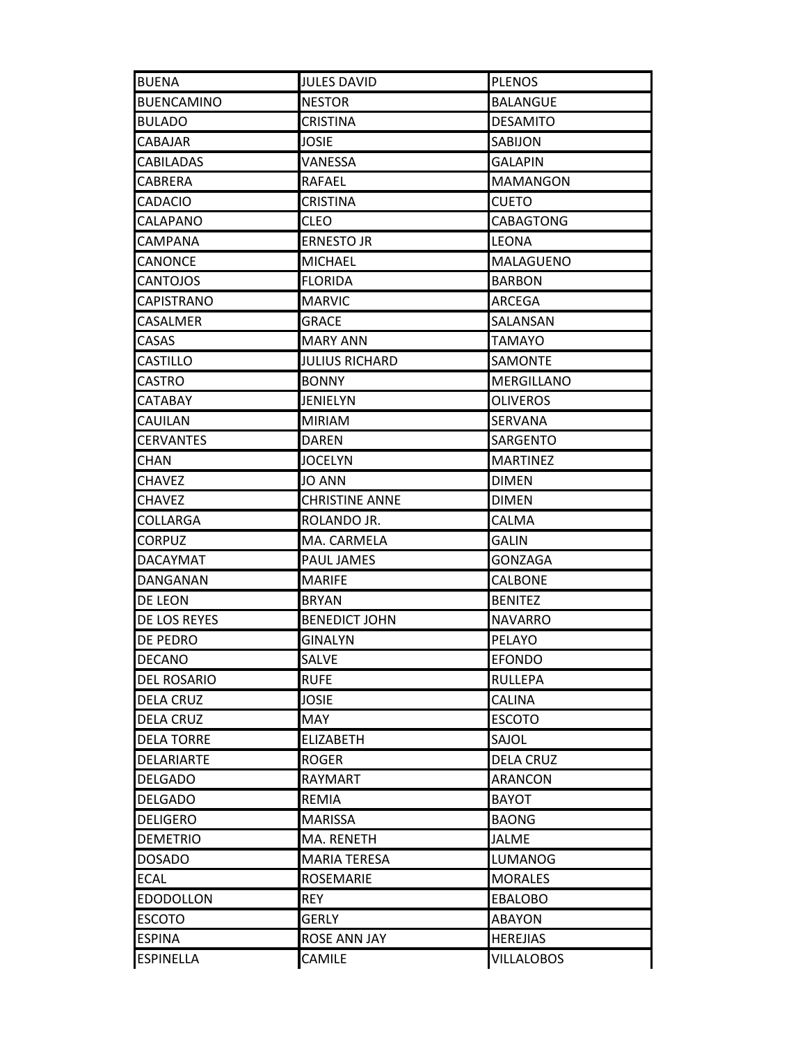| BUENA | JULES DAVID | PLENOS |
|---|---|---|
| BUENCAMINO | NESTOR | BALANGUE |
| BULADO | CRISTINA | DESAMITO |
| CABAJAR | JOSIE | SABIJON |
| CABILADAS | VANESSA | GALAPIN |
| CABRERA | RAFAEL | MAMANGON |
| CADACIO | CRISTINA | CUETO |
| CALAPANO | CLEO | CABAGTONG |
| CAMPANA | ERNESTO JR | LEONA |
| CANONCE | MICHAEL | MALAGUENO |
| CANTOJOS | FLORIDA | BARBON |
| CAPISTRANO | MARVIC | ARCEGA |
| CASALMER | GRACE | SALANSAN |
| CASAS | MARY ANN | TAMAYO |
| CASTILLO | JULIUS RICHARD | SAMONTE |
| CASTRO | BONNY | MERGILLANO |
| CATABAY | JENIELYN | OLIVEROS |
| CAUILAN | MIRIAM | SERVANA |
| CERVANTES | DAREN | SARGENTO |
| CHAN | JOCELYN | MARTINEZ |
| CHAVEZ | JO ANN | DIMEN |
| CHAVEZ | CHRISTINE ANNE | DIMEN |
| COLLARGA | ROLANDO JR. | CALMA |
| CORPUZ | MA. CARMELA | GALIN |
| DACAYMAT | PAUL JAMES | GONZAGA |
| DANGANAN | MARIFE | CALBONE |
| DE LEON | BRYAN | BENITEZ |
| DE LOS REYES | BENEDICT JOHN | NAVARRO |
| DE PEDRO | GINALYN | PELAYO |
| DECANO | SALVE | EFONDO |
| DEL ROSARIO | RUFE | RULLEPA |
| DELA CRUZ | JOSIE | CALINA |
| DELA CRUZ | MAY | ESCOTO |
| DELA TORRE | ELIZABETH | SAJOL |
| DELARIARTE | ROGER | DELA CRUZ |
| DELGADO | RAYMART | ARANCON |
| DELGADO | REMIA | BAYOT |
| DELIGERO | MARISSA | BAONG |
| DEMETRIO | MA. RENETH | JALME |
| DOSADO | MARIA TERESA | LUMANOG |
| ECAL | ROSEMARIE | MORALES |
| EDODOLLON | REY | EBALOBO |
| ESCOTO | GERLY | ABAYON |
| ESPINA | ROSE ANN JAY | HEREJIAS |
| ESPINELLA | CAMILE | VILLALOBOS |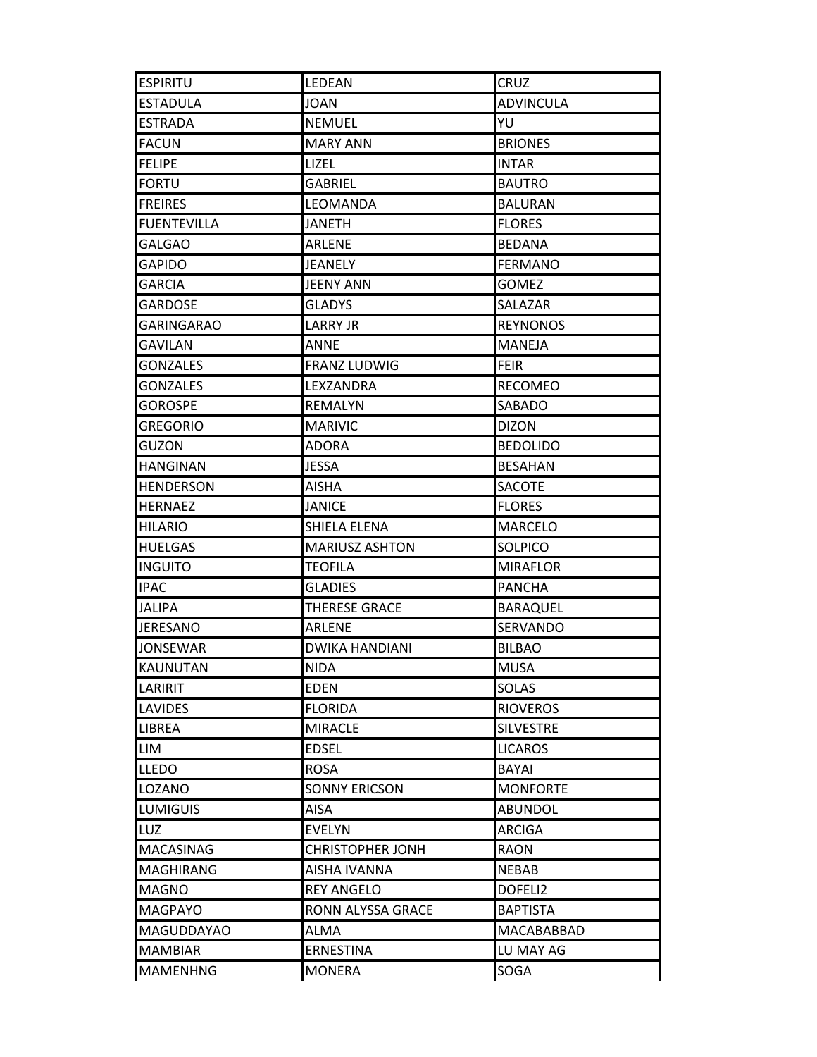| | | |
|---|---|---|
| ESPIRITU | LEDEAN | CRUZ |
| ESTADULA | JOAN | ADVINCULA |
| ESTRADA | NEMUEL | YU |
| FACUN | MARY ANN | BRIONES |
| FELIPE | LIZEL | INTAR |
| FORTU | GABRIEL | BAUTRO |
| FREIRES | LEOMANDA | BALURAN |
| FUENTEVILLA | JANETH | FLORES |
| GALGAO | ARLENE | BEDANA |
| GAPIDO | JEANELY | FERMANO |
| GARCIA | JEENY ANN | GOMEZ |
| GARDOSE | GLADYS | SALAZAR |
| GARINGARAO | LARRY JR | REYNONOS |
| GAVILAN | ANNE | MANEJA |
| GONZALES | FRANZ LUDWIG | FEIR |
| GONZALES | LEXZANDRA | RECOMEO |
| GOROSPE | REMALYN | SABADO |
| GREGORIO | MARIVIC | DIZON |
| GUZON | ADORA | BEDOLIDO |
| HANGINAN | JESSA | BESAHAN |
| HENDERSON | AISHA | SACOTE |
| HERNAEZ | JANICE | FLORES |
| HILARIO | SHIELA ELENA | MARCELO |
| HUELGAS | MARIUSZ ASHTON | SOLPICO |
| INGUITO | TEOFILA | MIRAFLOR |
| IPAC | GLADIES | PANCHA |
| JALIPA | THERESE GRACE | BARAQUEL |
| JERESANO | ARLENE | SERVANDO |
| JONSEWAR | DWIKA HANDIANI | BILBAO |
| KAUNUTAN | NIDA | MUSA |
| LARIRIT | EDEN | SOLAS |
| LAVIDES | FLORIDA | RIOVEROS |
| LIBREA | MIRACLE | SILVESTRE |
| LIM | EDSEL | LICAROS |
| LLEDO | ROSA | BAYAI |
| LOZANO | SONNY ERICSON | MONFORTE |
| LUMIGUIS | AISA | ABUNDOL |
| LUZ | EVELYN | ARCIGA |
| MACASINAG | CHRISTOPHER JONH | RAON |
| MAGHIRANG | AISHA IVANNA | NEBAB |
| MAGNO | REY ANGELO | DOFELI2 |
| MAGPAYO | RONN ALYSSA GRACE | BAPTISTA |
| MAGUDDAYAO | ALMA | MACABABBAD |
| MAMBIAR | ERNESTINA | LU MAY AG |
| MAMENHNG | MONERA | SOGA |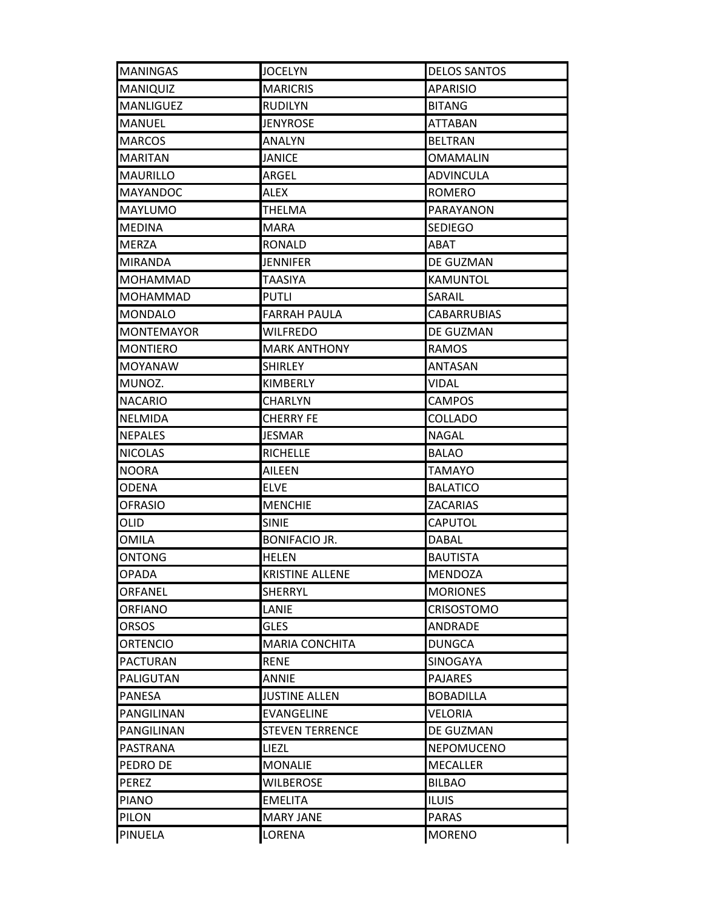| | | |
|---|---|---|
| MANINGAS | JOCELYN | DELOS SANTOS |
| MANIQUIZ | MARICRIS | APARISIO |
| MANLIGUEZ | RUDILYN | BITANG |
| MANUEL | JENYROSE | ATTABAN |
| MARCOS | ANALYN | BELTRAN |
| MARITAN | JANICE | OMAMALIN |
| MAURILLO | ARGEL | ADVINCULA |
| MAYANDOC | ALEX | ROMERO |
| MAYLUMO | THELMA | PARAYANON |
| MEDINA | MARA | SEDIEGO |
| MERZA | RONALD | ABAT |
| MIRANDA | JENNIFER | DE GUZMAN |
| MOHAMMAD | TAASIYA | KAMUNTOL |
| MOHAMMAD | PUTLI | SARAIL |
| MONDALO | FARRAH PAULA | CABARRUBIAS |
| MONTEMAYOR | WILFREDO | DE GUZMAN |
| MONTIERO | MARK ANTHONY | RAMOS |
| MOYANAW | SHIRLEY | ANTASAN |
| MUNOZ. | KIMBERLY | VIDAL |
| NACARIO | CHARLYN | CAMPOS |
| NELMIDA | CHERRY FE | COLLADO |
| NEPALES | JESMAR | NAGAL |
| NICOLAS | RICHELLE | BALAO |
| NOORA | AILEEN | TAMAYO |
| ODENA | ELVE | BALATICO |
| OFRASIO | MENCHIE | ZACARIAS |
| OLID | SINIE | CAPUTOL |
| OMILA | BONIFACIO JR. | DABAL |
| ONTONG | HELEN | BAUTISTA |
| OPADA | KRISTINE ALLENE | MENDOZA |
| ORFANEL | SHERRYL | MORIONES |
| ORFIANO | LANIE | CRISOSTOMO |
| ORSOS | GLES | ANDRADE |
| ORTENCIO | MARIA CONCHITA | DUNGCA |
| PACTURAN | RENE | SINOGAYA |
| PALIGUTAN | ANNIE | PAJARES |
| PANESA | JUSTINE ALLEN | BOBADILLA |
| PANGILINAN | EVANGELINE | VELORIA |
| PANGILINAN | STEVEN TERRENCE | DE GUZMAN |
| PASTRANA | LIEZL | NEPOMUCENO |
| PEDRO DE | MONALIE | MECALLER |
| PEREZ | WILBEROSE | BILBAO |
| PIANO | EMELITA | ILUIS |
| PILON | MARY JANE | PARAS |
| PINUELA | LORENA | MORENO |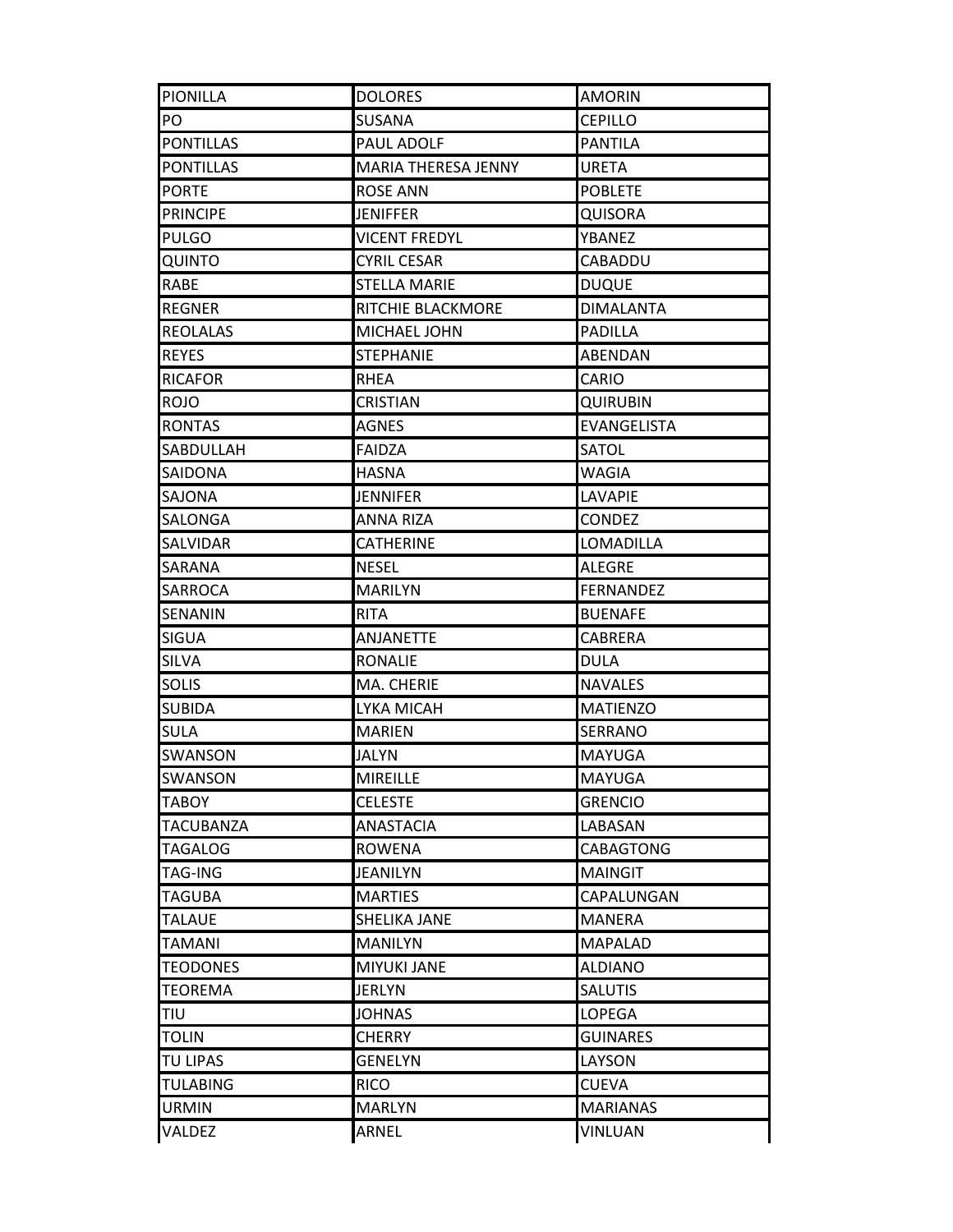| PIONILLA | DOLORES | AMORIN |
| --- | --- | --- |
| PO | SUSANA | CEPILLO |
| PONTILLAS | PAUL ADOLF | PANTILA |
| PONTILLAS | MARIA THERESA JENNY | URETA |
| PORTE | ROSE ANN | POBLETE |
| PRINCIPE | JENIFFER | QUISORA |
| PULGO | VICENT FREDYL | YBANEZ |
| QUINTO | CYRIL CESAR | CABADDU |
| RABE | STELLA MARIE | DUQUE |
| REGNER | RITCHIE BLACKMORE | DIMALANTA |
| REOLALAS | MICHAEL JOHN | PADILLA |
| REYES | STEPHANIE | ABENDAN |
| RICAFOR | RHEA | CARIO |
| ROJO | CRISTIAN | QUIRUBIN |
| RONTAS | AGNES | EVANGELISTA |
| SABDULLAH | FAIDZA | SATOL |
| SAIDONA | HASNA | WAGIA |
| SAJONA | JENNIFER | LAVAPIE |
| SALONGA | ANNA RIZA | CONDEZ |
| SALVIDAR | CATHERINE | LOMADILLA |
| SARANA | NESEL | ALEGRE |
| SARROCA | MARILYN | FERNANDEZ |
| SENANIN | RITA | BUENAFE |
| SIGUA | ANJANETTE | CABRERA |
| SILVA | RONALIE | DULA |
| SOLIS | MA. CHERIE | NAVALES |
| SUBIDA | LYKA MICAH | MATIENZO |
| SULA | MARIEN | SERRANO |
| SWANSON | JALYN | MAYUGA |
| SWANSON | MIREILLE | MAYUGA |
| TABOY | CELESTE | GRENCIO |
| TACUBANZA | ANASTACIA | LABASAN |
| TAGALOG | ROWENA | CABAGTONG |
| TAG-ING | JEANILYN | MAINGIT |
| TAGUBA | MARTIES | CAPALUNGAN |
| TALAUE | SHELIKA JANE | MANERA |
| TAMANI | MANILYN | MAPALAD |
| TEODONES | MIYUKI JANE | ALDIANO |
| TEOREMA | JERLYN | SALUTIS |
| TIU | JOHNAS | LOPEGA |
| TOLIN | CHERRY | GUINARES |
| TU LIPAS | GENELYN | LAYSON |
| TULABING | RICO | CUEVA |
| URMIN | MARLYN | MARIANAS |
| VALDEZ | ARNEL | VINLUAN |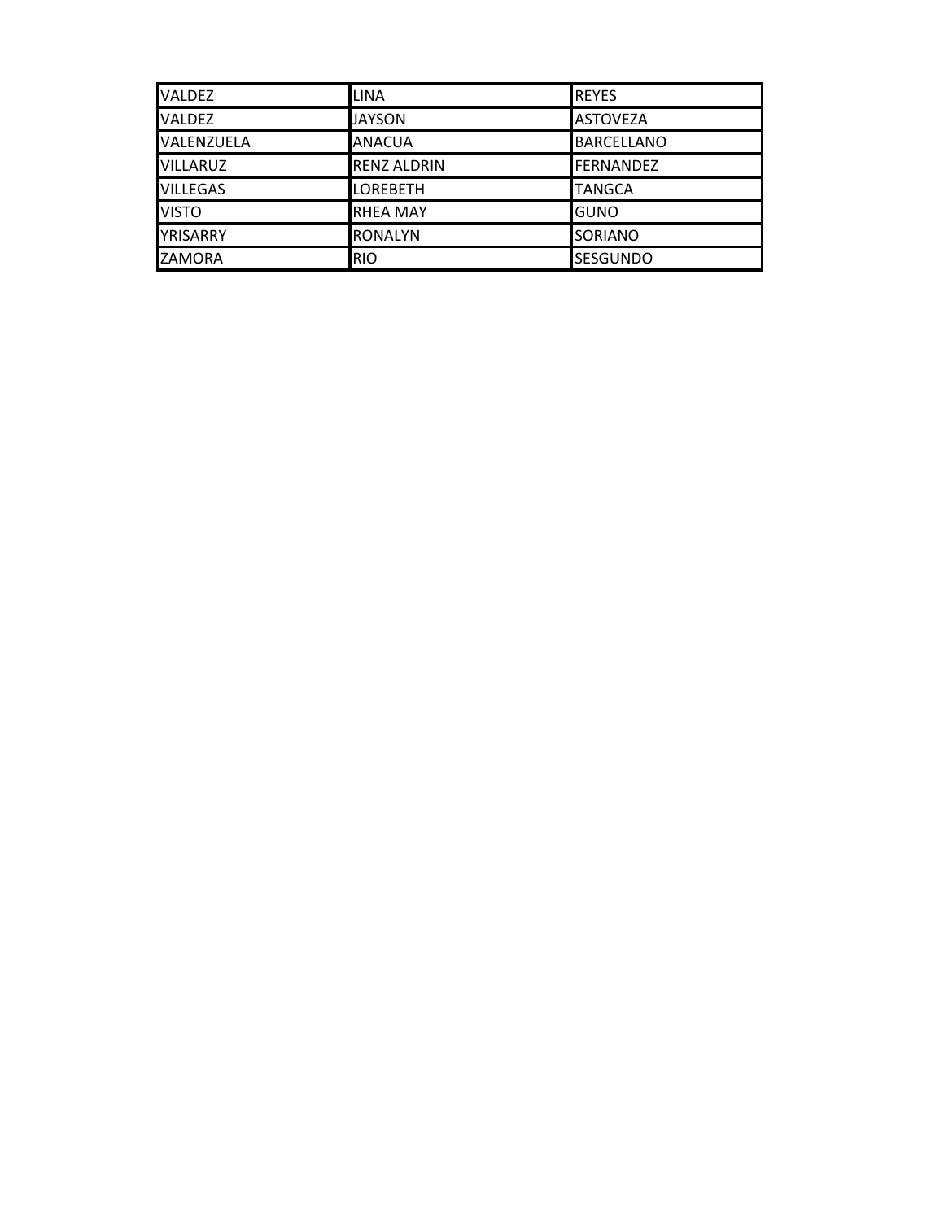| VALDEZ | LINA | REYES |
|---|---|---|
| VALDEZ | JAYSON | ASTOVEZA |
| VALENZUELA | ANACUA | BARCELLANO |
| VILLARUZ | RENZ ALDRIN | FERNANDEZ |
| VILLEGAS | LOREBETH | TANGCA |
| VISTO | RHEA MAY | GUNO |
| YRISARRY | RONALYN | SORIANO |
| ZAMORA | RIO | SESGUNDO |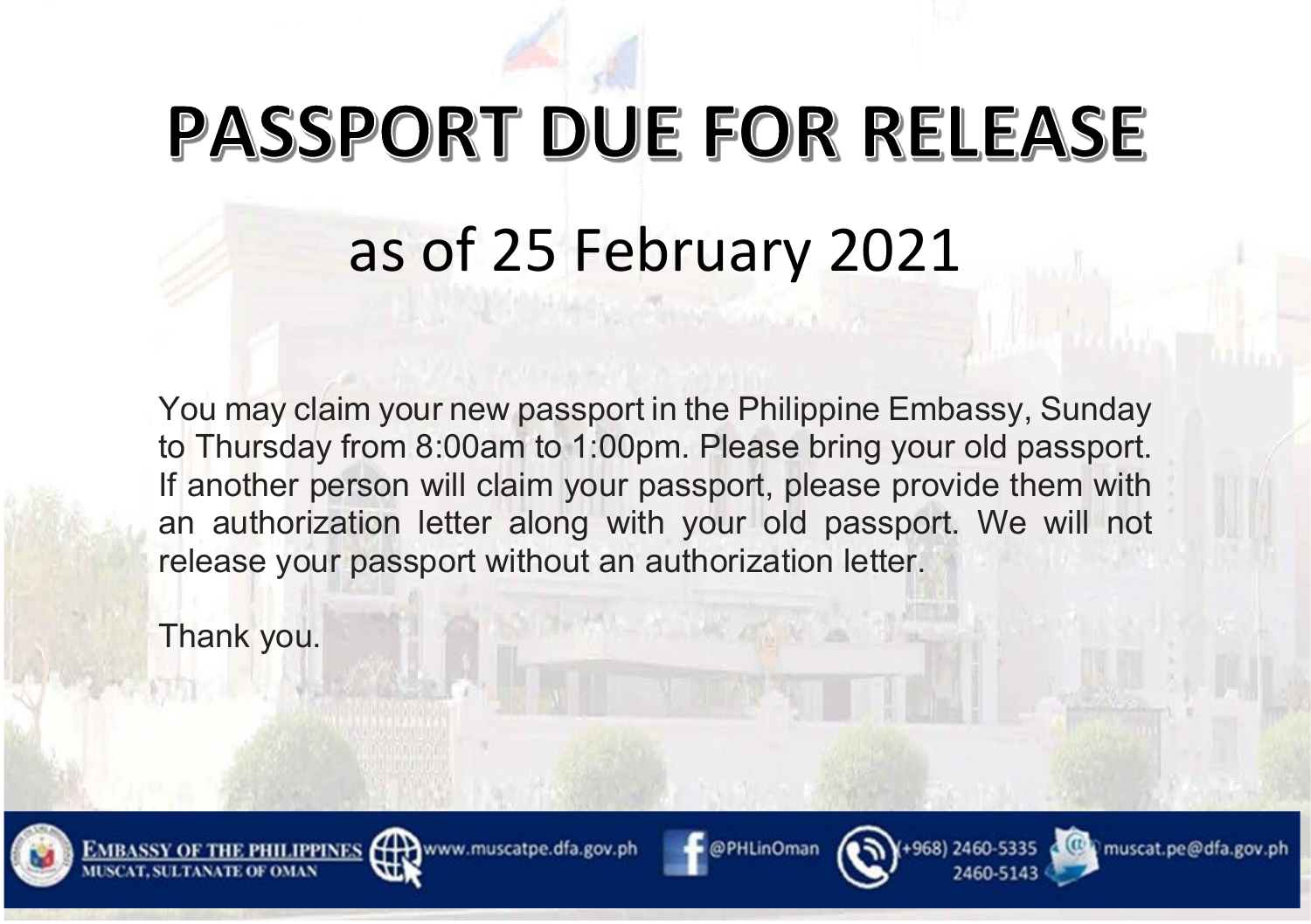# PASSPORT DUE FOR RELEASE

## as of 25 February 2021

You may claim your new passport in the Philippine Embassy, Sunday to Thursday from 8:00am to 1:00pm. Please bring your old passport. If another person will claim your passport, please provide them with an authorization letter along with your old passport. We will not release your passport without an authorization letter.

Thank you.

EMBASSY OF THE PHILIPPINES
MUSCAT, SULTANATE OF OMAN

www.muscatpe.dfa.gov.ph @PHLinOman (+968) 2460-5335 2460-5143 muscat.pe@dfa.gov.ph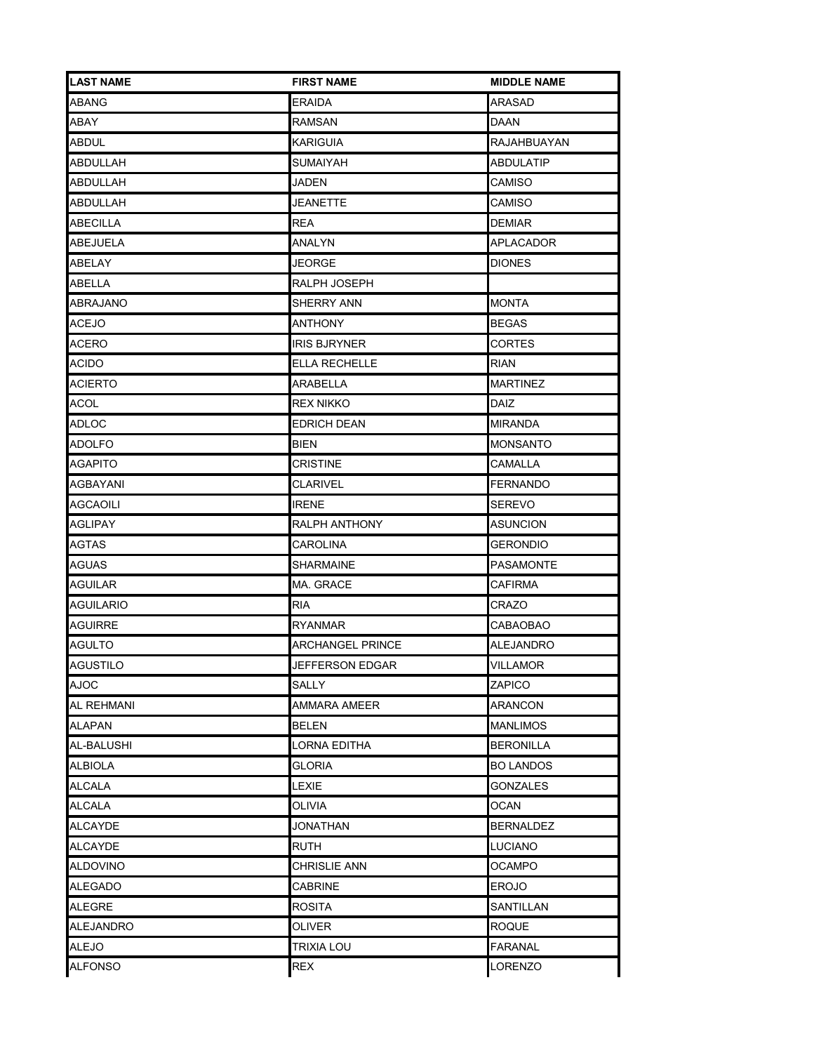| LAST NAME | FIRST NAME | MIDDLE NAME |
| --- | --- | --- |
| ABANG | ERAIDA | ARASAD |
| ABAY | RAMSAN | DAAN |
| ABDUL | KARIGUIA | RAJAHBUAYAN |
| ABDULLAH | SUMAIYAH | ABDULATIP |
| ABDULLAH | JADEN | CAMISO |
| ABDULLAH | JEANETTE | CAMISO |
| ABECILLA | REA | DEMIAR |
| ABEJUELA | ANALYN | APLACADOR |
| ABELAY | JEORGE | DIONES |
| ABELLA | RALPH JOSEPH | |
| ABRAJANO | SHERRY ANN | MONTA |
| ACEJO | ANTHONY | BEGAS |
| ACERO | IRIS BJRYNER | CORTES |
| ACIDO | ELLA RECHELLE | RIAN |
| ACIERTO | ARABELLA | MARTINEZ |
| ACOL | REX NIKKO | DAIZ |
| ADLOC | EDRICH DEAN | MIRANDA |
| ADOLFO | BIEN | MONSANTO |
| AGAPITO | CRISTINE | CAMALLA |
| AGBAYANI | CLARIVEL | FERNANDO |
| AGCAOILI | IRENE | SEREVO |
| AGLIPAY | RALPH ANTHONY | ASUNCION |
| AGTAS | CAROLINA | GERONDIO |
| AGUAS | SHARMAINE | PASAMONTE |
| AGUILAR | MA. GRACE | CAFIRMA |
| AGUILARIO | RIA | CRAZO |
| AGUIRRE | RYANMAR | CABAOBAO |
| AGULTO | ARCHANGEL PRINCE | ALEJANDRO |
| AGUSTILO | JEFFERSON EDGAR | VILLAMOR |
| AJOC | SALLY | ZAPICO |
| AL REHMANI | AMMARA AMEER | ARANCON |
| ALAPAN | BELEN | MANLIMOS |
| AL-BALUSHI | LORNA EDITHA | BERONILLA |
| ALBIOLA | GLORIA | BO LANDOS |
| ALCALA | LEXIE | GONZALES |
| ALCALA | OLIVIA | OCAN |
| ALCAYDE | JONATHAN | BERNALDEZ |
| ALCAYDE | RUTH | LUCIANO |
| ALDOVINO | CHRISLIE ANN | OCAMPO |
| ALEGADO | CABRINE | EROJO |
| ALEGRE | ROSITA | SANTILLAN |
| ALEJANDRO | OLIVER | ROQUE |
| ALEJO | TRIXIA LOU | FARANAL |
| ALFONSO | REX | LORENZO |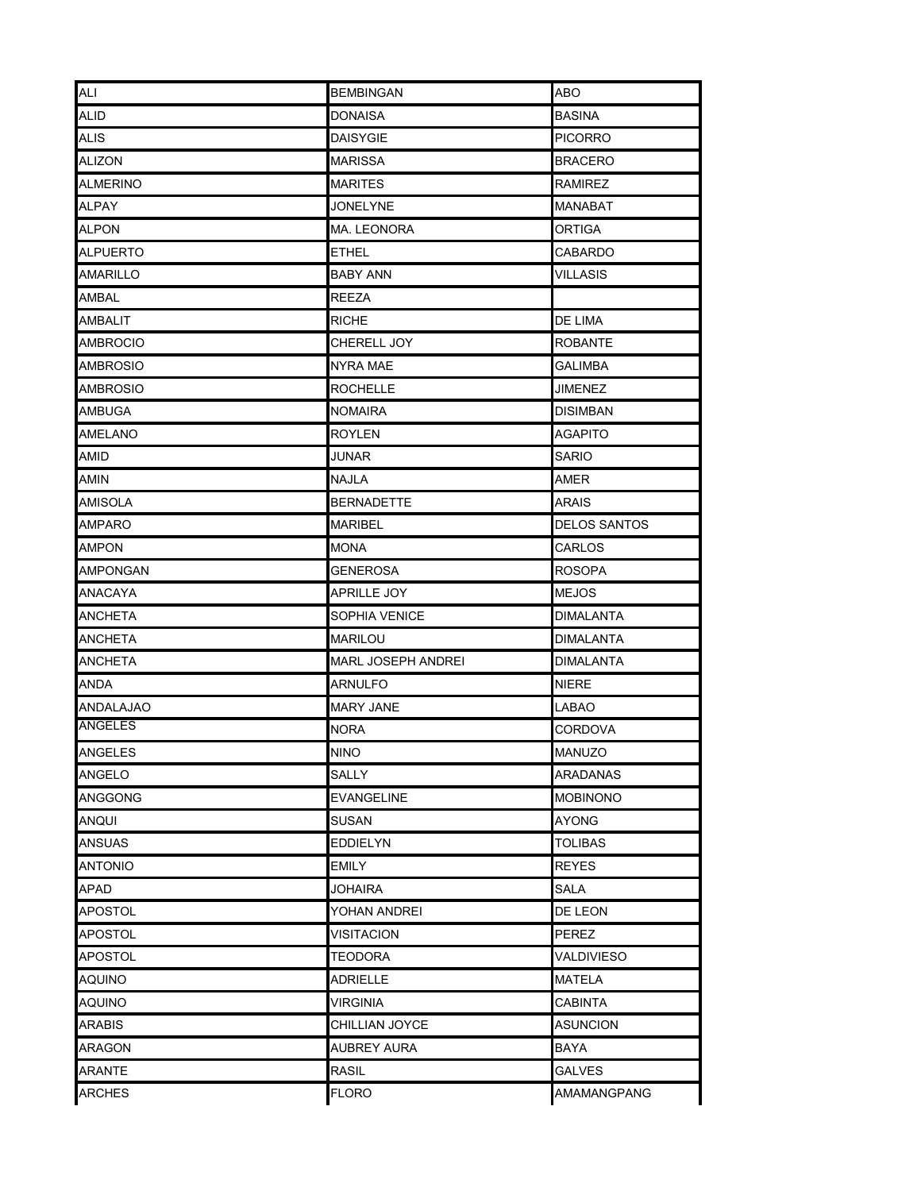| | | |
|---|---|---|
| ALI | BEMBINGAN | ABO |
| ALID | DONAISA | BASINA |
| ALIS | DAISYGIE | PICORRO |
| ALIZON | MARISSA | BRACERO |
| ALMERINO | MARITES | RAMIREZ |
| ALPAY | JONELYNE | MANABAT |
| ALPON | MA. LEONORA | ORTIGA |
| ALPUERTO | ETHEL | CABARDO |
| AMARILLO | BABY ANN | VILLASIS |
| AMBAL | REEZA | |
| AMBALIT | RICHE | DE LIMA |
| AMBROCIO | CHERELL JOY | ROBANTE |
| AMBROSIO | NYRA MAE | GALIMBA |
| AMBROSIO | ROCHELLE | JIMENEZ |
| AMBUGA | NOMAIRA | DISIMBAN |
| AMELANO | ROYLEN | AGAPITO |
| AMID | JUNAR | SARIO |
| AMIN | NAJLA | AMER |
| AMISOLA | BERNADETTE | ARAIS |
| AMPARO | MARIBEL | DELOS SANTOS |
| AMPON | MONA | CARLOS |
| AMPONGAN | GENEROSA | ROSOPA |
| ANACAYA | APRILLE JOY | MEJOS |
| ANCHETA | SOPHIA VENICE | DIMALANTA |
| ANCHETA | MARILOU | DIMALANTA |
| ANCHETA | MARL JOSEPH ANDREI | DIMALANTA |
| ANDA | ARNULFO | NIERE |
| ANDALAJAO | MARY JANE | LABAO |
| ANGELES | NORA | CORDOVA |
| ANGELES | NINO | MANUZO |
| ANGELO | SALLY | ARADANAS |
| ANGGONG | EVANGELINE | MOBINONO |
| ANQUI | SUSAN | AYONG |
| ANSUAS | EDDIELYN | TOLIBAS |
| ANTONIO | EMILY | REYES |
| APAD | JOHAIRA | SALA |
| APOSTOL | YOHAN ANDREI | DE LEON |
| APOSTOL | VISITACION | PEREZ |
| APOSTOL | TEODORA | VALDIVIESO |
| AQUINO | ADRIELLE | MATELA |
| AQUINO | VIRGINIA | CABINTA |
| ARABIS | CHILLIAN JOYCE | ASUNCION |
| ARAGON | AUBREY AURA | BAYA |
| ARANTE | RASIL | GALVES |
| ARCHES | FLORO | AMAMANGPANG |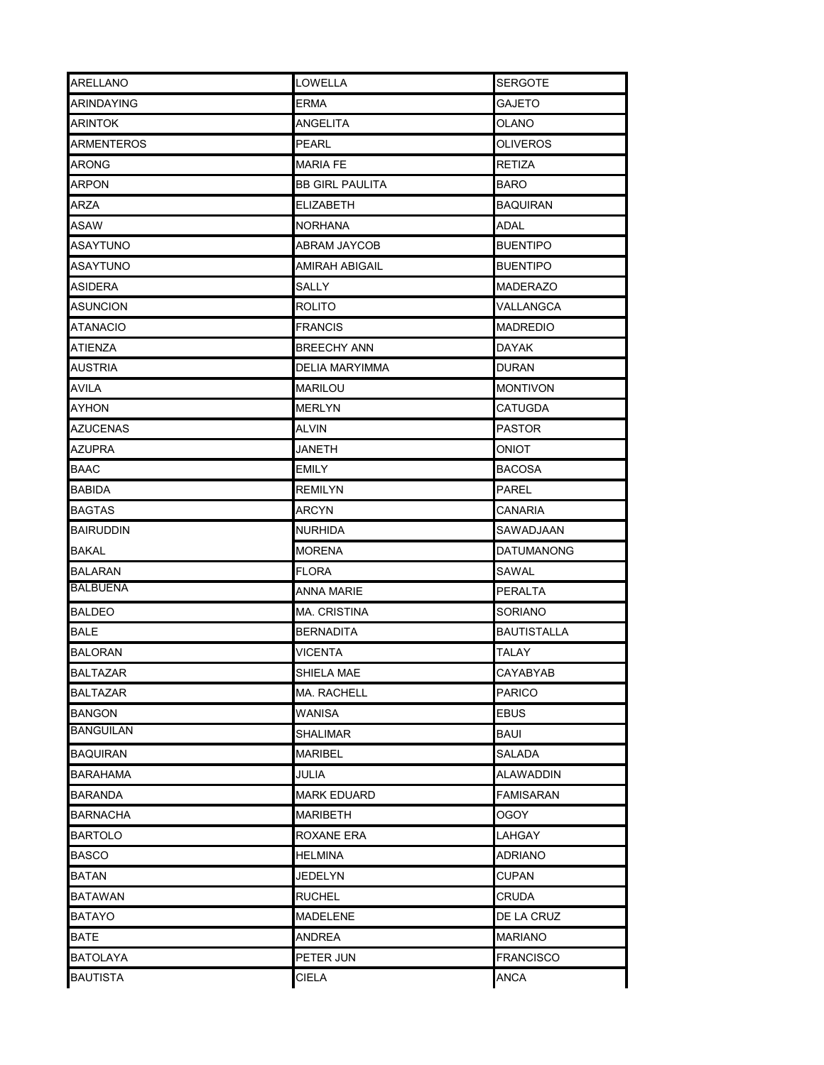| | | |
|---|---|---|
| ARELLANO | LOWELLA | SERGOTE |
| ARINDAYING | ERMA | GAJETO |
| ARINTOK | ANGELITA | OLANO |
| ARMENTEROS | PEARL | OLIVEROS |
| ARONG | MARIA FE | RETIZA |
| ARPON | BB GIRL PAULITA | BARO |
| ARZA | ELIZABETH | BAQUIRAN |
| ASAW | NORHANA | ADAL |
| ASAYTUNO | ABRAM JAYCOB | BUENTIPO |
| ASAYTUNO | AMIRAH ABIGAIL | BUENTIPO |
| ASIDERA | SALLY | MADERAZO |
| ASUNCION | ROLITO | VALLANGCA |
| ATANACIO | FRANCIS | MADREDIO |
| ATIENZA | BREECHY ANN | DAYAK |
| AUSTRIA | DELIA MARYIMMA | DURAN |
| AVILA | MARILOU | MONTIVON |
| AYHON | MERLYN | CATUGDA |
| AZUCENAS | ALVIN | PASTOR |
| AZUPRA | JANETH | ONIOT |
| BAAC | EMILY | BACOSA |
| BABIDA | REMILYN | PAREL |
| BAGTAS | ARCYN | CANARIA |
| BAIRUDDIN | NURHIDA | SAWADJAAN |
| BAKAL | MORENA | DATUMANONG |
| BALARAN | FLORA | SAWAL |
| BALBUENA | ANNA MARIE | PERALTA |
| BALDEO | MA. CRISTINA | SORIANO |
| BALE | BERNADITA | BAUTISTALLA |
| BALORAN | VICENTA | TALAY |
| BALTAZAR | SHIELA MAE | CAYABYAB |
| BALTAZAR | MA. RACHELL | PARICO |
| BANGON | WANISA | EBUS |
| BANGUILAN | SHALIMAR | BAUI |
| BAQUIRAN | MARIBEL | SALADA |
| BARAHAMA | JULIA | ALAWADDIN |
| BARANDA | MARK EDUARD | FAMISARAN |
| BARNACHA | MARIBETH | OGOY |
| BARTOLO | ROXANE ERA | LAHGAY |
| BASCO | HELMINA | ADRIANO |
| BATAN | JEDELYN | CUPAN |
| BATAWAN | RUCHEL | CRUDA |
| BATAYO | MADELENE | DE LA CRUZ |
| BATE | ANDREA | MARIANO |
| BATOLAYA | PETER JUN | FRANCISCO |
| BAUTISTA | CIELA | ANCA |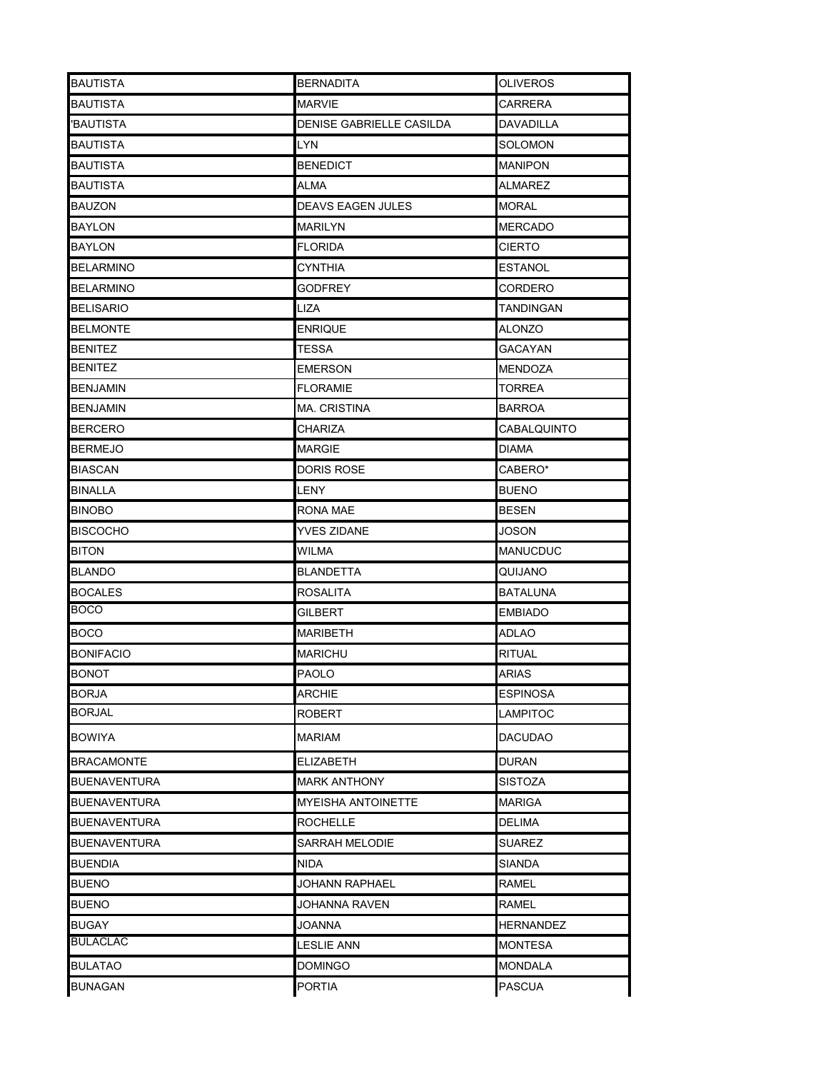| | | |
|---|---|---|
| BAUTISTA | BERNADITA | OLIVEROS |
| BAUTISTA | MARVIE | CARRERA |
| 'BAUTISTA | DENISE GABRIELLE CASILDA | DAVADILLA |
| BAUTISTA | LYN | SOLOMON |
| BAUTISTA | BENEDICT | MANIPON |
| BAUTISTA | ALMA | ALMAREZ |
| BAUZON | DEAVS EAGEN JULES | MORAL |
| BAYLON | MARILYN | MERCADO |
| BAYLON | FLORIDA | CIERTO |
| BELARMINO | CYNTHIA | ESTANOL |
| BELARMINO | GODFREY | CORDERO |
| BELISARIO | LIZA | TANDINGAN |
| BELMONTE | ENRIQUE | ALONZO |
| BENITEZ | TESSA | GACAYAN |
| BENITEZ | EMERSON | MENDOZA |
| BENJAMIN | FLORAMIE | TORREA |
| BENJAMIN | MA. CRISTINA | BARROA |
| BERCERO | CHARIZA | CABALQUINTO |
| BERMEJO | MARGIE | DIAMA |
| BIASCAN | DORIS ROSE | CABERO* |
| BINALLA | LENY | BUENO |
| BINOBO | RONA MAE | BESEN |
| BISCOCHO | YVES ZIDANE | JOSON |
| BITON | WILMA | MANUCDUC |
| BLANDO | BLANDETTA | QUIJANO |
| BOCALES | ROSALITA | BATALUNA |
| BOCO | GILBERT | EMBIADO |
| BOCO | MARIBETH | ADLAO |
| BONIFACIO | MARICHU | RITUAL |
| BONOT | PAOLO | ARIAS |
| BORJA | ARCHIE | ESPINOSA |
| BORJAL | ROBERT | LAMPITOC |
| BOWIYA | MARIAM | DACUDAO |
| BRACAMONTE | ELIZABETH | DURAN |
| BUENAVENTURA | MARK ANTHONY | SISTOZA |
| BUENAVENTURA | MYEISHA ANTOINETTE | MARIGA |
| BUENAVENTURA | ROCHELLE | DELIMA |
| BUENAVENTURA | SARRAH MELODIE | SUAREZ |
| BUENDIA | NIDA | SIANDA |
| BUENO | JOHANN RAPHAEL | RAMEL |
| BUENO | JOHANNA RAVEN | RAMEL |
| BUGAY | JOANNA | HERNANDEZ |
| BULACLAC | LESLIE ANN | MONTESA |
| BULATAO | DOMINGO | MONDALA |
| BUNAGAN | PORTIA | PASCUA |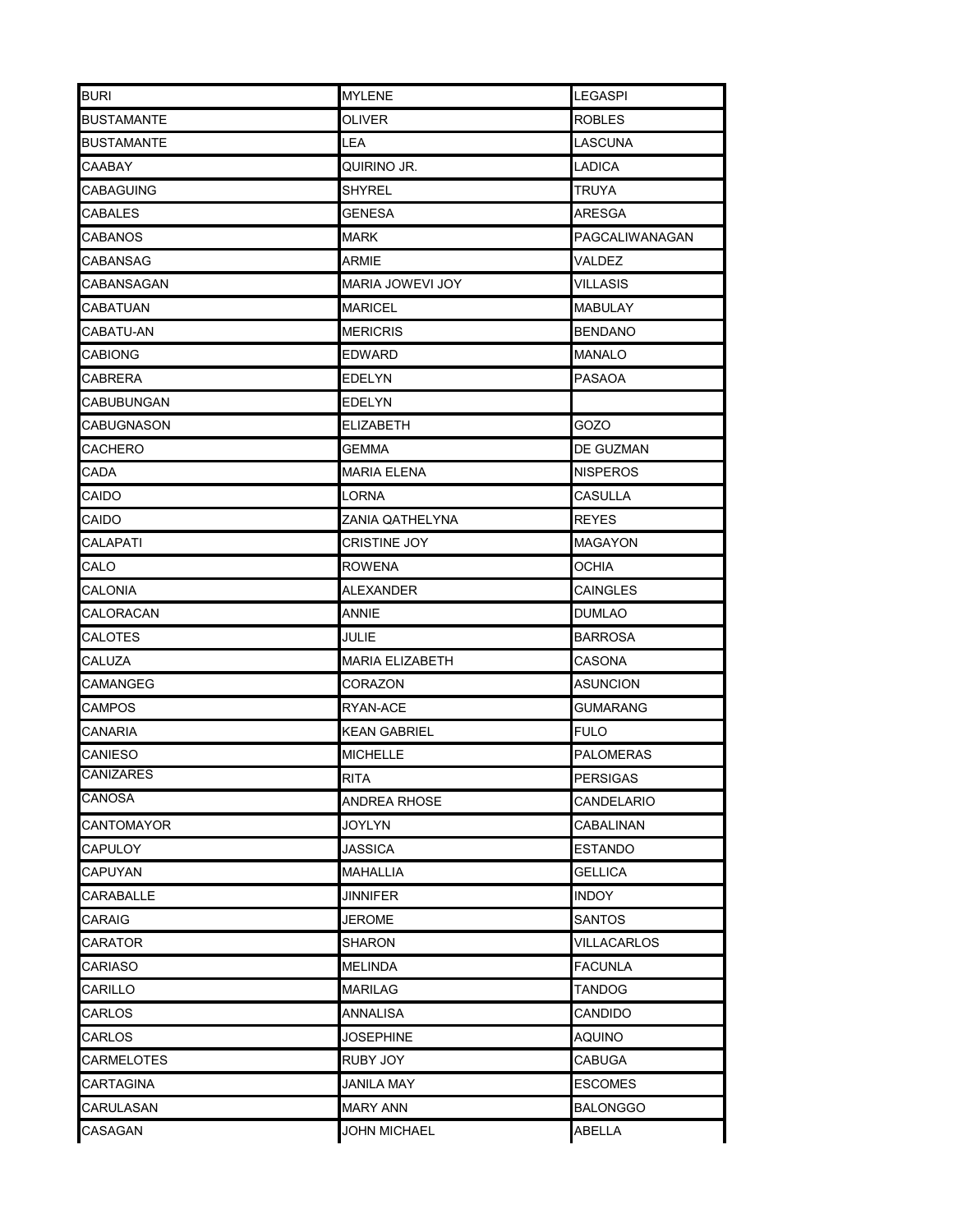| BURI | MYLENE | LEGASPI |
|---|---|---|
| BUSTAMANTE | OLIVER | ROBLES |
| BUSTAMANTE | LEA | LASCUNA |
| CAABAY | QUIRINO JR. | LADICA |
| CABAGUING | SHYREL | TRUYA |
| CABALES | GENESA | ARESGA |
| CABANOS | MARK | PAGCALIWANAGAN |
| CABANSAG | ARMIE | VALDEZ |
| CABANSAGAN | MARIA JOWEVI JOY | VILLASIS |
| CABATUAN | MARICEL | MABULAY |
| CABATU-AN | MERICRIS | BENDANO |
| CABIONG | EDWARD | MANALO |
| CABRERA | EDELYN | PASAOA |
| CABUBUNGAN | EDELYN | |
| CABUGNASON | ELIZABETH | GOZO |
| CACHERO | GEMMA | DE GUZMAN |
| CADA | MARIA ELENA | NISPEROS |
| CAIDO | LORNA | CASULLA |
| CAIDO | ZANIA QATHELYNA | REYES |
| CALAPATI | CRISTINE JOY | MAGAYON |
| CALO | ROWENA | OCHIA |
| CALONIA | ALEXANDER | CAINGLES |
| CALORACAN | ANNIE | DUMLAO |
| CALOTES | JULIE | BARROSA |
| CALUZA | MARIA ELIZABETH | CASONA |
| CAMANGEG | CORAZON | ASUNCION |
| CAMPOS | RYAN-ACE | GUMARANG |
| CANARIA | KEAN GABRIEL | FULO |
| CANIESO | MICHELLE | PALOMERAS |
| CANIZARES | RITA | PERSIGAS |
| CANOSA | ANDREA RHOSE | CANDELARIO |
| CANTOMAYOR | JOYLYN | CABALINAN |
| CAPULOY | JASSICA | ESTANDO |
| CAPUYAN | MAHALLIA | GELLICA |
| CARABALLE | JINNIFER | INDOY |
| CARAIG | JEROME | SANTOS |
| CARATOR | SHARON | VILLACARLOS |
| CARIASO | MELINDA | FACUNLA |
| CARILLO | MARILAG | TANDOG |
| CARLOS | ANNALISA | CANDIDO |
| CARLOS | JOSEPHINE | AQUINO |
| CARMELOTES | RUBY JOY | CABUGA |
| CARTAGINA | JANILA MAY | ESCOMES |
| CARULASAN | MARY ANN | BALONGGO |
| CASAGAN | JOHN MICHAEL | ABELLA |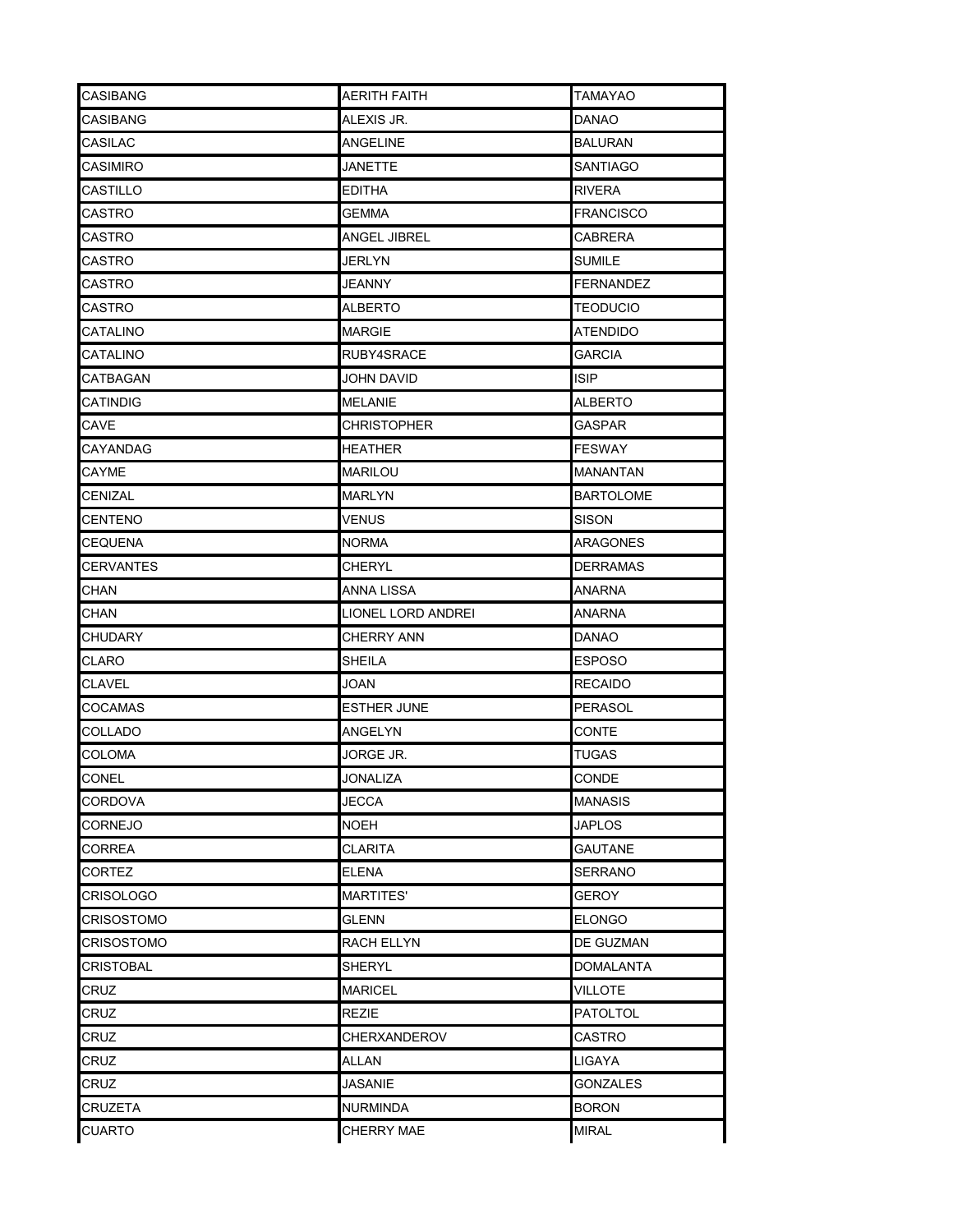| | | |
|---|---|---|
| CASIBANG | AERITH FAITH | TAMAYAO |
| CASIBANG | ALEXIS JR. | DANAO |
| CASILAC | ANGELINE | BALURAN |
| CASIMIRO | JANETTE | SANTIAGO |
| CASTILLO | EDITHA | RIVERA |
| CASTRO | GEMMA | FRANCISCO |
| CASTRO | ANGEL JIBREL | CABRERA |
| CASTRO | JERLYN | SUMILE |
| CASTRO | JEANNY | FERNANDEZ |
| CASTRO | ALBERTO | TEODUCIO |
| CATALINO | MARGIE | ATENDIDO |
| CATALINO | RUBY4SRACE | GARCIA |
| CATBAGAN | JOHN DAVID | ISIP |
| CATINDIG | MELANIE | ALBERTO |
| CAVE | CHRISTOPHER | GASPAR |
| CAYANDAG | HEATHER | FESWAY |
| CAYME | MARILOU | MANANTAN |
| CENIZAL | MARLYN | BARTOLOME |
| CENTENO | VENUS | SISON |
| CEQUENA | NORMA | ARAGONES |
| CERVANTES | CHERYL | DERRAMAS |
| CHAN | ANNA LISSA | ANARNA |
| CHAN | LIONEL LORD ANDREI | ANARNA |
| CHUDARY | CHERRY ANN | DANAO |
| CLARO | SHEILA | ESPOSO |
| CLAVEL | JOAN | RECAIDO |
| COCAMAS | ESTHER JUNE | PERASOL |
| COLLADO | ANGELYN | CONTE |
| COLOMA | JORGE JR. | TUGAS |
| CONEL | JONALIZA | CONDE |
| CORDOVA | JECCA | MANASIS |
| CORNEJO | NOEH | JAPLOS |
| CORREA | CLARITA | GAUTANE |
| CORTEZ | ELENA | SERRANO |
| CRISOLOGO | MARTITES' | GEROY |
| CRISOSTOMO | GLENN | ELONGO |
| CRISOSTOMO | RACH ELLYN | DE GUZMAN |
| CRISTOBAL | SHERYL | DOMALANTA |
| CRUZ | MARICEL | VILLOTE |
| CRUZ | REZIE | PATOLTOL |
| CRUZ | CHERXANDEROV | CASTRO |
| CRUZ | ALLAN | LIGAYA |
| CRUZ | JASANIE | GONZALES |
| CRUZETA | NURMINDA | BORON |
| CUARTO | CHERRY MAE | MIRAL |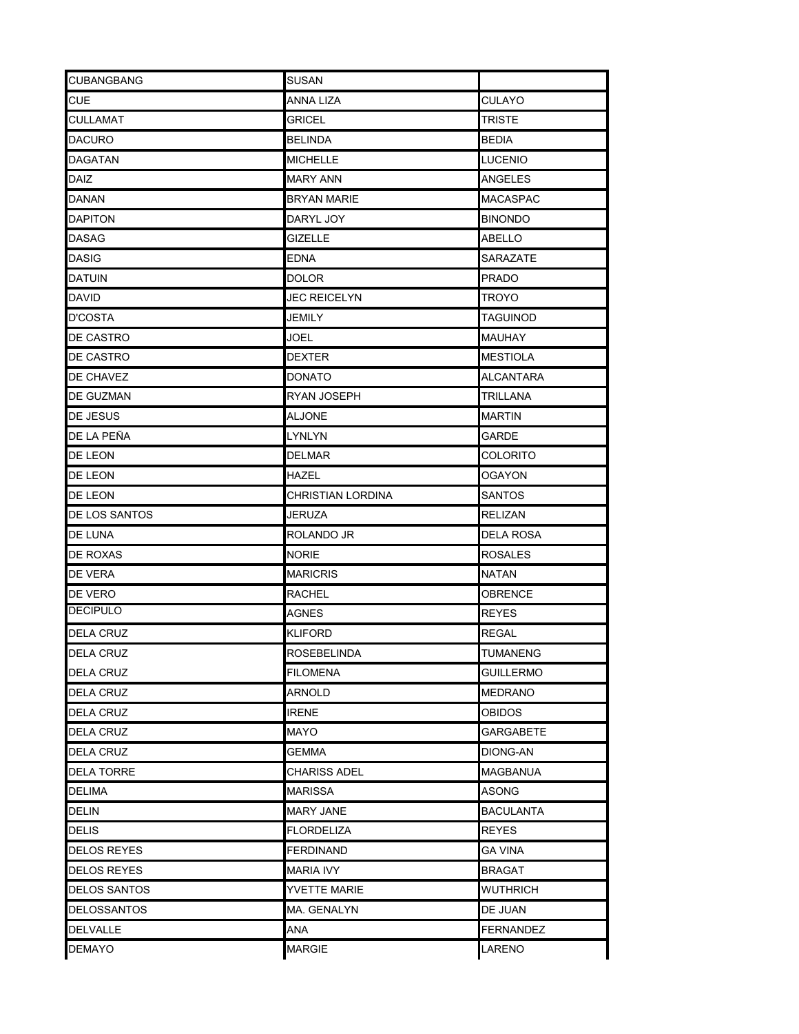| | | |
|---|---|---|
| CUBANGBANG | SUSAN | |
| CUE | ANNA LIZA | CULAYO |
| CULLAMAT | GRICEL | TRISTE |
| DACURO | BELINDA | BEDIA |
| DAGATAN | MICHELLE | LUCENIO |
| DAIZ | MARY ANN | ANGELES |
| DANAN | BRYAN MARIE | MACASPAC |
| DAPITON | DARYL JOY | BINONDO |
| DASAG | GIZELLE | ABELLO |
| DASIG | EDNA | SARAZATE |
| DATUIN | DOLOR | PRADO |
| DAVID | JEC REICELYN | TROYO |
| D'COSTA | JEMILY | TAGUINOD |
| DE CASTRO | JOEL | MAUHAY |
| DE CASTRO | DEXTER | MESTIOLA |
| DE CHAVEZ | DONATO | ALCANTARA |
| DE GUZMAN | RYAN JOSEPH | TRILLANA |
| DE JESUS | ALJONE | MARTIN |
| DE LA PEÑA | LYNLYN | GARDE |
| DE LEON | DELMAR | COLORITO |
| DE LEON | HAZEL | OGAYON |
| DE LEON | CHRISTIAN LORDINA | SANTOS |
| DE LOS SANTOS | JERUZA | RELIZAN |
| DE LUNA | ROLANDO JR | DELA ROSA |
| DE ROXAS | NORIE | ROSALES |
| DE VERA | MARICRIS | NATAN |
| DE VERO | RACHEL | OBRENCE |
| DECIPULO | AGNES | REYES |
| DELA CRUZ | KLIFORD | REGAL |
| DELA CRUZ | ROSEBELINDA | TUMANENG |
| DELA CRUZ | FILOMENA | GUILLERMO |
| DELA CRUZ | ARNOLD | MEDRANO |
| DELA CRUZ | IRENE | OBIDOS |
| DELA CRUZ | MAYO | GARGABETE |
| DELA CRUZ | GEMMA | DIONG-AN |
| DELA TORRE | CHARISS ADEL | MAGBANUA |
| DELIMA | MARISSA | ASONG |
| DELIN | MARY JANE | BACULANTA |
| DELIS | FLORDELIZA | REYES |
| DELOS REYES | FERDINAND | GA VINA |
| DELOS REYES | MARIA IVY | BRAGAT |
| DELOS SANTOS | YVETTE MARIE | WUTHRICH |
| DELOSSANTOS | MA. GENALYN | DE JUAN |
| DELVALLE | ANA | FERNANDEZ |
| DEMAYO | MARGIE | LARENO |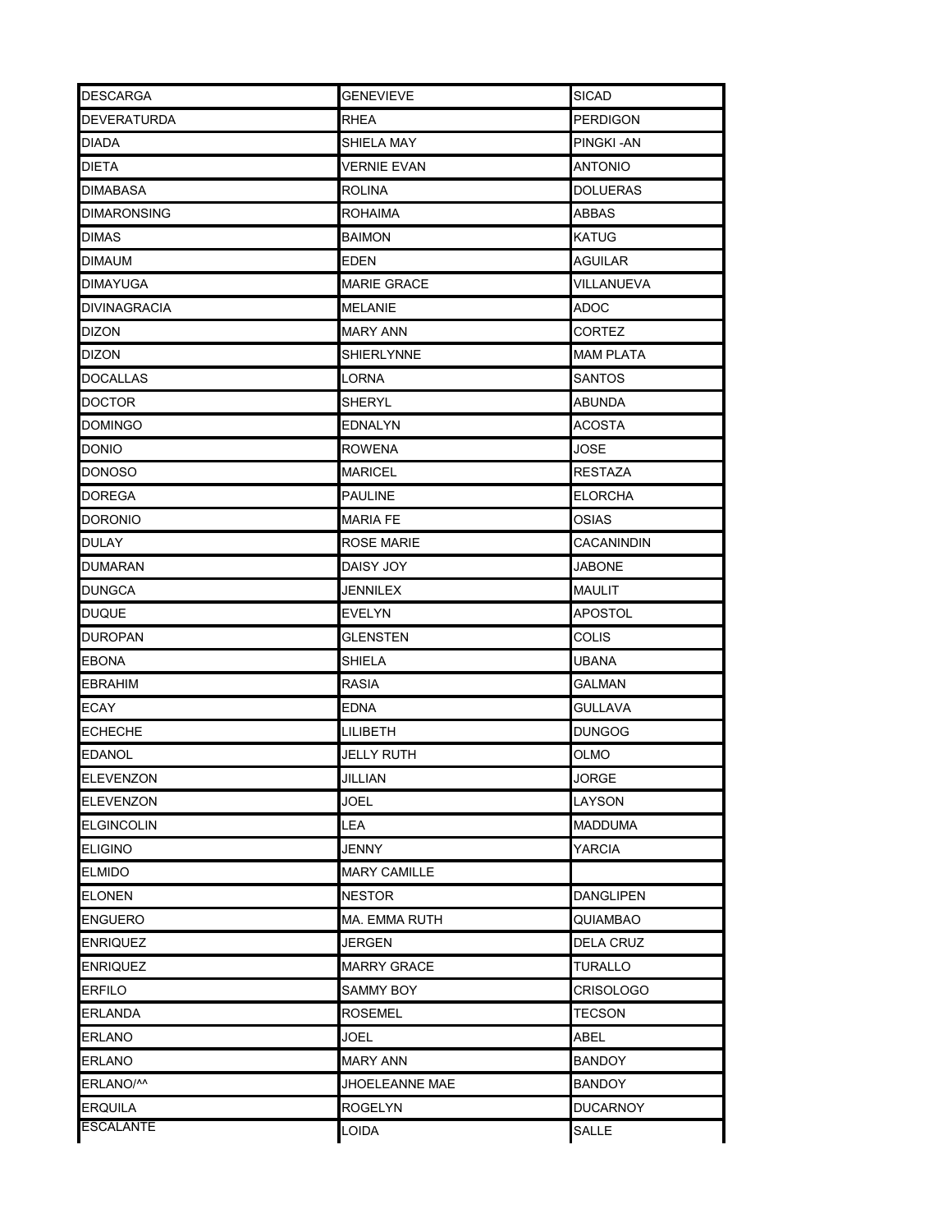| DESCARGA | GENEVIEVE | SICAD |
|---|---|---|
| DEVERATURDA | RHEA | PERDIGON |
| DIADA | SHIELA MAY | PINGKI -AN |
| DIETA | VERNIE EVAN | ANTONIO |
| DIMABASA | ROLINA | DOLUERAS |
| DIMARONSING | ROHAIMA | ABBAS |
| DIMAS | BAIMON | KATUG |
| DIMAUM | EDEN | AGUILAR |
| DIMAYUGA | MARIE GRACE | VILLANUEVA |
| DIVINAGRACIA | MELANIE | ADOC |
| DIZON | MARY ANN | CORTEZ |
| DIZON | SHIERLYNNE | MAM PLATA |
| DOCALLAS | LORNA | SANTOS |
| DOCTOR | SHERYL | ABUNDA |
| DOMINGO | EDNALYN | ACOSTA |
| DONIO | ROWENA | JOSE |
| DONOSO | MARICEL | RESTAZA |
| DOREGA | PAULINE | ELORCHA |
| DORONIO | MARIA FE | OSIAS |
| DULAY | ROSE MARIE | CACANINDIN |
| DUMARAN | DAISY JOY | JABONE |
| DUNGCA | JENNILEX | MAULIT |
| DUQUE | EVELYN | APOSTOL |
| DUROPAN | GLENSTEN | COLIS |
| EBONA | SHIELA | UBANA |
| EBRAHIM | RASIA | GALMAN |
| ECAY | EDNA | GULLAVA |
| ECHECHE | LILIBETH | DUNGOG |
| EDANOL | JELLY RUTH | OLMO |
| ELEVENZON | JILLIAN | JORGE |
| ELEVENZON | JOEL | LAYSON |
| ELGINCOLIN | LEA | MADDUMA |
| ELIGINO | JENNY | YARCIA |
| ELMIDO | MARY CAMILLE | |
| ELONEN | NESTOR | DANGLIPEN |
| ENGUERO | MA. EMMA RUTH | QUIAMBAO |
| ENRIQUEZ | JERGEN | DELA CRUZ |
| ENRIQUEZ | MARRY GRACE | TURALLO |
| ERFILO | SAMMY BOY | CRISOLOGO |
| ERLANDA | ROSEMEL | TECSON |
| ERLANO | JOEL | ABEL |
| ERLANO | MARY ANN | BANDOY |
| ERLANO/^^ | JHOELEANNE MAE | BANDOY |
| ERQUILA | ROGELYN | DUCARNOY |
| ESCALANTE | LOIDA | SALLE |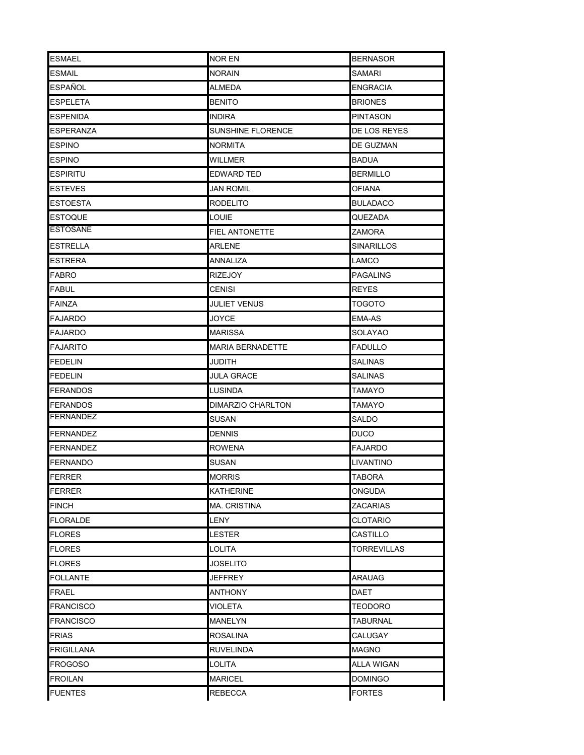| ESMAEL | NOR EN | BERNASOR |
| --- | --- | --- |
| ESMAIL | NORAIN | SAMARI |
| ESPAÑOL | ALMEDA | ENGRACIA |
| ESPELETA | BENITO | BRIONES |
| ESPENIDA | INDIRA | PINTASON |
| ESPERANZA | SUNSHINE FLORENCE | DE LOS REYES |
| ESPINO | NORMITA | DE GUZMAN |
| ESPINO | WILLMER | BADUA |
| ESPIRITU | EDWARD TED | BERMILLO |
| ESTEVES | JAN ROMIL | OFIANA |
| ESTOESTA | RODELITO | BULADACO |
| ESTOQUE | LOUIE | QUEZADA |
| ESTOSANE | FIEL ANTONETTE | ZAMORA |
| ESTRELLA | ARLENE | SINARILLOS |
| ESTRERA | ANNALIZA | LAMCO |
| FABRO | RIZEJOY | PAGALING |
| FABUL | CENISI | REYES |
| FAINZA | JULIET VENUS | TOGOTO |
| FAJARDO | JOYCE | EMA-AS |
| FAJARDO | MARISSA | SOLAYAO |
| FAJARITO | MARIA BERNADETTE | FADULLO |
| FEDELIN | JUDITH | SALINAS |
| FEDELIN | JULA GRACE | SALINAS |
| FERANDOS | LUSINDA | TAMAYO |
| FERANDOS | DIMARZIO CHARLTON | TAMAYO |
| FERNANDEZ | SUSAN | SALDO |
| FERNANDEZ | DENNIS | DUCO |
| FERNANDEZ | ROWENA | FAJARDO |
| FERNANDO | SUSAN | LIVANTINO |
| FERRER | MORRIS | TABORA |
| FERRER | KATHERINE | ONGUDA |
| FINCH | MA. CRISTINA | ZACARIAS |
| FLORALDE | LENY | CLOTARIO |
| FLORES | LESTER | CASTILLO |
| FLORES | LOLITA | TORREVILLAS |
| FLORES | JOSELITO | |
| FOLLANTE | JEFFREY | ARAUAG |
| FRAEL | ANTHONY | DAET |
| FRANCISCO | VIOLETA | TEODORO |
| FRANCISCO | MANELYN | TABURNAL |
| FRIAS | ROSALINA | CALUGAY |
| FRIGILLANA | RUVELINDA | MAGNO |
| FROGOSO | LOLITA | ALLA WIGAN |
| FROILAN | MARICEL | DOMINGO |
| FUENTES | REBECCA | FORTES |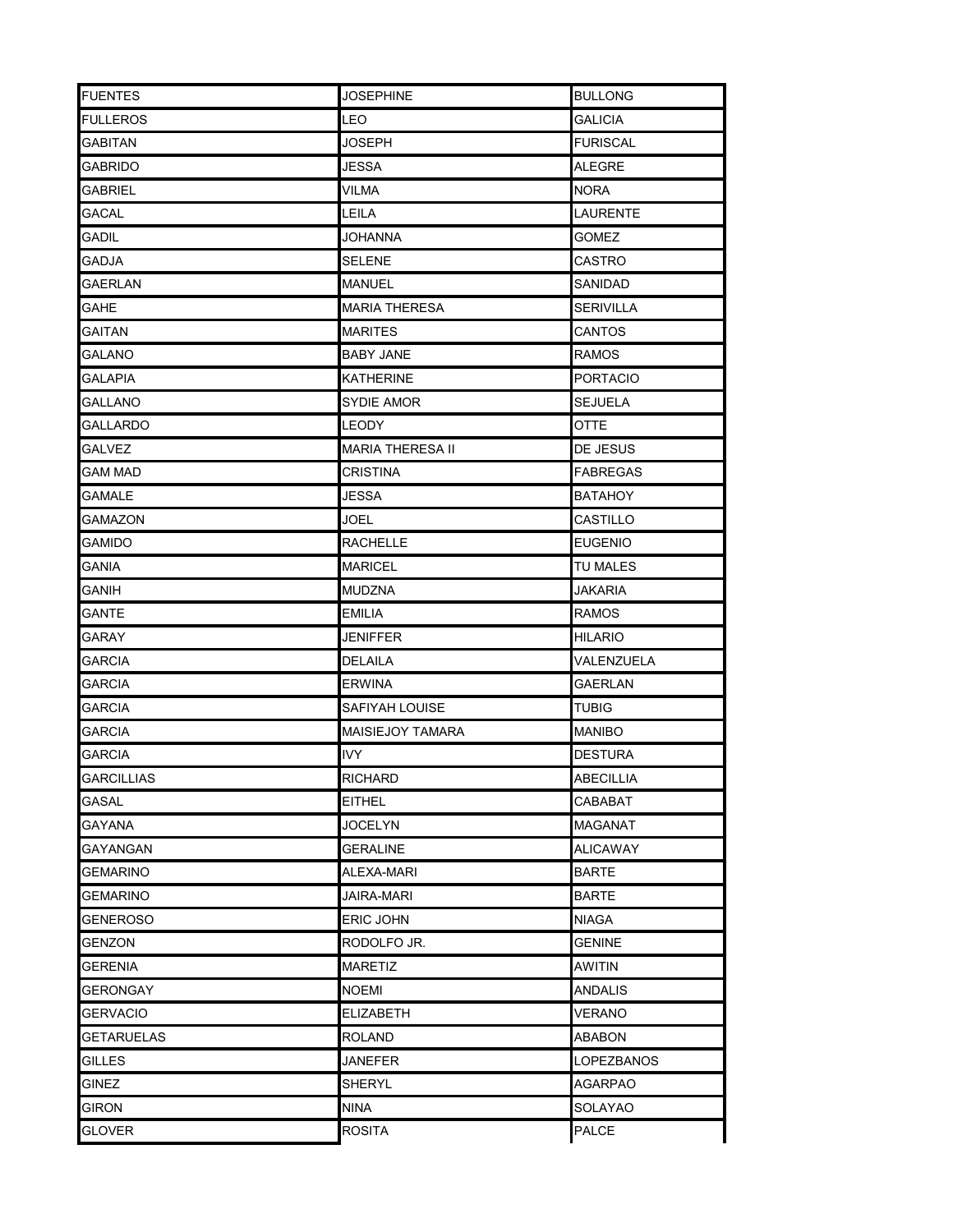| | | |
|---|---|---|
| FUENTES | JOSEPHINE | BULLONG |
| FULLEROS | LEO | GALICIA |
| GABITAN | JOSEPH | FURISCAL |
| GABRIDO | JESSA | ALEGRE |
| GABRIEL | VILMA | NORA |
| GACAL | LEILA | LAURENTE |
| GADIL | JOHANNA | GOMEZ |
| GADJA | SELENE | CASTRO |
| GAERLAN | MANUEL | SANIDAD |
| GAHE | MARIA THERESA | SERIVILLA |
| GAITAN | MARITES | CANTOS |
| GALANO | BABY JANE | RAMOS |
| GALAPIA | KATHERINE | PORTACIO |
| GALLANO | SYDIE AMOR | SEJUELA |
| GALLARDO | LEODY | OTTE |
| GALVEZ | MARIA THERESA II | DE JESUS |
| GAM MAD | CRISTINA | FABREGAS |
| GAMALE | JESSA | BATAHOY |
| GAMAZON | JOEL | CASTILLO |
| GAMIDO | RACHELLE | EUGENIO |
| GANIA | MARICEL | TU MALES |
| GANIH | MUDZNA | JAKARIA |
| GANTE | EMILIA | RAMOS |
| GARAY | JENIFFER | HILARIO |
| GARCIA | DELAILA | VALENZUELA |
| GARCIA | ERWINA | GAERLAN |
| GARCIA | SAFIYAH LOUISE | TUBIG |
| GARCIA | MAISIEJOY TAMARA | MANIBO |
| GARCIA | IVY | DESTURA |
| GARCILLIAS | RICHARD | ABECILLIA |
| GASAL | EITHEL | CABABAT |
| GAYANA | JOCELYN | MAGANAT |
| GAYANGAN | GERALINE | ALICAWAY |
| GEMARINO | ALEXA-MARI | BARTE |
| GEMARINO | JAIRA-MARI | BARTE |
| GENEROSO | ERIC JOHN | NIAGA |
| GENZON | RODOLFO JR. | GENINE |
| GERENIA | MARETIZ | AWITIN |
| GERONGAY | NOEMI | ANDALIS |
| GERVACIO | ELIZABETH | VERANO |
| GETARUELAS | ROLAND | ABABON |
| GILLES | JANEFER | LOPEZBANOS |
| GINEZ | SHERYL | AGARPAO |
| GIRON | NINA | SOLAYAO |
| GLOVER | ROSITA | PALCE |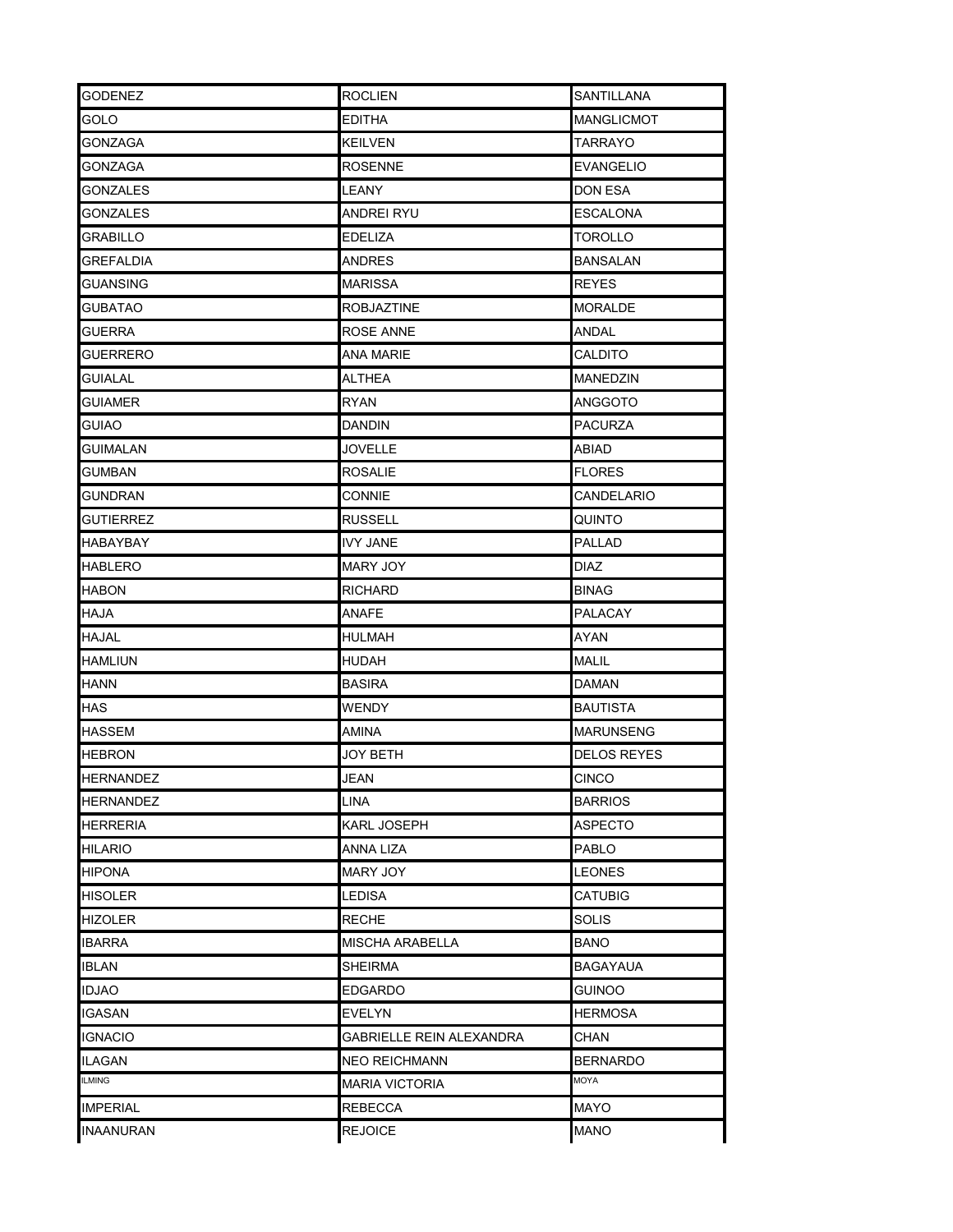| | | |
|---|---|---|
| GODENEZ | ROCLIEN | SANTILLANA |
| GOLO | EDITHA | MANGLICMOT |
| GONZAGA | KEILVEN | TARRAYO |
| GONZAGA | ROSENNE | EVANGELIO |
| GONZALES | LEANY | DON ESA |
| GONZALES | ANDREI RYU | ESCALONA |
| GRABILLO | EDELIZA | TOROLLO |
| GREFALDIA | ANDRES | BANSALAN |
| GUANSING | MARISSA | REYES |
| GUBATAO | ROBJAZTINE | MORALDE |
| GUERRA | ROSE ANNE | ANDAL |
| GUERRERO | ANA MARIE | CALDITO |
| GUIALAL | ALTHEA | MANEDZIN |
| GUIAMER | RYAN | ANGGOTO |
| GUIAO | DANDIN | PACURZA |
| GUIMALAN | JOVELLE | ABIAD |
| GUMBAN | ROSALIE | FLORES |
| GUNDRAN | CONNIE | CANDELARIO |
| GUTIERREZ | RUSSELL | QUINTO |
| HABAYBAY | IVY JANE | PALLAD |
| HABLERO | MARY JOY | DIAZ |
| HABON | RICHARD | BINAG |
| HAJA | ANAFE | PALACAY |
| HAJAL | HULMAH | AYAN |
| HAMLIUN | HUDAH | MALIL |
| HANN | BASIRA | DAMAN |
| HAS | WENDY | BAUTISTA |
| HASSEM | AMINA | MARUNSENG |
| HEBRON | JOY BETH | DELOS REYES |
| HERNANDEZ | JEAN | CINCO |
| HERNANDEZ | LINA | BARRIOS |
| HERRERIA | KARL JOSEPH | ASPECTO |
| HILARIO | ANNA LIZA | PABLO |
| HIPONA | MARY JOY | LEONES |
| HISOLER | LEDISA | CATUBIG |
| HIZOLER | RECHE | SOLIS |
| IBARRA | MISCHA ARABELLA | BANO |
| IBLAN | SHEIRMA | BAGAYAUA |
| IDJAO | EDGARDO | GUINOO |
| IGASAN | EVELYN | HERMOSA |
| IGNACIO | GABRIELLE REIN ALEXANDRA | CHAN |
| ILAGAN | NEO REICHMANN | BERNARDO |
| ILMING | MARIA VICTORIA | MOYA |
| IMPERIAL | REBECCA | MAYO |
| INAANURAN | REJOICE | MANO |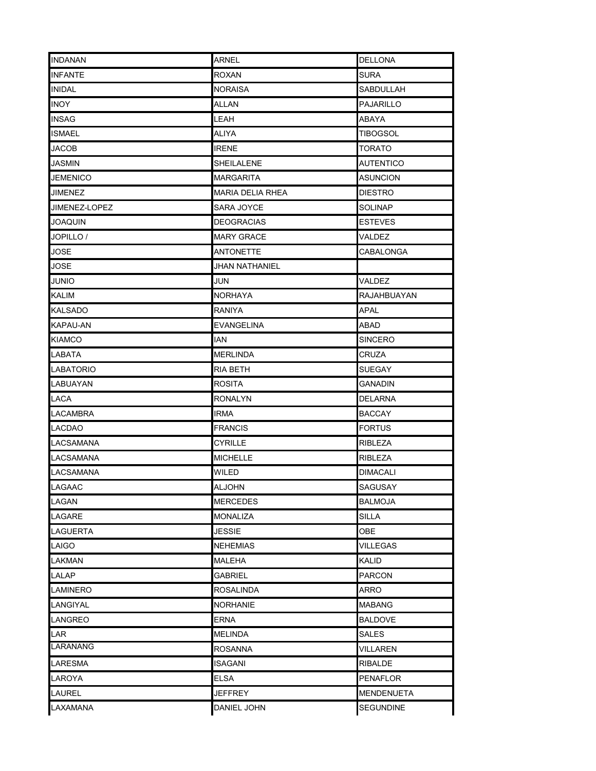| | | |
|---|---|---|
| INDANAN | ARNEL | DELLONA |
| INFANTE | ROXAN | SURA |
| INIDAL | NORAISA | SABDULLAH |
| INOY | ALLAN | PAJARILLO |
| INSAG | LEAH | ABAYA |
| ISMAEL | ALIYA | TIBOGSOL |
| JACOB | IRENE | TORATO |
| JASMIN | SHEILALENE | AUTENTICO |
| JEMENICO | MARGARITA | ASUNCION |
| JIMENEZ | MARIA DELIA RHEA | DIESTRO |
| JIMENEZ-LOPEZ | SARA JOYCE | SOLINAP |
| JOAQUIN | DEOGRACIAS | ESTEVES |
| JOPILLO / | MARY GRACE | VALDEZ |
| JOSE | ANTONETTE | CABALONGA |
| JOSE | JHAN NATHANIEL | |
| JUNIO | JUN | VALDEZ |
| KALIM | NORHAYA | RAJAHBUAYAN |
| KALSADO | RANIYA | APAL |
| KAPAU-AN | EVANGELINA | ABAD |
| KIAMCO | IAN | SINCERO |
| LABATA | MERLINDA | CRUZA |
| LABATORIO | RIA BETH | SUEGAY |
| LABUAYAN | ROSITA | GANADIN |
| LACA | RONALYN | DELARNA |
| LACAMBRA | IRMA | BACCAY |
| LACDAO | FRANCIS | FORTUS |
| LACSAMANA | CYRILLE | RIBLEZA |
| LACSAMANA | MICHELLE | RIBLEZA |
| LACSAMANA | WILED | DIMACALI |
| LAGAAC | ALJOHN | SAGUSAY |
| LAGAN | MERCEDES | BALMOJA |
| LAGARE | MONALIZA | SILLA |
| LAGUERTA | JESSIE | OBE |
| LAIGO | NEHEMIAS | VILLEGAS |
| LAKMAN | MALEHA | KALID |
| LALAP | GABRIEL | PARCON |
| LAMINERO | ROSALINDA | ARRO |
| LANGIYAL | NORHANIE | MABANG |
| LANGREO | ERNA | BALDOVE |
| LAR | MELINDA | SALES |
| LARANANG | ROSANNA | VILLAREN |
| LARESMA | ISAGANI | RIBALDE |
| LAROYA | ELSA | PENAFLOR |
| LAUREL | JEFFREY | MENDENUETA |
| LAXAMANA | DANIEL JOHN | SEGUNDINE |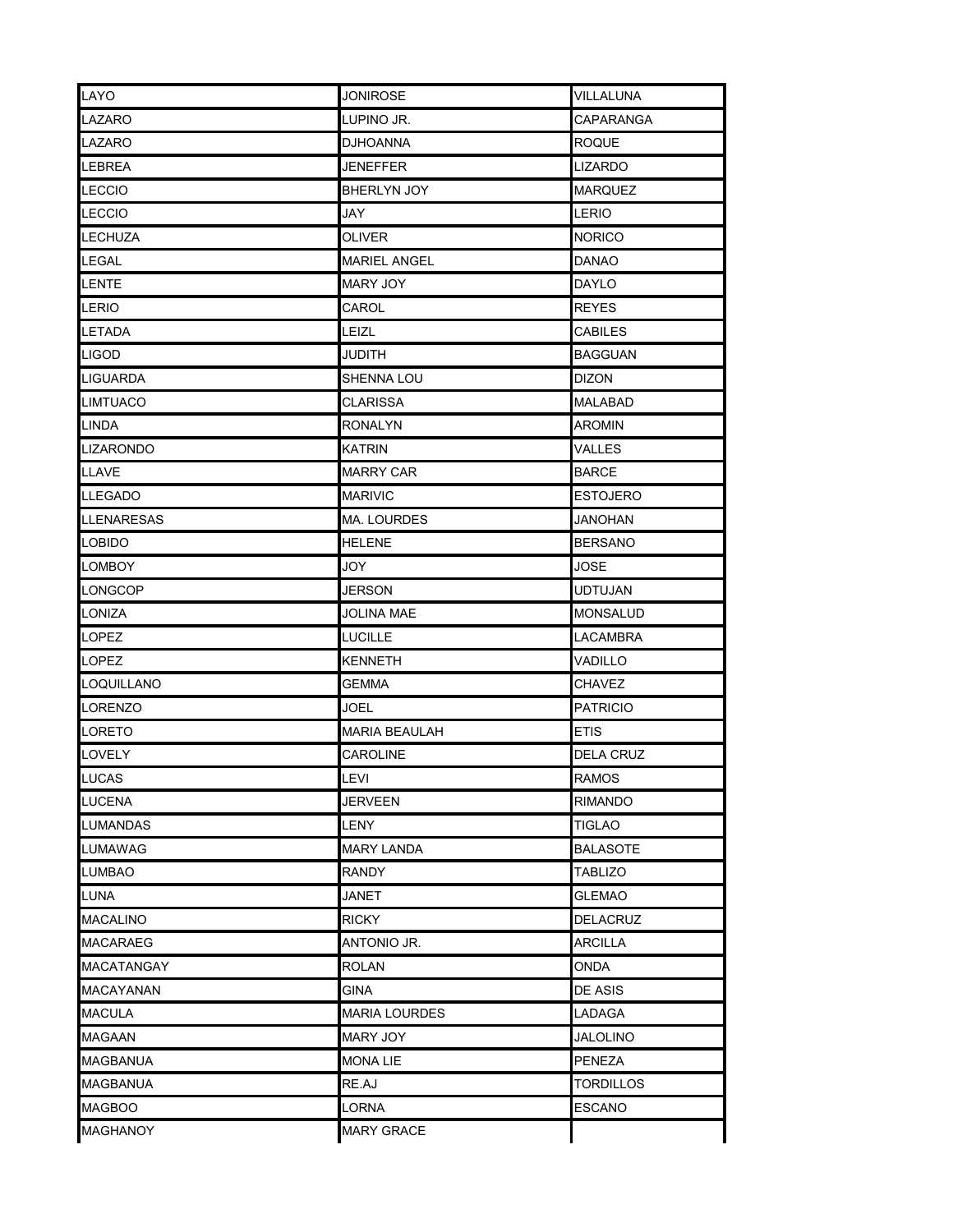| | | |
|---|---|---|
| LAYO | JONIROSE | VILLALUNA |
| LAZARO | LUPINO JR. | CAPARANGA |
| LAZARO | DJHOANNA | ROQUE |
| LEBREA | JENEFFER | LIZARDO |
| LECCIO | BHERLYN JOY | MARQUEZ |
| LECCIO | JAY | LERIO |
| LECHUZA | OLIVER | NORICO |
| LEGAL | MARIEL ANGEL | DANAO |
| LENTE | MARY JOY | DAYLO |
| LERIO | CAROL | REYES |
| LETADA | LEIZL | CABILES |
| LIGOD | JUDITH | BAGGUAN |
| LIGUARDA | SHENNA LOU | DIZON |
| LIMTUACO | CLARISSA | MALABAD |
| LINDA | RONALYN | AROMIN |
| LIZARONDO | KATRIN | VALLES |
| LLAVE | MARRY CAR | BARCE |
| LLEGADO | MARIVIC | ESTOJERO |
| LLENARESAS | MA. LOURDES | JANOHAN |
| LOBIDO | HELENE | BERSANO |
| LOMBOY | JOY | JOSE |
| LONGCOP | JERSON | UDTUJAN |
| LONIZA | JOLINA MAE | MONSALUD |
| LOPEZ | LUCILLE | LACAMBRA |
| LOPEZ | KENNETH | VADILLO |
| LOQUILLANO | GEMMA | CHAVEZ |
| LORENZO | JOEL | PATRICIO |
| LORETO | MARIA BEAULAH | ETIS |
| LOVELY | CAROLINE | DELA CRUZ |
| LUCAS | LEVI | RAMOS |
| LUCENA | JERVEEN | RIMANDO |
| LUMANDAS | LENY | TIGLAO |
| LUMAWAG | MARY LANDA | BALASOTE |
| LUMBAO | RANDY | TABLIZO |
| LUNA | JANET | GLEMAO |
| MACALINO | RICKY | DELACRUZ |
| MACARAEG | ANTONIO JR. | ARCILLA |
| MACATANGAY | ROLAN | ONDA |
| MACAYANAN | GINA | DE ASIS |
| MACULA | MARIA LOURDES | LADAGA |
| MAGAAN | MARY JOY | JALOLINO |
| MAGBANUA | MONA LIE | PENEZA |
| MAGBANUA | RE.AJ | TORDILLOS |
| MAGBOO | LORNA | ESCANO |
| MAGHANOY | MARY GRACE | |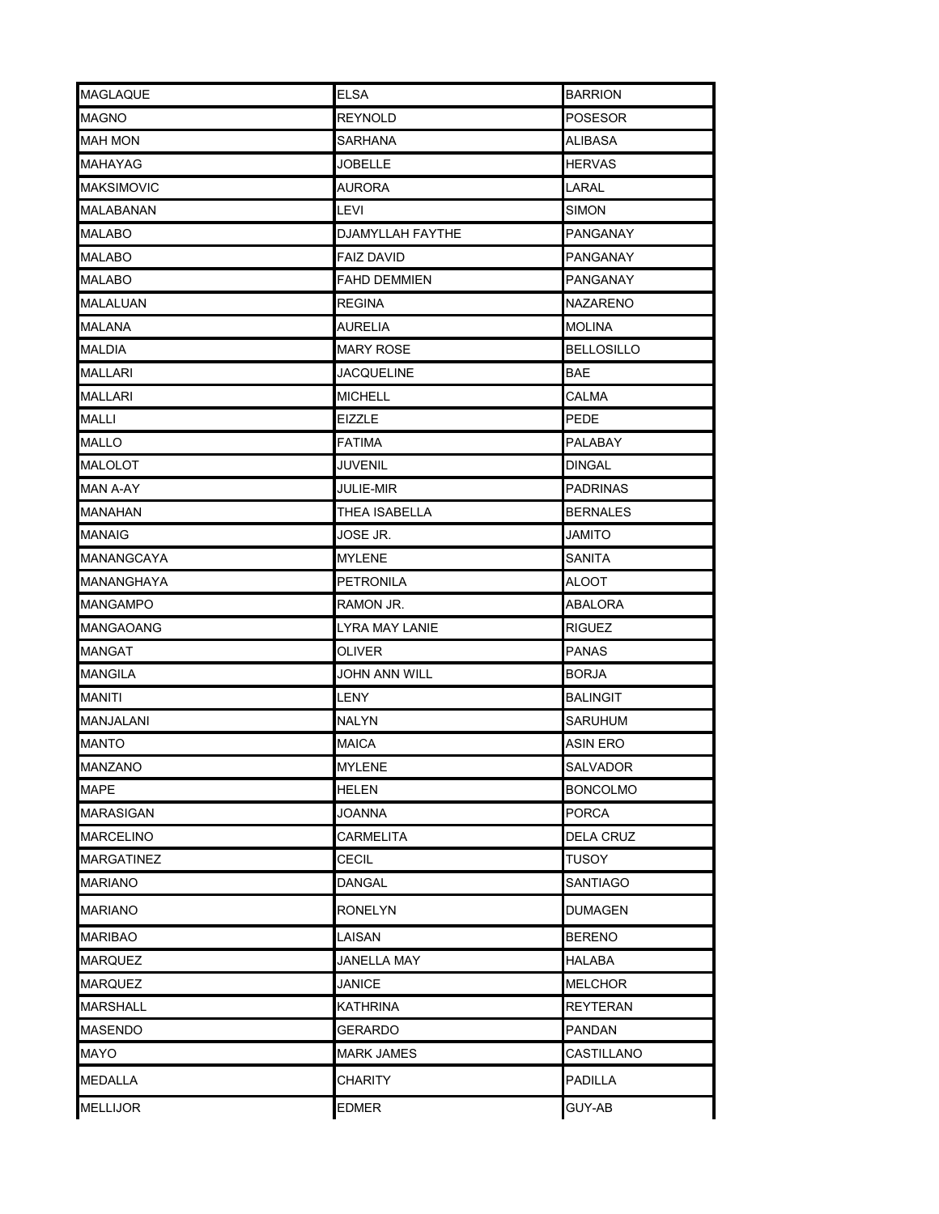| MAGLAQUE | ELSA | BARRION |
|---|---|---|
| MAGNO | REYNOLD | POSESOR |
| MAH MON | SARHANA | ALIBASA |
| MAHAYAG | JOBELLE | HERVAS |
| MAKSIMOVIC | AURORA | LARAL |
| MALABANAN | LEVI | SIMON |
| MALABO | DJAMYLLAH FAYTHE | PANGANAY |
| MALABO | FAIZ DAVID | PANGANAY |
| MALABO | FAHD DEMMIEN | PANGANAY |
| MALALUAN | REGINA | NAZARENO |
| MALANA | AURELIA | MOLINA |
| MALDIA | MARY ROSE | BELLOSILLO |
| MALLARI | JACQUELINE | BAE |
| MALLARI | MICHELL | CALMA |
| MALLI | EIZZLE | PEDE |
| MALLO | FATIMA | PALABAY |
| MALOLOT | JUVENIL | DINGAL |
| MAN A-AY | JULIE-MIR | PADRINAS |
| MANAHAN | THEA ISABELLA | BERNALES |
| MANAIG | JOSE JR. | JAMITO |
| MANANGCAYA | MYLENE | SANITA |
| MANANGHAYA | PETRONILA | ALOOT |
| MANGAMPO | RAMON JR. | ABALORA |
| MANGAOANG | LYRA MAY LANIE | RIGUEZ |
| MANGAT | OLIVER | PANAS |
| MANGILA | JOHN ANN WILL | BORJA |
| MANITI | LENY | BALINGIT |
| MANJALANI | NALYN | SARUHUM |
| MANTO | MAICA | ASIN ERO |
| MANZANO | MYLENE | SALVADOR |
| MAPE | HELEN | BONCOLMO |
| MARASIGAN | JOANNA | PORCA |
| MARCELINO | CARMELITA | DELA CRUZ |
| MARGATINEZ | CECIL | TUSOY |
| MARIANO | DANGAL | SANTIAGO |
| MARIANO | RONELYN | DUMAGEN |
| MARIBAO | LAISAN | BERENO |
| MARQUEZ | JANELLA MAY | HALABA |
| MARQUEZ | JANICE | MELCHOR |
| MARSHALL | KATHRINA | REYTERAN |
| MASENDO | GERARDO | PANDAN |
| MAYO | MARK JAMES | CASTILLANO |
| MEDALLA | CHARITY | PADILLA |
| MELLIJOR | EDMER | GUY-AB |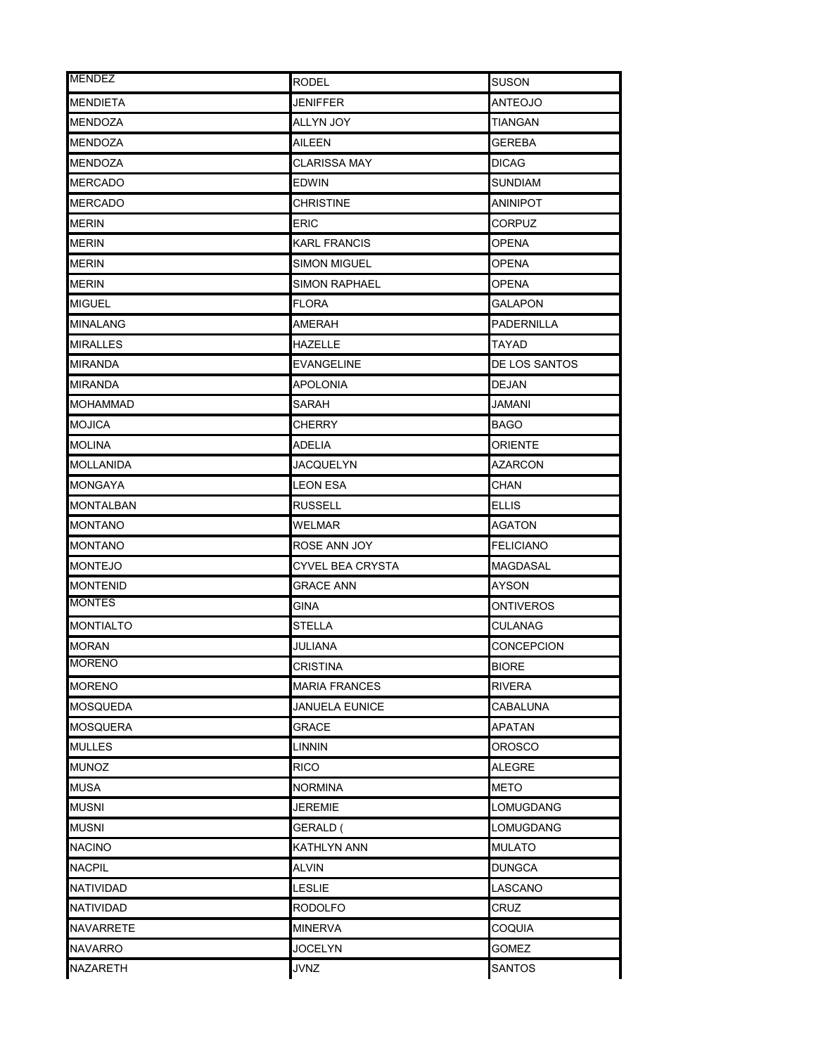| | | |
|---|---|---|
| MENDEZ | RODEL | SUSON |
| MENDIETA | JENIFFER | ANTEOJO |
| MENDOZA | ALLYN JOY | TIANGAN |
| MENDOZA | AILEEN | GEREBA |
| MENDOZA | CLARISSA MAY | DICAG |
| MERCADO | EDWIN | SUNDIAM |
| MERCADO | CHRISTINE | ANINIPOT |
| MERIN | ERIC | CORPUZ |
| MERIN | KARL FRANCIS | OPENA |
| MERIN | SIMON MIGUEL | OPENA |
| MERIN | SIMON RAPHAEL | OPENA |
| MIGUEL | FLORA | GALAPON |
| MINALANG | AMERAH | PADERNILLA |
| MIRALLES | HAZELLE | TAYAD |
| MIRANDA | EVANGELINE | DE LOS SANTOS |
| MIRANDA | APOLONIA | DEJAN |
| MOHAMMAD | SARAH | JAMANI |
| MOJICA | CHERRY | BAGO |
| MOLINA | ADELIA | ORIENTE |
| MOLLANIDA | JACQUELYN | AZARCON |
| MONGAYA | LEON ESA | CHAN |
| MONTALBAN | RUSSELL | ELLIS |
| MONTANO | WELMAR | AGATON |
| MONTANO | ROSE ANN JOY | FELICIANO |
| MONTEJO | CYVEL BEA CRYSTA | MAGDASAL |
| MONTENID | GRACE ANN | AYSON |
| MONTES | GINA | ONTIVEROS |
| MONTIALTO | STELLA | CULANAG |
| MORAN | JULIANA | CONCEPCION |
| MORENO | CRISTINA | BIORE |
| MORENO | MARIA FRANCES | RIVERA |
| MOSQUEDA | JANUELA EUNICE | CABALUNA |
| MOSQUERA | GRACE | APATAN |
| MULLES | LINNIN | OROSCO |
| MUNOZ | RICO | ALEGRE |
| MUSA | NORMINA | METO |
| MUSNI | JEREMIE | LOMUGDANG |
| MUSNI | GERALD ( | LOMUGDANG |
| NACINO | KATHLYN ANN | MULATO |
| NACPIL | ALVIN | DUNGCA |
| NATIVIDAD | LESLIE | LASCANO |
| NATIVIDAD | RODOLFO | CRUZ |
| NAVARRETE | MINERVA | COQUIA |
| NAVARRO | JOCELYN | GOMEZ |
| NAZARETH | JVNZ | SANTOS |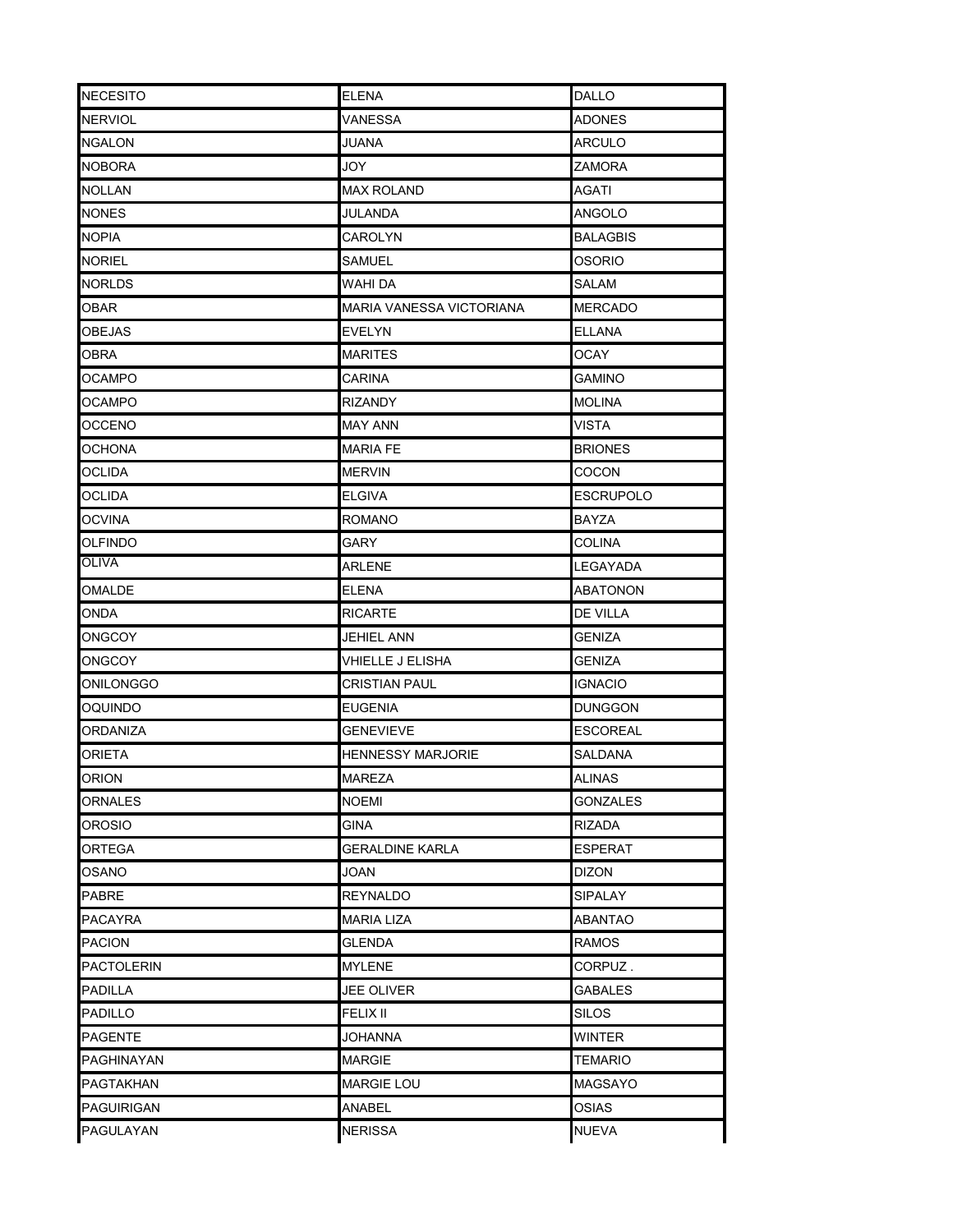| | | |
|---|---|---|
| NECESITO | ELENA | DALLO |
| NERVIOL | VANESSA | ADONES |
| NGALON | JUANA | ARCULO |
| NOBORA | JOY | ZAMORA |
| NOLLAN | MAX ROLAND | AGATI |
| NONES | JULANDA | ANGOLO |
| NOPIA | CAROLYN | BALAGBIS |
| NORIEL | SAMUEL | OSORIO |
| NORLDS | WAHI DA | SALAM |
| OBAR | MARIA VANESSA VICTORIANA | MERCADO |
| OBEJAS | EVELYN | ELLANA |
| OBRA | MARITES | OCAY |
| OCAMPO | CARINA | GAMINO |
| OCAMPO | RIZANDY | MOLINA |
| OCCENO | MAY ANN | VISTA |
| OCHONA | MARIA FE | BRIONES |
| OCLIDA | MERVIN | COCON |
| OCLIDA | ELGIVA | ESCRUPOLO |
| OCVINA | ROMANO | BAYZA |
| OLFINDO | GARY | COLINA |
| OLIVA | ARLENE | LEGAYADA |
| OMALDE | ELENA | ABATONON |
| ONDA | RICARTE | DE VILLA |
| ONGCOY | JEHIEL ANN | GENIZA |
| ONGCOY | VHIELLE J ELISHA | GENIZA |
| ONILONGGO | CRISTIAN PAUL | IGNACIO |
| OQUINDO | EUGENIA | DUNGGON |
| ORDANIZA | GENEVIEVE | ESCOREAL |
| ORIETA | HENNESSY MARJORIE | SALDANA |
| ORION | MAREZA | ALINAS |
| ORNALES | NOEMI | GONZALES |
| OROSIO | GINA | RIZADA |
| ORTEGA | GERALDINE KARLA | ESPERAT |
| OSANO | JOAN | DIZON |
| PABRE | REYNALDO | SIPALAY |
| PACAYRA | MARIA LIZA | ABANTAO |
| PACION | GLENDA | RAMOS |
| PACTOLERIN | MYLENE | CORPUZ . |
| PADILLA | JEE OLIVER | GABALES |
| PADILLO | FELIX II | SILOS |
| PAGENTE | JOHANNA | WINTER |
| PAGHINAYAN | MARGIE | TEMARIO |
| PAGTAKHAN | MARGIE LOU | MAGSAYO |
| PAGUIRIGAN | ANABEL | OSIAS |
| PAGULAYAN | NERISSA | NUEVA |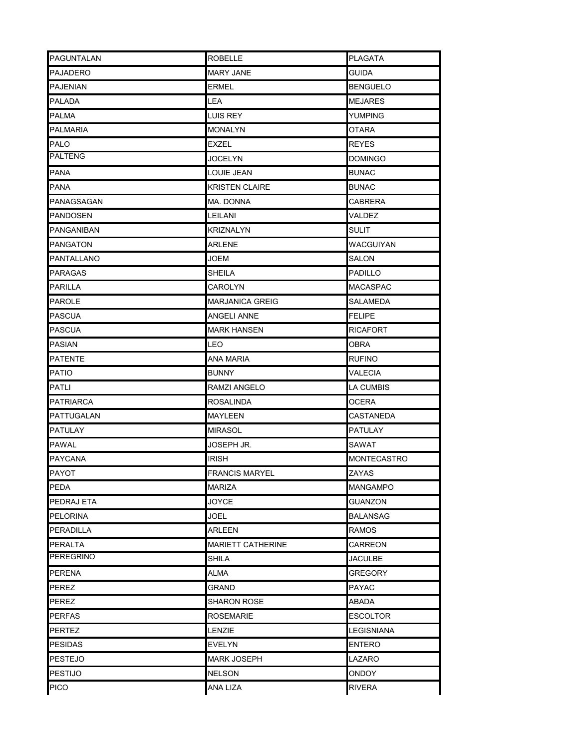| PAGUNTALAN | ROBELLE | PLAGATA |
|---|---|---|
| PAJADERO | MARY JANE | GUIDA |
| PAJENIAN | ERMEL | BENGUELO |
| PALADA | LEA | MEJARES |
| PALMA | LUIS REY | YUMPING |
| PALMARIA | MONALYN | OTARA |
| PALO | EXZEL | REYES |
| PALTENG | JOCELYN | DOMINGO |
| PANA | LOUIE JEAN | BUNAC |
| PANA | KRISTEN CLAIRE | BUNAC |
| PANAGSAGAN | MA. DONNA | CABRERA |
| PANDOSEN | LEILANI | VALDEZ |
| PANGANIBAN | KRIZNALYN | SULIT |
| PANGATON | ARLENE | WACGUIYAN |
| PANTALLANO | JOEM | SALON |
| PARAGAS | SHEILA | PADILLO |
| PARILLA | CAROLYN | MACASPAC |
| PAROLE | MARJANICA GREIG | SALAMEDA |
| PASCUA | ANGELI ANNE | FELIPE |
| PASCUA | MARK HANSEN | RICAFORT |
| PASIAN | LEO | OBRA |
| PATENTE | ANA MARIA | RUFINO |
| PATIO | BUNNY | VALECIA |
| PATLI | RAMZI ANGELO | LA CUMBIS |
| PATRIARCA | ROSALINDA | OCERA |
| PATTUGALAN | MAYLEEN | CASTANEDA |
| PATULAY | MIRASOL | PATULAY |
| PAWAL | JOSEPH JR. | SAWAT |
| PAYCANA | IRISH | MONTECASTRO |
| PAYOT | FRANCIS MARYEL | ZAYAS |
| PEDA | MARIZA | MANGAMPO |
| PEDRAJ ETA | JOYCE | GUANZON |
| PELORINA | JOEL | BALANSAG |
| PERADILLA | ARLEEN | RAMOS |
| PERALTA | MARIETT CATHERINE | CARREON |
| PEREGRINO | SHILA | JACULBE |
| PERENA | ALMA | GREGORY |
| PEREZ | GRAND | PAYAC |
| PEREZ | SHARON ROSE | ABADA |
| PERFAS | ROSEMARIE | ESCOLTOR |
| PERTEZ | LENZIE | LEGISNIANA |
| PESIDAS | EVELYN | ENTERO |
| PESTEJO | MARK JOSEPH | LAZARO |
| PESTIJO | NELSON | ONDOY |
| PICO | ANA LIZA | RIVERA |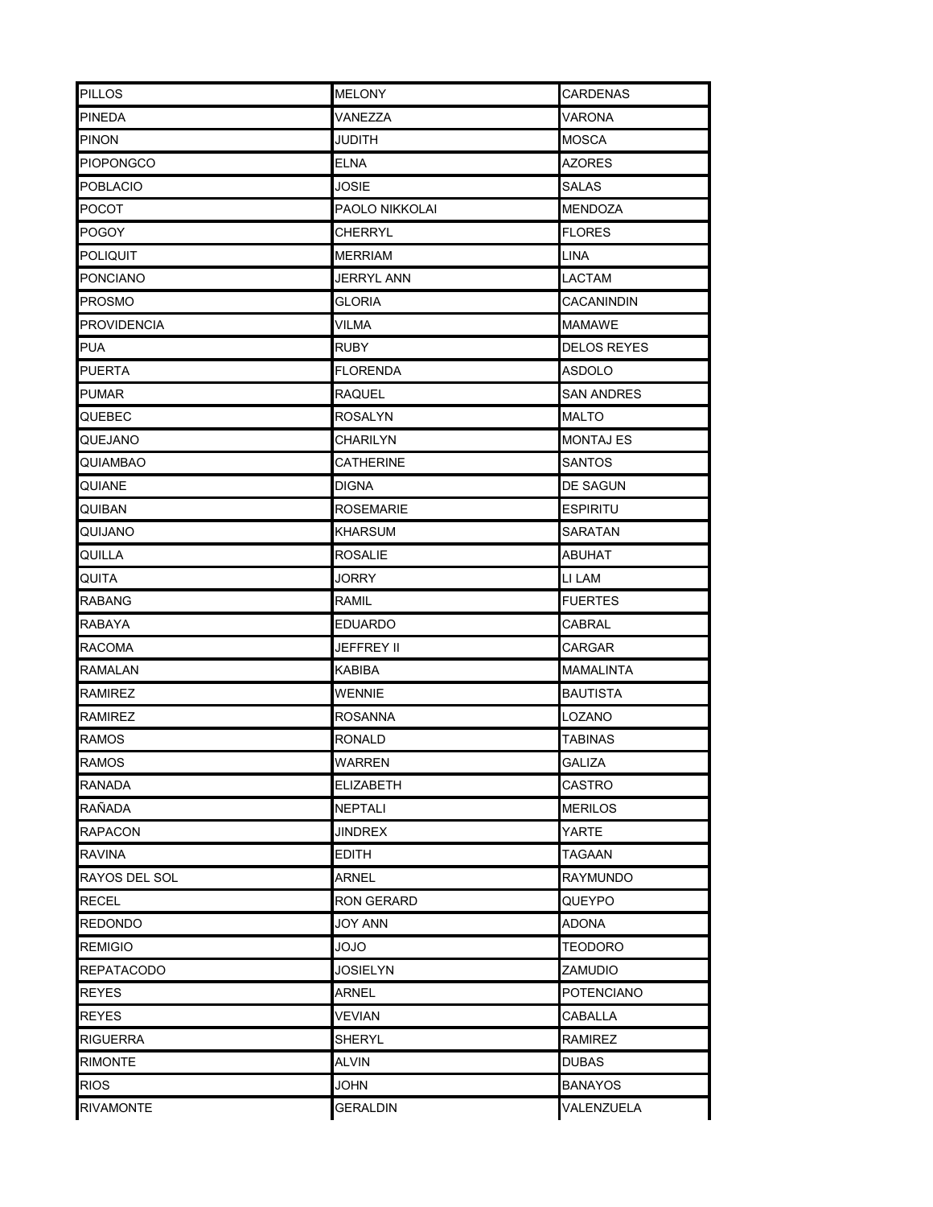| PILLOS | MELONY | CARDENAS |
|---|---|---|
| PINEDA | VANEZZA | VARONA |
| PINON | JUDITH | MOSCA |
| PIOPONGCO | ELNA | AZORES |
| POBLACIO | JOSIE | SALAS |
| POCOT | PAOLO NIKKOLAI | MENDOZA |
| POGOY | CHERRYL | FLORES |
| POLIQUIT | MERRIAM | LINA |
| PONCIANO | JERRYL ANN | LACTAM |
| PROSMO | GLORIA | CACANINDIN |
| PROVIDENCIA | VILMA | MAMAWE |
| PUA | RUBY | DELOS REYES |
| PUERTA | FLORENDA | ASDOLO |
| PUMAR | RAQUEL | SAN ANDRES |
| QUEBEC | ROSALYN | MALTO |
| QUEJANO | CHARILYN | MONTAJ ES |
| QUIAMBAO | CATHERINE | SANTOS |
| QUIANE | DIGNA | DE SAGUN |
| QUIBAN | ROSEMARIE | ESPIRITU |
| QUIJANO | KHARSUM | SARATAN |
| QUILLA | ROSALIE | ABUHAT |
| QUITA | JORRY | LI LAM |
| RABANG | RAMIL | FUERTES |
| RABAYA | EDUARDO | CABRAL |
| RACOMA | JEFFREY II | CARGAR |
| RAMALAN | KABIBA | MAMALINTA |
| RAMIREZ | WENNIE | BAUTISTA |
| RAMIREZ | ROSANNA | LOZANO |
| RAMOS | RONALD | TABINAS |
| RAMOS | WARREN | GALIZA |
| RANADA | ELIZABETH | CASTRO |
| RAÑADA | NEPTALI | MERILOS |
| RAPACON | JINDREX | YARTE |
| RAVINA | EDITH | TAGAAN |
| RAYOS DEL SOL | ARNEL | RAYMUNDO |
| RECEL | RON GERARD | QUEYPO |
| REDONDO | JOY ANN | ADONA |
| REMIGIO | JOJO | TEODORO |
| REPATACODO | JOSIELYN | ZAMUDIO |
| REYES | ARNEL | POTENCIANO |
| REYES | VEVIAN | CABALLA |
| RIGUERRA | SHERYL | RAMIREZ |
| RIMONTE | ALVIN | DUBAS |
| RIOS | JOHN | BANAYOS |
| RIVAMONTE | GERALDIN | VALENZUELA |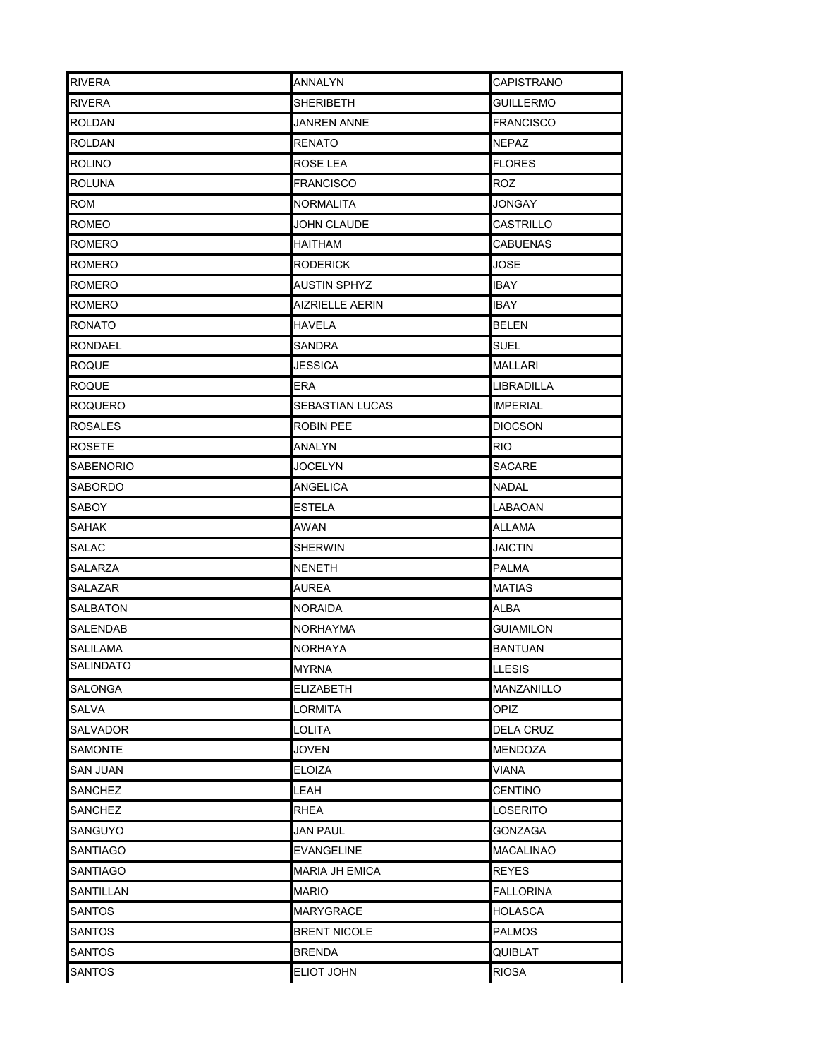| RIVERA | ANNALYN | CAPISTRANO |
|---|---|---|
| RIVERA | SHERIBETH | GUILLERMO |
| ROLDAN | JANREN ANNE | FRANCISCO |
| ROLDAN | RENATO | NEPAZ |
| ROLINO | ROSE LEA | FLORES |
| ROLUNA | FRANCISCO | ROZ |
| ROM | NORMALITA | JONGAY |
| ROMEO | JOHN CLAUDE | CASTRILLO |
| ROMERO | HAITHAM | CABUENAS |
| ROMERO | RODERICK | JOSE |
| ROMERO | AUSTIN SPHYZ | IBAY |
| ROMERO | AIZRIELLE AERIN | IBAY |
| RONATO | HAVELA | BELEN |
| RONDAEL | SANDRA | SUEL |
| ROQUE | JESSICA | MALLARI |
| ROQUE | ERA | LIBRADILLA |
| ROQUERO | SEBASTIAN LUCAS | IMPERIAL |
| ROSALES | ROBIN PEE | DIOCSON |
| ROSETE | ANALYN | RIO |
| SABENORIO | JOCELYN | SACARE |
| SABORDO | ANGELICA | NADAL |
| SABOY | ESTELA | LABAOAN |
| SAHAK | AWAN | ALLAMA |
| SALAC | SHERWIN | JAICTIN |
| SALARZA | NENETH | PALMA |
| SALAZAR | AUREA | MATIAS |
| SALBATON | NORAIDA | ALBA |
| SALENDAB | NORHAYMA | GUIAMILON |
| SALILAMA | NORHAYA | BANTUAN |
| SALINDATO | MYRNA | LLESIS |
| SALONGA | ELIZABETH | MANZANILLO |
| SALVA | LORMITA | OPIZ |
| SALVADOR | LOLITA | DELA CRUZ |
| SAMONTE | JOVEN | MENDOZA |
| SAN JUAN | ELOIZA | VIANA |
| SANCHEZ | LEAH | CENTINO |
| SANCHEZ | RHEA | LOSERITO |
| SANGUYO | JAN PAUL | GONZAGA |
| SANTIAGO | EVANGELINE | MACALINAO |
| SANTIAGO | MARIA JH EMICA | REYES |
| SANTILLAN | MARIO | FALLORINA |
| SANTOS | MARYGRACE | HOLASCA |
| SANTOS | BRENT NICOLE | PALMOS |
| SANTOS | BRENDA | QUIBLAT |
| SANTOS | ELIOT JOHN | RIOSA |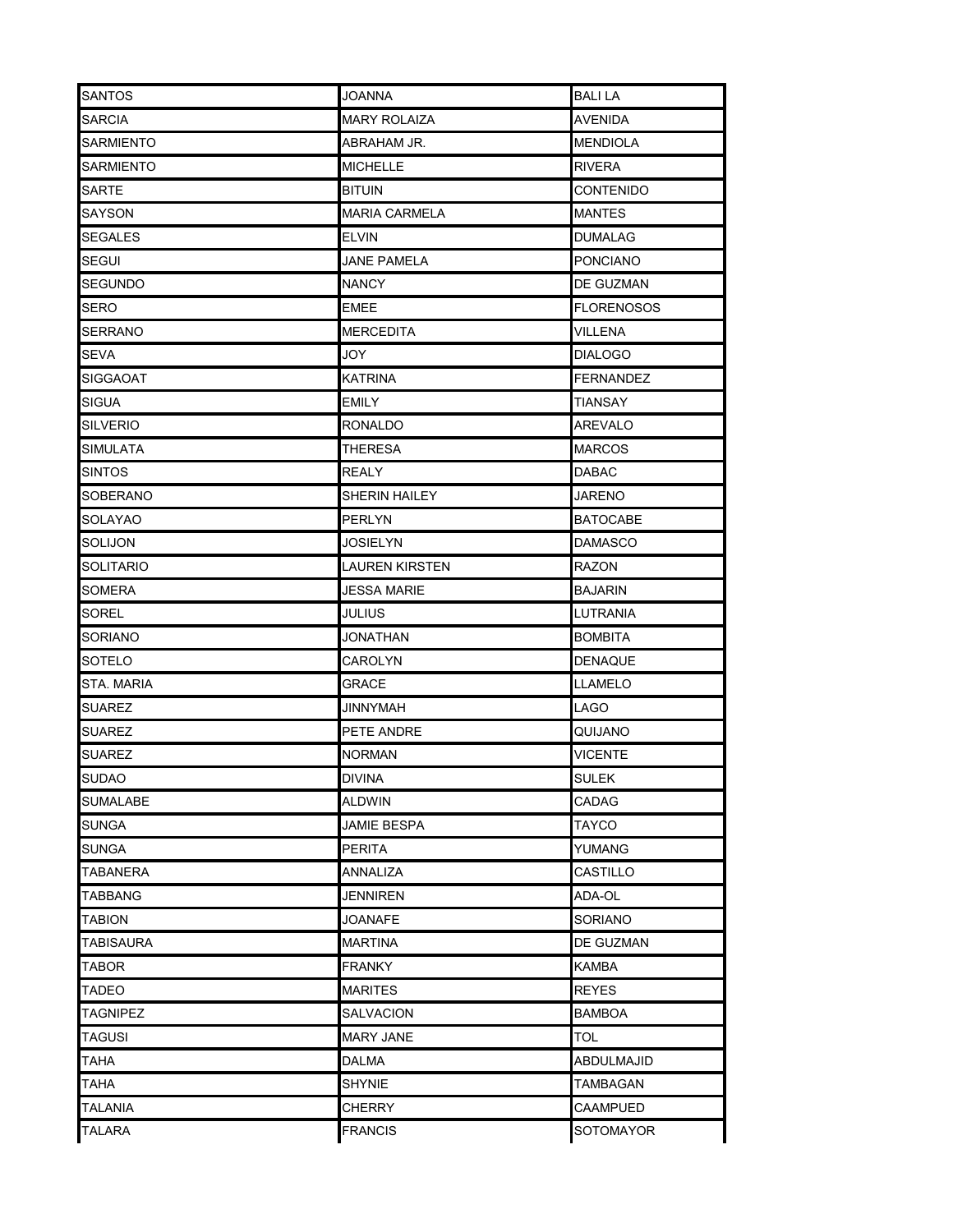| | | |
|---|---|---|
| SANTOS | JOANNA | BALI LA |
| SARCIA | MARY ROLAIZA | AVENIDA |
| SARMIENTO | ABRAHAM JR. | MENDIOLA |
| SARMIENTO | MICHELLE | RIVERA |
| SARTE | BITUIN | CONTENIDO |
| SAYSON | MARIA CARMELA | MANTES |
| SEGALES | ELVIN | DUMALAG |
| SEGUI | JANE PAMELA | PONCIANO |
| SEGUNDO | NANCY | DE GUZMAN |
| SERO | EMEE | FLORENOSOS |
| SERRANO | MERCEDITA | VILLENA |
| SEVA | JOY | DIALOGO |
| SIGGAOAT | KATRINA | FERNANDEZ |
| SIGUA | EMILY | TIANSAY |
| SILVERIO | RONALDO | AREVALO |
| SIMULATA | THERESA | MARCOS |
| SINTOS | REALY | DABAC |
| SOBERANO | SHERIN HAILEY | JARENO |
| SOLAYAO | PERLYN | BATOCABE |
| SOLIJON | JOSIELYN | DAMASCO |
| SOLITARIO | LAUREN KIRSTEN | RAZON |
| SOMERA | JESSA MARIE | BAJARIN |
| SOREL | JULIUS | LUTRANIA |
| SORIANO | JONATHAN | BOMBITA |
| SOTELO | CAROLYN | DENAQUE |
| STA. MARIA | GRACE | LLAMELO |
| SUAREZ | JINNYMAH | LAGO |
| SUAREZ | PETE ANDRE | QUIJANO |
| SUAREZ | NORMAN | VICENTE |
| SUDAO | DIVINA | SULEK |
| SUMALABE | ALDWIN | CADAG |
| SUNGA | JAMIE BESPA | TAYCO |
| SUNGA | PERITA | YUMANG |
| TABANERA | ANNALIZA | CASTILLO |
| TABBANG | JENNIREN | ADA-OL |
| TABION | JOANAFE | SORIANO |
| TABISAURA | MARTINA | DE GUZMAN |
| TABOR | FRANKY | KAMBA |
| TADEO | MARITES | REYES |
| TAGNIPEZ | SALVACION | BAMBOA |
| TAGUSI | MARY JANE | TOL |
| TAHA | DALMA | ABDULMAJID |
| TAHA | SHYNIE | TAMBAGAN |
| TALANIA | CHERRY | CAAMPUED |
| TALARA | FRANCIS | SOTOMAYOR |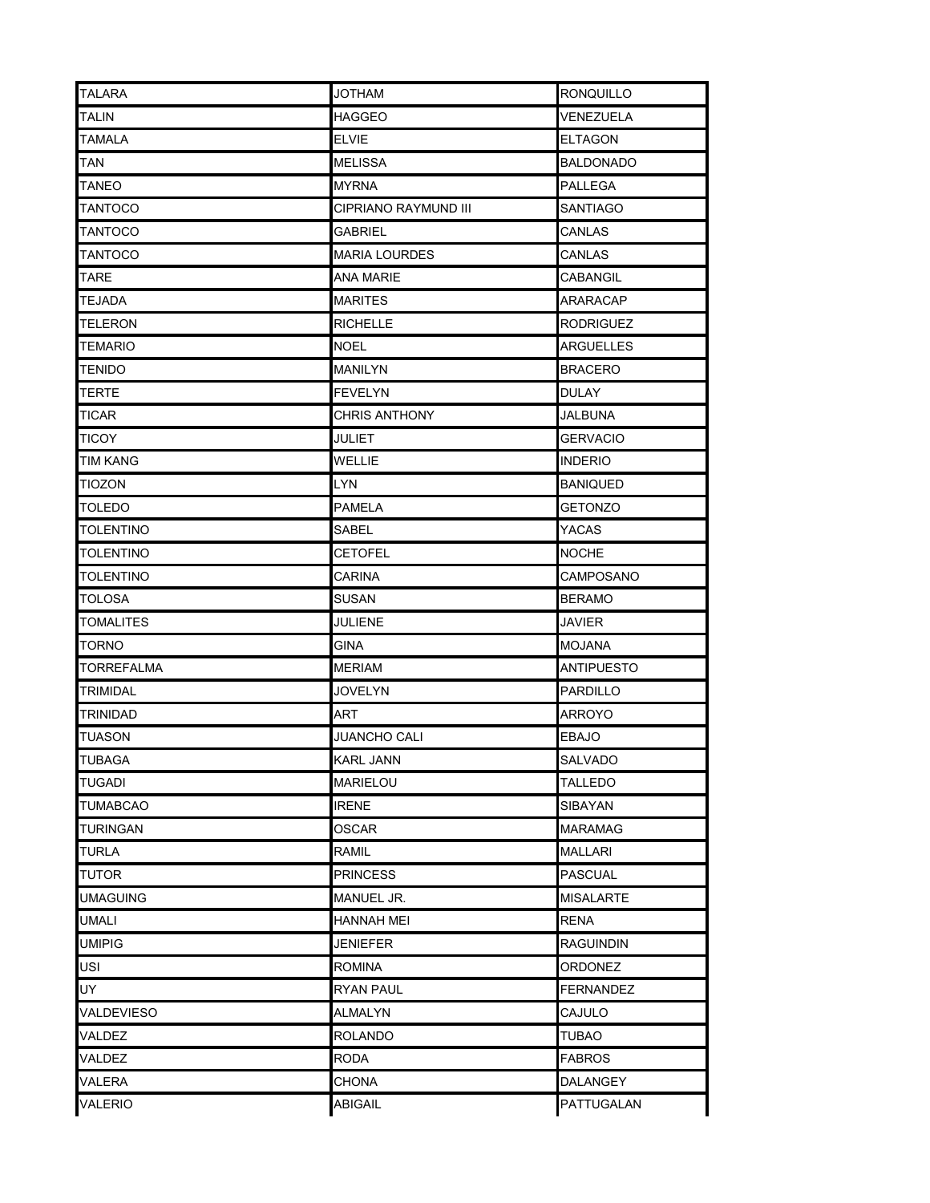| | | |
|---|---|---|
| TALARA | JOTHAM | RONQUILLO |
| TALIN | HAGGEO | VENEZUELA |
| TAMALA | ELVIE | ELTAGON |
| TAN | MELISSA | BALDONADO |
| TANEO | MYRNA | PALLEGA |
| TANTOCO | CIPRIANO RAYMUND III | SANTIAGO |
| TANTOCO | GABRIEL | CANLAS |
| TANTOCO | MARIA LOURDES | CANLAS |
| TARE | ANA MARIE | CABANGIL |
| TEJADA | MARITES | ARARACAP |
| TELERON | RICHELLE | RODRIGUEZ |
| TEMARIO | NOEL | ARGUELLES |
| TENIDO | MANILYN | BRACERO |
| TERTE | FEVELYN | DULAY |
| TICAR | CHRIS ANTHONY | JALBUNA |
| TICOY | JULIET | GERVACIO |
| TIM KANG | WELLIE | INDERIO |
| TIOZON | LYN | BANIQUED |
| TOLEDO | PAMELA | GETONZO |
| TOLENTINO | SABEL | YACAS |
| TOLENTINO | CETOFEL | NOCHE |
| TOLENTINO | CARINA | CAMPOSANO |
| TOLOSA | SUSAN | BERAMO |
| TOMALITES | JULIENE | JAVIER |
| TORNO | GINA | MOJANA |
| TORREFALMA | MERIAM | ANTIPUESTO |
| TRIMIDAL | JOVELYN | PARDILLO |
| TRINIDAD | ART | ARROYO |
| TUASON | JUANCHO CALI | EBAJO |
| TUBAGA | KARL JANN | SALVADO |
| TUGADI | MARIELOU | TALLEDO |
| TUMABCAO | IRENE | SIBAYAN |
| TURINGAN | OSCAR | MARAMAG |
| TURLA | RAMIL | MALLARI |
| TUTOR | PRINCESS | PASCUAL |
| UMAGUING | MANUEL JR. | MISALARTE |
| UMALI | HANNAH MEI | RENA |
| UMIPIG | JENIEFER | RAGUINDIN |
| USI | ROMINA | ORDONEZ |
| UY | RYAN PAUL | FERNANDEZ |
| VALDEVIESO | ALMALYN | CAJULO |
| VALDEZ | ROLANDO | TUBAO |
| VALDEZ | RODA | FABROS |
| VALERA | CHONA | DALANGEY |
| VALERIO | ABIGAIL | PATTUGALAN |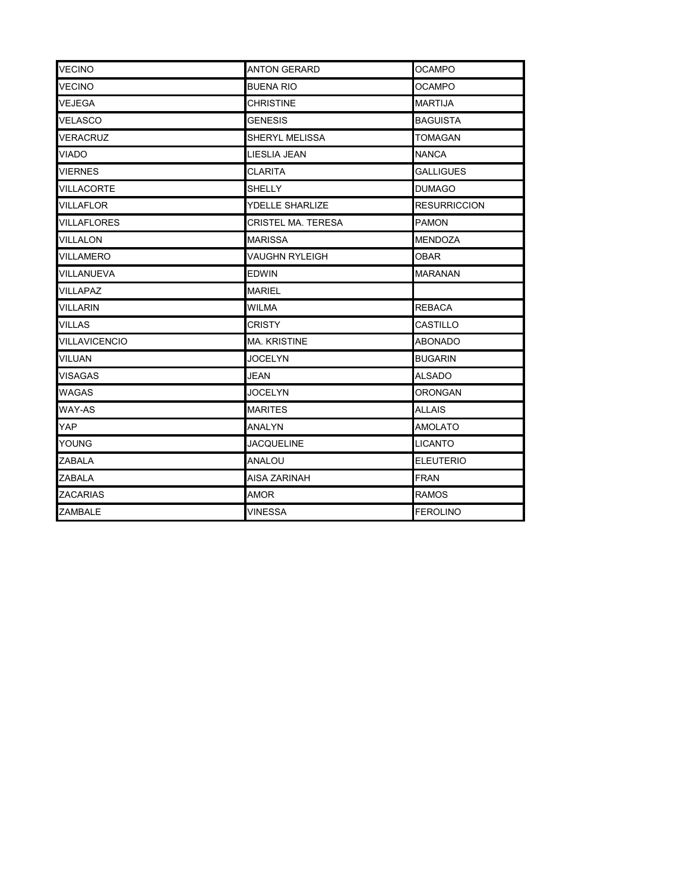| | | |
|---|---|---|
| VECINO | ANTON GERARD | OCAMPO |
| VECINO | BUENA RIO | OCAMPO |
| VEJEGA | CHRISTINE | MARTIJA |
| VELASCO | GENESIS | BAGUISTA |
| VERACRUZ | SHERYL MELISSA | TOMAGAN |
| VIADO | LIESLIA JEAN | NANCA |
| VIERNES | CLARITA | GALLIGUES |
| VILLACORTE | SHELLY | DUMAGO |
| VILLAFLOR | YDELLE SHARLIZE | RESURRICCION |
| VILLAFLORES | CRISTEL MA. TERESA | PAMON |
| VILLALON | MARISSA | MENDOZA |
| VILLAMERO | VAUGHN RYLEIGH | OBAR |
| VILLANUEVA | EDWIN | MARANAN |
| VILLAPAZ | MARIEL | |
| VILLARIN | WILMA | REBACA |
| VILLAS | CRISTY | CASTILLO |
| VILLAVICENCIO | MA. KRISTINE | ABONADO |
| VILUAN | JOCELYN | BUGARIN |
| VISAGAS | JEAN | ALSADO |
| WAGAS | JOCELYN | ORONGAN |
| WAY-AS | MARITES | ALLAIS |
| YAP | ANALYN | AMOLATO |
| YOUNG | JACQUELINE | LICANTO |
| ZABALA | ANALOU | ELEUTERIO |
| ZABALA | AISA ZARINAH | FRAN |
| ZACARIAS | AMOR | RAMOS |
| ZAMBALE | VINESSA | FEROLINO |